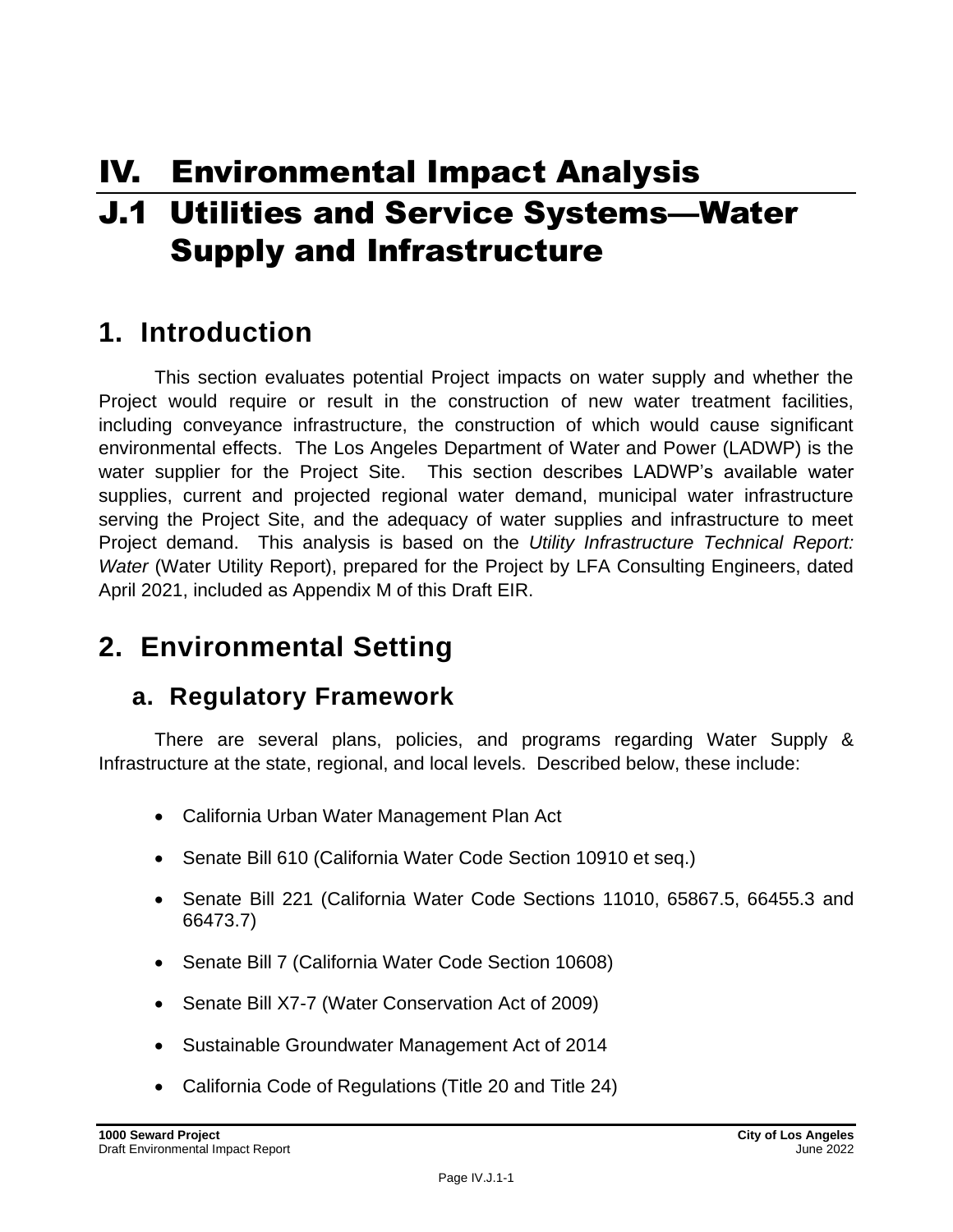# IV. Environmental Impact Analysis

# J.1 Utilities and Service Systems—Water Supply and Infrastructure

## 1. Introduction

This section evaluates potential Project impacts on water supply and whether the Project would require or result in the construction of new water treatment facilities, including conveyance infrastructure, the construction of which would cause significant environmental effects. The Los Angeles Department of Water and Power (LADWP) is the water supplier for the Project Site. This section describes LADWP's available water supplies, current and projected regional water demand, municipal water infrastructure serving the Project Site, and the adequacy of water supplies and infrastructure to meet Project demand. This analysis is based on the *Utility Infrastructure Technical Report: Water* (Water Utility Report), prepared for the Project by LFA Consulting Engineers, dated April 2021, included as Appendix M of this Draft EIR.

## 2. Environmental Setting

### a. Regulatory Framework

There are several plans, policies, and programs regarding Water Supply & Infrastructure at the state, regional, and local levels. Described below, these include:

- California Urban Water Management Plan Act
- Senate Bill 610 (California Water Code Section 10910 et seq.)
- Senate Bill 221 (California Water Code Sections 11010, 65867.5, 66455.3 and 66473.7)
- Senate Bill 7 (California Water Code Section 10608)
- Senate Bill X7-7 (Water Conservation Act of 2009)
- Sustainable Groundwater Management Act of 2014
- California Code of Regulations (Title 20 and Title 24)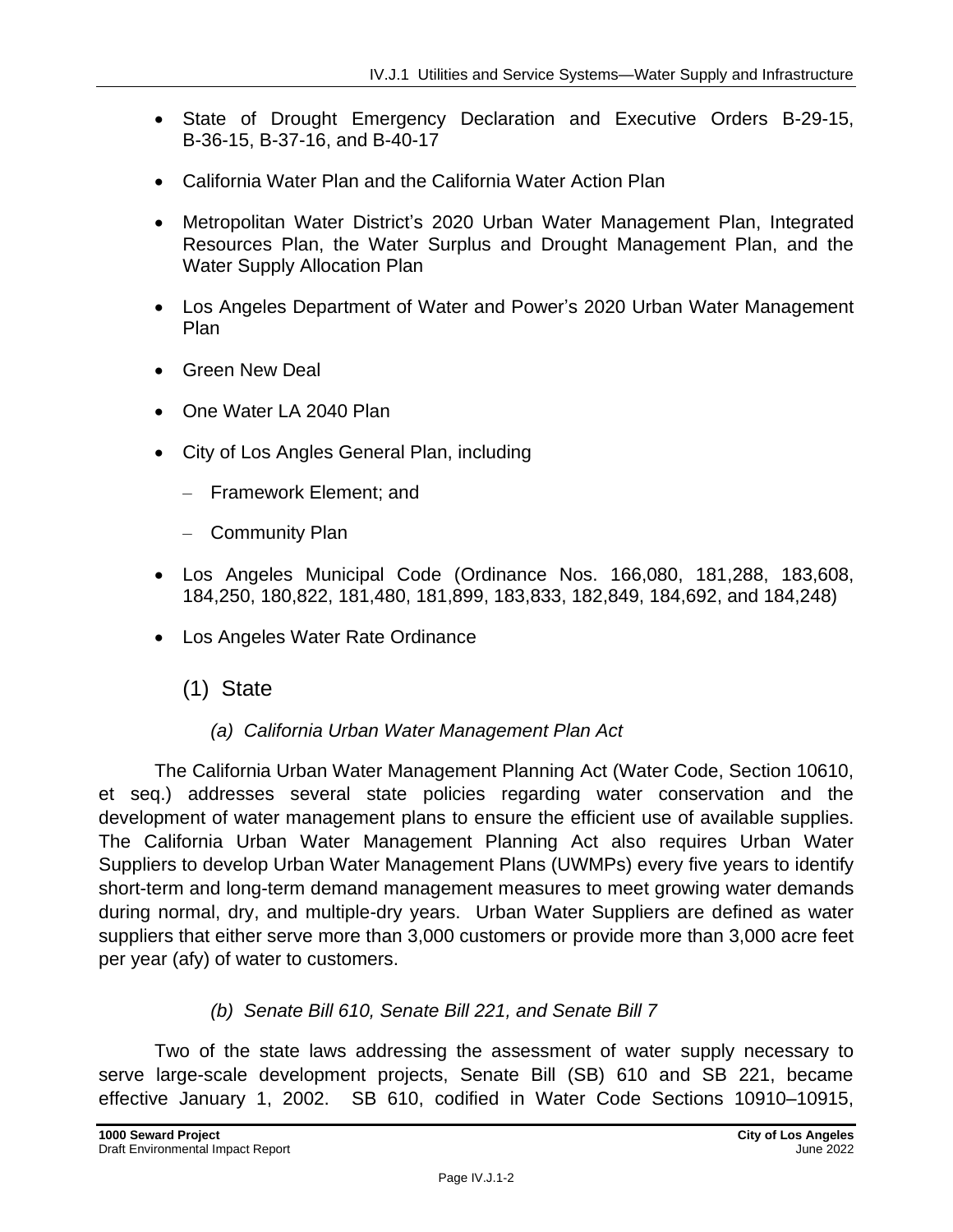- State of Drought Emergency Declaration and Executive Orders B-29-15, B-36-15, B-37-16, and B-40-17
- California Water Plan and the California Water Action Plan
- Metropolitan Water District's 2020 Urban Water Management Plan, Integrated Resources Plan, the Water Surplus and Drought Management Plan, and the Water Supply Allocation Plan
- Los Angeles Department of Water and Power's 2020 Urban Water Management Plan
- Green New Deal
- One Water LA 2040 Plan
- City of Los Angles General Plan, including
  - Framework Element; and
  - Community Plan
- Los Angeles Municipal Code (Ordinance Nos. 166,080, 181,288, 183,608, 184,250, 180,822, 181,480, 181,899, 183,833, 182,849, 184,692, and 184,248)
- Los Angeles Water Rate Ordinance

## (1) State

### *(a) California Urban Water Management Plan Act*

The California Urban Water Management Planning Act (Water Code, Section 10610, et seq.) addresses several state policies regarding water conservation and the development of water management plans to ensure the efficient use of available supplies. The California Urban Water Management Planning Act also requires Urban Water Suppliers to develop Urban Water Management Plans (UWMPs) every five years to identify short-term and long-term demand management measures to meet growing water demands during normal, dry, and multiple-dry years. Urban Water Suppliers are defined as water suppliers that either serve more than 3,000 customers or provide more than 3,000 acre feet per year (afy) of water to customers.

### *(b) Senate Bill 610, Senate Bill 221, and Senate Bill 7*

Two of the state laws addressing the assessment of water supply necessary to serve large-scale development projects, Senate Bill (SB) 610 and SB 221, became effective January 1, 2002. SB 610, codified in Water Code Sections 10910–10915,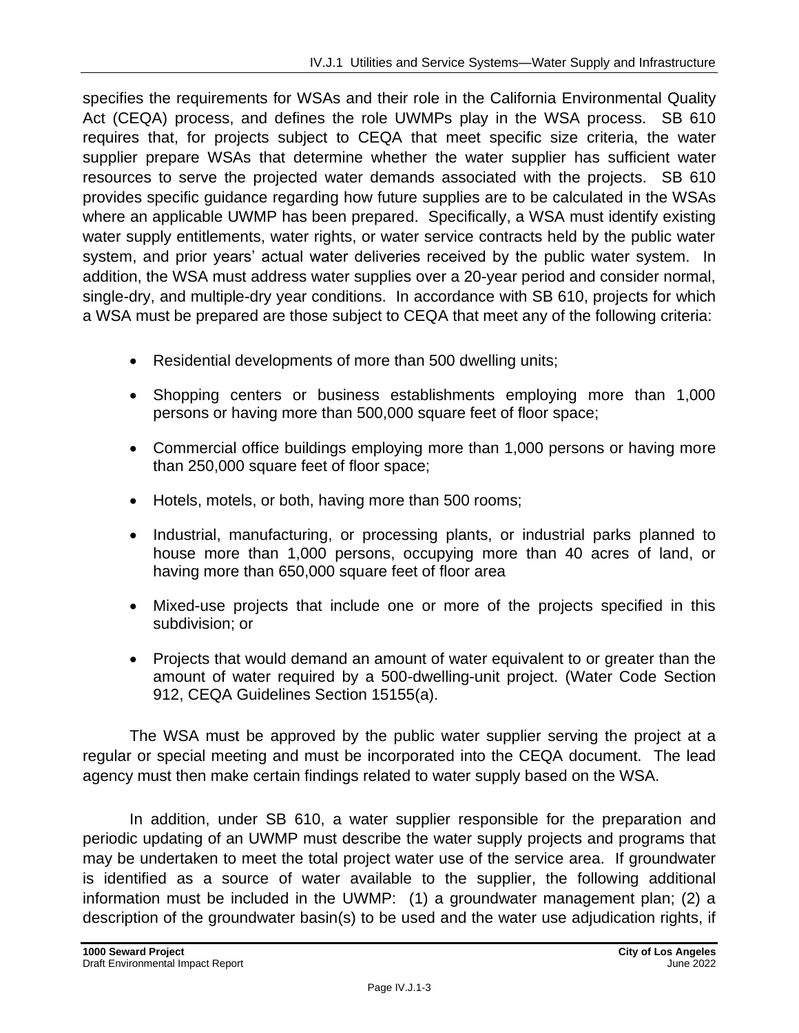specifies the requirements for WSAs and their role in the California Environmental Quality Act (CEQA) process, and defines the role UWMPs play in the WSA process. SB 610 requires that, for projects subject to CEQA that meet specific size criteria, the water supplier prepare WSAs that determine whether the water supplier has sufficient water resources to serve the projected water demands associated with the projects. SB 610 provides specific guidance regarding how future supplies are to be calculated in the WSAs where an applicable UWMP has been prepared. Specifically, a WSA must identify existing water supply entitlements, water rights, or water service contracts held by the public water system, and prior years' actual water deliveries received by the public water system. In addition, the WSA must address water supplies over a 20-year period and consider normal, single-dry, and multiple-dry year conditions. In accordance with SB 610, projects for which a WSA must be prepared are those subject to CEQA that meet any of the following criteria:

- Residential developments of more than 500 dwelling units;
- Shopping centers or business establishments employing more than 1,000 persons or having more than 500,000 square feet of floor space;
- Commercial office buildings employing more than 1,000 persons or having more than 250,000 square feet of floor space;
- Hotels, motels, or both, having more than 500 rooms;
- Industrial, manufacturing, or processing plants, or industrial parks planned to house more than 1,000 persons, occupying more than 40 acres of land, or having more than 650,000 square feet of floor area
- Mixed-use projects that include one or more of the projects specified in this subdivision; or
- Projects that would demand an amount of water equivalent to or greater than the amount of water required by a 500-dwelling-unit project. (Water Code Section 912, CEQA Guidelines Section 15155(a).

The WSA must be approved by the public water supplier serving the project at a regular or special meeting and must be incorporated into the CEQA document. The lead agency must then make certain findings related to water supply based on the WSA.

In addition, under SB 610, a water supplier responsible for the preparation and periodic updating of an UWMP must describe the water supply projects and programs that may be undertaken to meet the total project water use of the service area. If groundwater is identified as a source of water available to the supplier, the following additional information must be included in the UWMP: (1) a groundwater management plan; (2) a description of the groundwater basin(s) to be used and the water use adjudication rights, if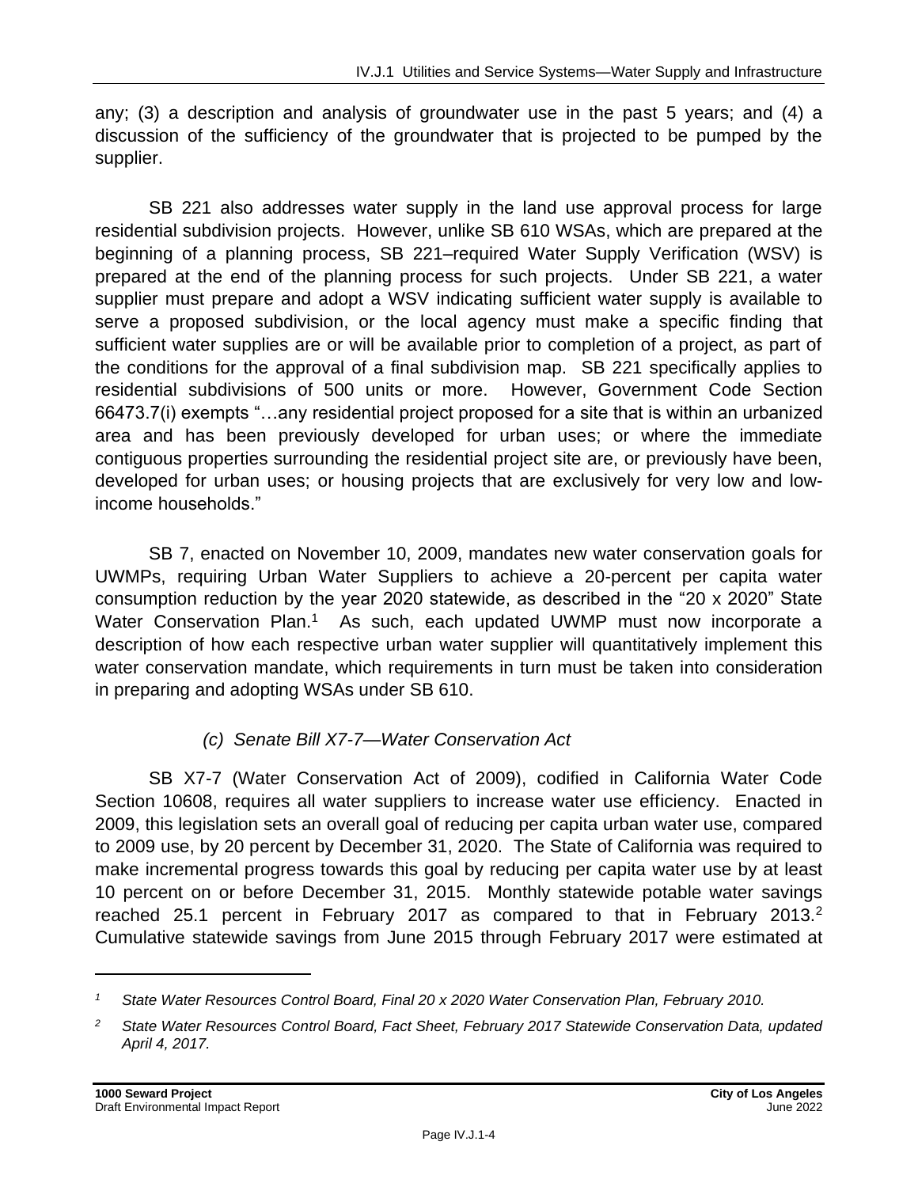any; (3) a description and analysis of groundwater use in the past 5 years; and (4) a discussion of the sufficiency of the groundwater that is projected to be pumped by the supplier.

SB 221 also addresses water supply in the land use approval process for large residential subdivision projects. However, unlike SB 610 WSAs, which are prepared at the beginning of a planning process, SB 221–required Water Supply Verification (WSV) is prepared at the end of the planning process for such projects. Under SB 221, a water supplier must prepare and adopt a WSV indicating sufficient water supply is available to serve a proposed subdivision, or the local agency must make a specific finding that sufficient water supplies are or will be available prior to completion of a project, as part of the conditions for the approval of a final subdivision map. SB 221 specifically applies to residential subdivisions of 500 units or more. However, Government Code Section 66473.7(i) exempts "…any residential project proposed for a site that is within an urbanized area and has been previously developed for urban uses; or where the immediate contiguous properties surrounding the residential project site are, or previously have been, developed for urban uses; or housing projects that are exclusively for very low and low-income households."

SB 7, enacted on November 10, 2009, mandates new water conservation goals for UWMPs, requiring Urban Water Suppliers to achieve a 20-percent per capita water consumption reduction by the year 2020 statewide, as described in the "20 x 2020" State Water Conservation Plan.[1] As such, each updated UWMP must now incorporate a description of how each respective urban water supplier will quantitatively implement this water conservation mandate, which requirements in turn must be taken into consideration in preparing and adopting WSAs under SB 610.

*(c) Senate Bill X7-7—Water Conservation Act*

SB X7-7 (Water Conservation Act of 2009), codified in California Water Code Section 10608, requires all water suppliers to increase water use efficiency. Enacted in 2009, this legislation sets an overall goal of reducing per capita urban water use, compared to 2009 use, by 20 percent by December 31, 2020. The State of California was required to make incremental progress towards this goal by reducing per capita water use by at least 10 percent on or before December 31, 2015. Monthly statewide potable water savings reached 25.1 percent in February 2017 as compared to that in February 2013.[2] Cumulative statewide savings from June 2015 through February 2017 were estimated at

---

[1] *State Water Resources Control Board, Final 20 x 2020 Water Conservation Plan, February 2010.*

[2] *State Water Resources Control Board, Fact Sheet, February 2017 Statewide Conservation Data, updated April 4, 2017.*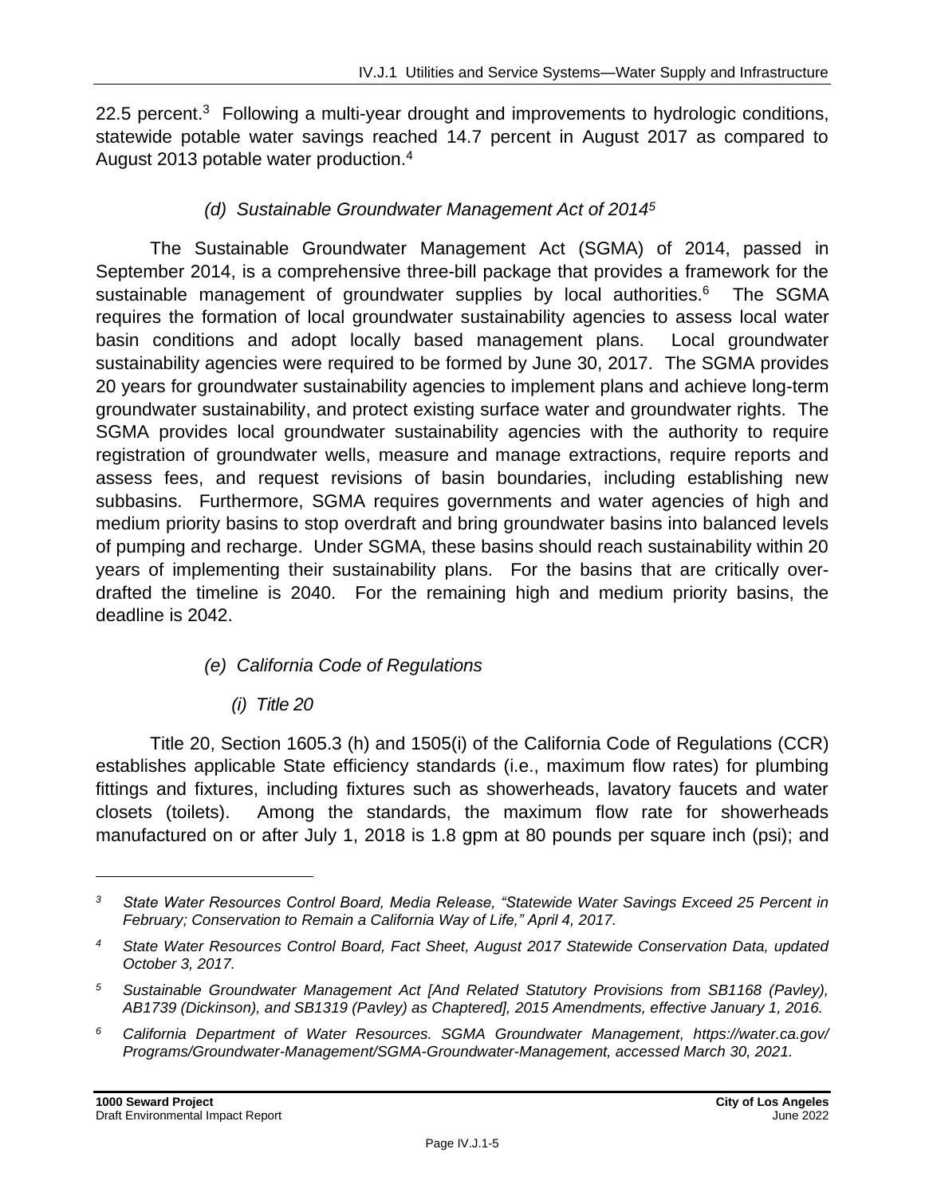22.5 percent.[3] Following a multi-year drought and improvements to hydrologic conditions, statewide potable water savings reached 14.7 percent in August 2017 as compared to August 2013 potable water production.[4]

*(d) Sustainable Groundwater Management Act of 2014[5]*

The Sustainable Groundwater Management Act (SGMA) of 2014, passed in September 2014, is a comprehensive three-bill package that provides a framework for the sustainable management of groundwater supplies by local authorities.[6] The SGMA requires the formation of local groundwater sustainability agencies to assess local water basin conditions and adopt locally based management plans. Local groundwater sustainability agencies were required to be formed by June 30, 2017. The SGMA provides 20 years for groundwater sustainability agencies to implement plans and achieve long-term groundwater sustainability, and protect existing surface water and groundwater rights. The SGMA provides local groundwater sustainability agencies with the authority to require registration of groundwater wells, measure and manage extractions, require reports and assess fees, and request revisions of basin boundaries, including establishing new subbasins. Furthermore, SGMA requires governments and water agencies of high and medium priority basins to stop overdraft and bring groundwater basins into balanced levels of pumping and recharge. Under SGMA, these basins should reach sustainability within 20 years of implementing their sustainability plans. For the basins that are critically over-drafted the timeline is 2040. For the remaining high and medium priority basins, the deadline is 2042.

*(e) California Code of Regulations*

*(i) Title 20*

Title 20, Section 1605.3 (h) and 1505(i) of the California Code of Regulations (CCR) establishes applicable State efficiency standards (i.e., maximum flow rates) for plumbing fittings and fixtures, including fixtures such as showerheads, lavatory faucets and water closets (toilets). Among the standards, the maximum flow rate for showerheads manufactured on or after July 1, 2018 is 1.8 gpm at 80 pounds per square inch (psi); and

---

*[3] State Water Resources Control Board, Media Release, "Statewide Water Savings Exceed 25 Percent in February; Conservation to Remain a California Way of Life," April 4, 2017.*

*[4] State Water Resources Control Board, Fact Sheet, August 2017 Statewide Conservation Data, updated October 3, 2017.*

*[5] Sustainable Groundwater Management Act [And Related Statutory Provisions from SB1168 (Pavley), AB1739 (Dickinson), and SB1319 (Pavley) as Chaptered], 2015 Amendments, effective January 1, 2016.*

*[6] California Department of Water Resources. SGMA Groundwater Management, https://water.ca.gov/Programs/Groundwater-Management/SGMA-Groundwater-Management, accessed March 30, 2021.*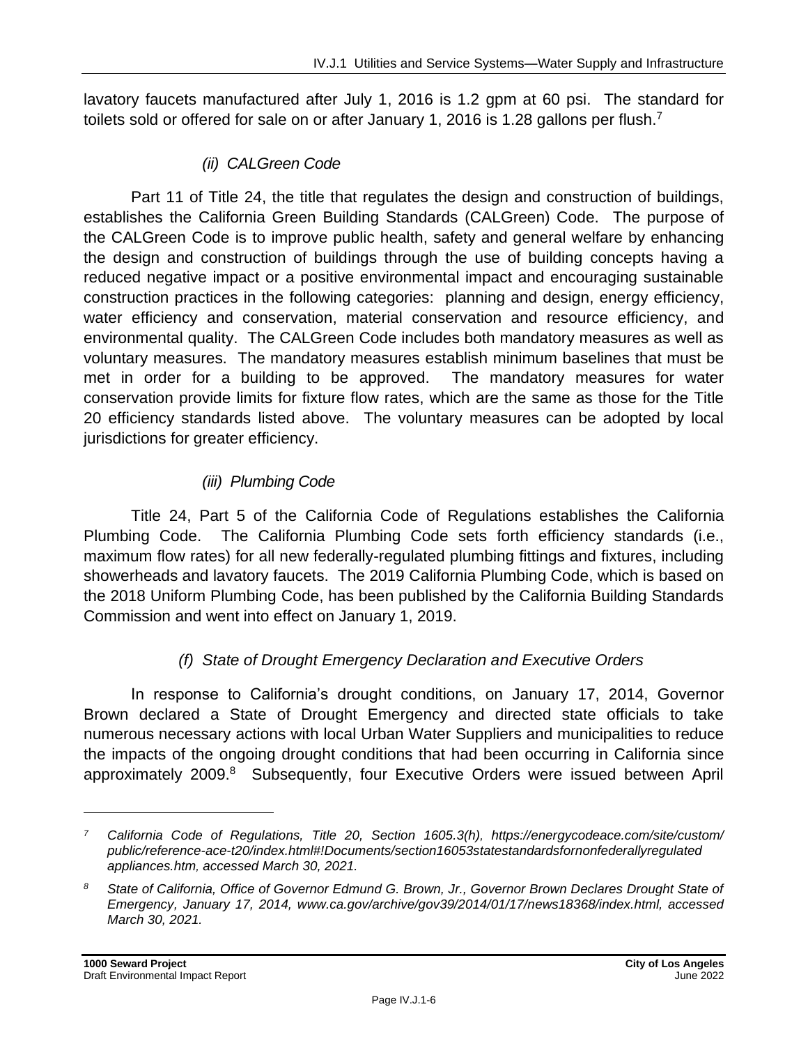lavatory faucets manufactured after July 1, 2016 is 1.2 gpm at 60 psi. The standard for toilets sold or offered for sale on or after January 1, 2016 is 1.28 gallons per flush.[7]

*(ii) CALGreen Code*

Part 11 of Title 24, the title that regulates the design and construction of buildings, establishes the California Green Building Standards (CALGreen) Code. The purpose of the CALGreen Code is to improve public health, safety and general welfare by enhancing the design and construction of buildings through the use of building concepts having a reduced negative impact or a positive environmental impact and encouraging sustainable construction practices in the following categories: planning and design, energy efficiency, water efficiency and conservation, material conservation and resource efficiency, and environmental quality. The CALGreen Code includes both mandatory measures as well as voluntary measures. The mandatory measures establish minimum baselines that must be met in order for a building to be approved. The mandatory measures for water conservation provide limits for fixture flow rates, which are the same as those for the Title 20 efficiency standards listed above. The voluntary measures can be adopted by local jurisdictions for greater efficiency.

*(iii) Plumbing Code*

Title 24, Part 5 of the California Code of Regulations establishes the California Plumbing Code. The California Plumbing Code sets forth efficiency standards (i.e., maximum flow rates) for all new federally-regulated plumbing fittings and fixtures, including showerheads and lavatory faucets. The 2019 California Plumbing Code, which is based on the 2018 Uniform Plumbing Code, has been published by the California Building Standards Commission and went into effect on January 1, 2019.

*(f) State of Drought Emergency Declaration and Executive Orders*

In response to California's drought conditions, on January 17, 2014, Governor Brown declared a State of Drought Emergency and directed state officials to take numerous necessary actions with local Urban Water Suppliers and municipalities to reduce the impacts of the ongoing drought conditions that had been occurring in California since approximately 2009.[8] Subsequently, four Executive Orders were issued between April

---

*[7] California Code of Regulations, Title 20, Section 1605.3(h), https://energycodeace.com/site/custom/public/reference-ace-t20/index.html#!Documents/section16053statestandardsfornonfederallyregulatedappliances.htm, accessed March 30, 2021.*

*[8] State of California, Office of Governor Edmund G. Brown, Jr., Governor Brown Declares Drought State of Emergency, January 17, 2014, www.ca.gov/archive/gov39/2014/01/17/news18368/index.html, accessed March 30, 2021.*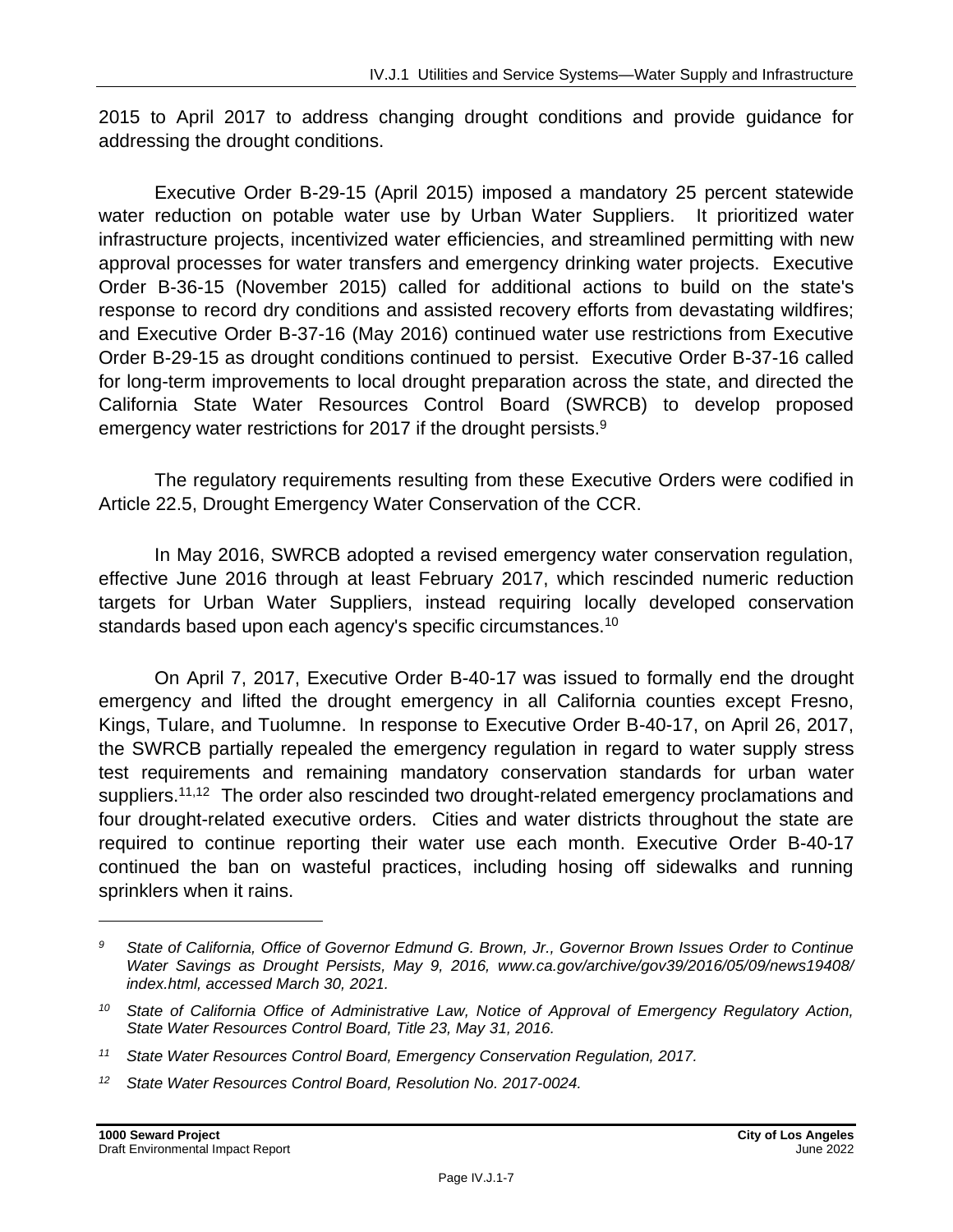2015 to April 2017 to address changing drought conditions and provide guidance for addressing the drought conditions.

Executive Order B-29-15 (April 2015) imposed a mandatory 25 percent statewide water reduction on potable water use by Urban Water Suppliers. It prioritized water infrastructure projects, incentivized water efficiencies, and streamlined permitting with new approval processes for water transfers and emergency drinking water projects. Executive Order B-36-15 (November 2015) called for additional actions to build on the state's response to record dry conditions and assisted recovery efforts from devastating wildfires; and Executive Order B-37-16 (May 2016) continued water use restrictions from Executive Order B-29-15 as drought conditions continued to persist. Executive Order B-37-16 called for long-term improvements to local drought preparation across the state, and directed the California State Water Resources Control Board (SWRCB) to develop proposed emergency water restrictions for 2017 if the drought persists.[9]

The regulatory requirements resulting from these Executive Orders were codified in Article 22.5, Drought Emergency Water Conservation of the CCR.

In May 2016, SWRCB adopted a revised emergency water conservation regulation, effective June 2016 through at least February 2017, which rescinded numeric reduction targets for Urban Water Suppliers, instead requiring locally developed conservation standards based upon each agency's specific circumstances.[10]

On April 7, 2017, Executive Order B-40-17 was issued to formally end the drought emergency and lifted the drought emergency in all California counties except Fresno, Kings, Tulare, and Tuolumne. In response to Executive Order B-40-17, on April 26, 2017, the SWRCB partially repealed the emergency regulation in regard to water supply stress test requirements and remaining mandatory conservation standards for urban water suppliers.[11,12] The order also rescinded two drought-related emergency proclamations and four drought-related executive orders. Cities and water districts throughout the state are required to continue reporting their water use each month. Executive Order B-40-17 continued the ban on wasteful practices, including hosing off sidewalks and running sprinklers when it rains.

---

*[9] State of California, Office of Governor Edmund G. Brown, Jr., Governor Brown Issues Order to Continue Water Savings as Drought Persists, May 9, 2016, www.ca.gov/archive/gov39/2016/05/09/news19408/index.html, accessed March 30, 2021.*

*[10] State of California Office of Administrative Law, Notice of Approval of Emergency Regulatory Action, State Water Resources Control Board, Title 23, May 31, 2016.*

*[11] State Water Resources Control Board, Emergency Conservation Regulation, 2017.*

*[12] State Water Resources Control Board, Resolution No. 2017-0024.*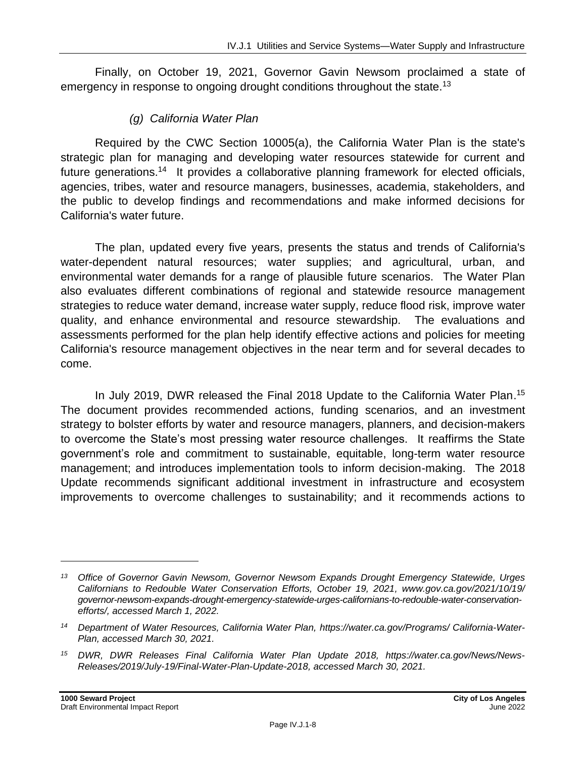Finally, on October 19, 2021, Governor Gavin Newsom proclaimed a state of emergency in response to ongoing drought conditions throughout the state.[13]

#### *(g) California Water Plan*

Required by the CWC Section 10005(a), the California Water Plan is the state's strategic plan for managing and developing water resources statewide for current and future generations.[14] It provides a collaborative planning framework for elected officials, agencies, tribes, water and resource managers, businesses, academia, stakeholders, and the public to develop findings and recommendations and make informed decisions for California's water future.

The plan, updated every five years, presents the status and trends of California's water-dependent natural resources; water supplies; and agricultural, urban, and environmental water demands for a range of plausible future scenarios. The Water Plan also evaluates different combinations of regional and statewide resource management strategies to reduce water demand, increase water supply, reduce flood risk, improve water quality, and enhance environmental and resource stewardship. The evaluations and assessments performed for the plan help identify effective actions and policies for meeting California's resource management objectives in the near term and for several decades to come.

In July 2019, DWR released the Final 2018 Update to the California Water Plan.[15] The document provides recommended actions, funding scenarios, and an investment strategy to bolster efforts by water and resource managers, planners, and decision-makers to overcome the State's most pressing water resource challenges. It reaffirms the State government's role and commitment to sustainable, equitable, long-term water resource management; and introduces implementation tools to inform decision-making. The 2018 Update recommends significant additional investment in infrastructure and ecosystem improvements to overcome challenges to sustainability; and it recommends actions to

---

*[13] Office of Governor Gavin Newsom, Governor Newsom Expands Drought Emergency Statewide, Urges Californians to Redouble Water Conservation Efforts, October 19, 2021, www.gov.ca.gov/2021/10/19/governor-newsom-expands-drought-emergency-statewide-urges-californians-to-redouble-water-conservation-efforts/, accessed March 1, 2022.*

*[14] Department of Water Resources, California Water Plan, https://water.ca.gov/Programs/ California-Water-Plan, accessed March 30, 2021.*

*[15] DWR, DWR Releases Final California Water Plan Update 2018, https://water.ca.gov/News/News-Releases/2019/July-19/Final-Water-Plan-Update-2018, accessed March 30, 2021.*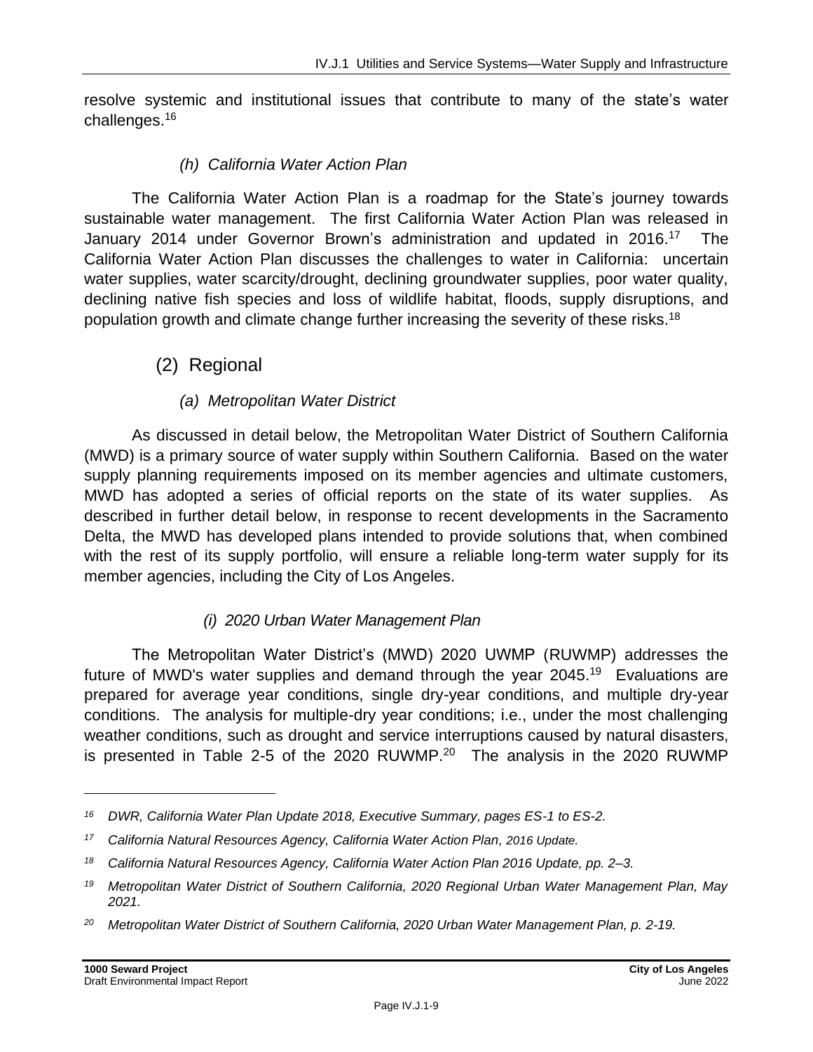resolve systemic and institutional issues that contribute to many of the state's water challenges.[16]

#### *(h) California Water Action Plan*

The California Water Action Plan is a roadmap for the State's journey towards sustainable water management. The first California Water Action Plan was released in January 2014 under Governor Brown's administration and updated in 2016.[17] The California Water Action Plan discusses the challenges to water in California: uncertain water supplies, water scarcity/drought, declining groundwater supplies, poor water quality, declining native fish species and loss of wildlife habitat, floods, supply disruptions, and population growth and climate change further increasing the severity of these risks.[18]

### (2) Regional

#### *(a) Metropolitan Water District*

As discussed in detail below, the Metropolitan Water District of Southern California (MWD) is a primary source of water supply within Southern California. Based on the water supply planning requirements imposed on its member agencies and ultimate customers, MWD has adopted a series of official reports on the state of its water supplies. As described in further detail below, in response to recent developments in the Sacramento Delta, the MWD has developed plans intended to provide solutions that, when combined with the rest of its supply portfolio, will ensure a reliable long-term water supply for its member agencies, including the City of Los Angeles.

##### *(i) 2020 Urban Water Management Plan*

The Metropolitan Water District's (MWD) 2020 UWMP (RUWMP) addresses the future of MWD's water supplies and demand through the year 2045.[19] Evaluations are prepared for average year conditions, single dry-year conditions, and multiple dry-year conditions. The analysis for multiple-dry year conditions; i.e., under the most challenging weather conditions, such as drought and service interruptions caused by natural disasters, is presented in Table 2-5 of the 2020 RUWMP.[20] The analysis in the 2020 RUWMP

---

[16] *DWR, California Water Plan Update 2018, Executive Summary, pages ES-1 to ES-2.*

[17] *California Natural Resources Agency, California Water Action Plan, 2016 Update.*

[18] *California Natural Resources Agency, California Water Action Plan 2016 Update, pp. 2–3.*

[19] *Metropolitan Water District of Southern California, 2020 Regional Urban Water Management Plan, May 2021.*

[20] *Metropolitan Water District of Southern California, 2020 Urban Water Management Plan, p. 2-19.*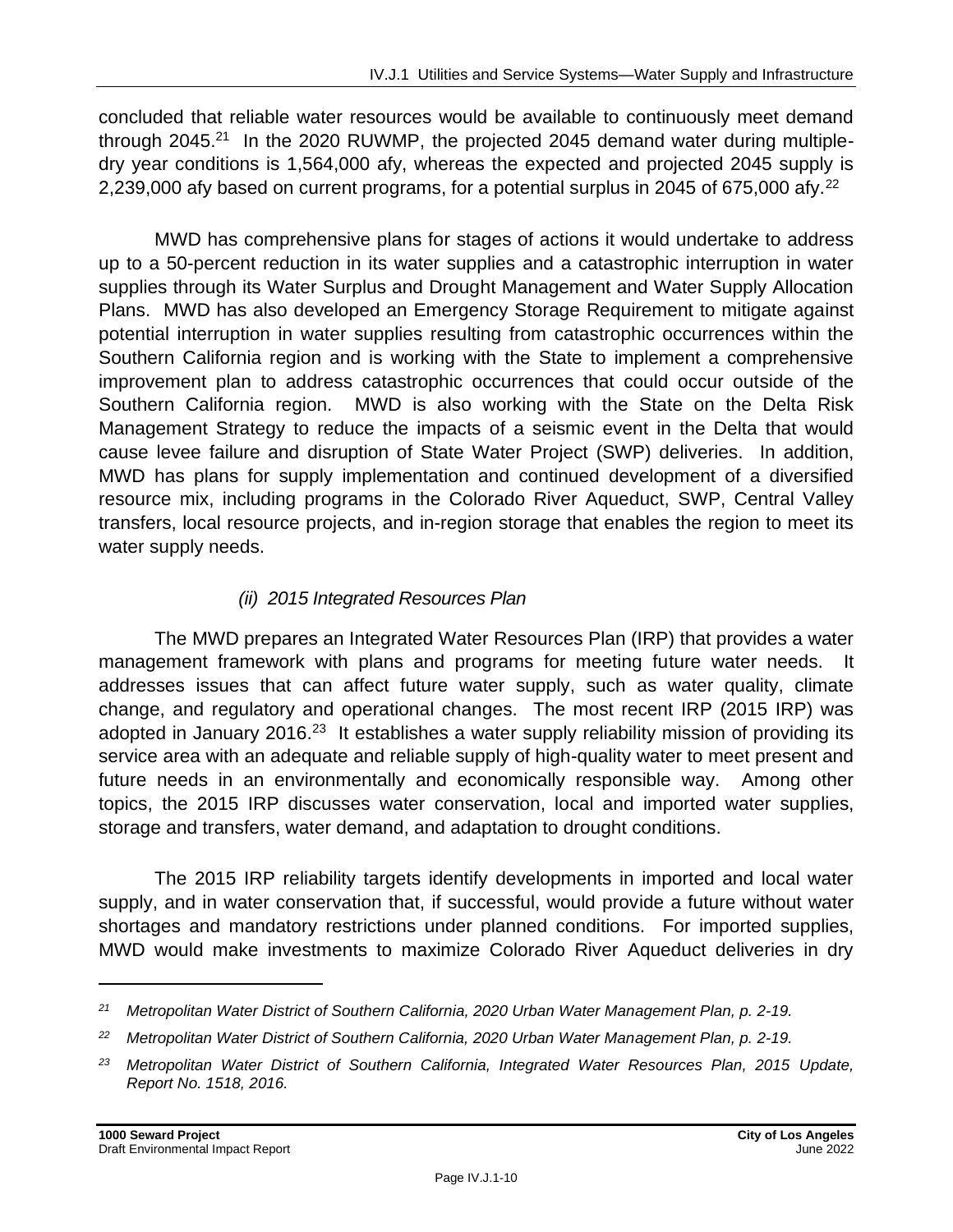concluded that reliable water resources would be available to continuously meet demand through 2045.[21] In the 2020 RUWMP, the projected 2045 demand water during multiple-dry year conditions is 1,564,000 afy, whereas the expected and projected 2045 supply is 2,239,000 afy based on current programs, for a potential surplus in 2045 of 675,000 afy.[22]

MWD has comprehensive plans for stages of actions it would undertake to address up to a 50-percent reduction in its water supplies and a catastrophic interruption in water supplies through its Water Surplus and Drought Management and Water Supply Allocation Plans. MWD has also developed an Emergency Storage Requirement to mitigate against potential interruption in water supplies resulting from catastrophic occurrences within the Southern California region and is working with the State to implement a comprehensive improvement plan to address catastrophic occurrences that could occur outside of the Southern California region. MWD is also working with the State on the Delta Risk Management Strategy to reduce the impacts of a seismic event in the Delta that would cause levee failure and disruption of State Water Project (SWP) deliveries. In addition, MWD has plans for supply implementation and continued development of a diversified resource mix, including programs in the Colorado River Aqueduct, SWP, Central Valley transfers, local resource projects, and in-region storage that enables the region to meet its water supply needs.

*(ii) 2015 Integrated Resources Plan*

The MWD prepares an Integrated Water Resources Plan (IRP) that provides a water management framework with plans and programs for meeting future water needs. It addresses issues that can affect future water supply, such as water quality, climate change, and regulatory and operational changes. The most recent IRP (2015 IRP) was adopted in January 2016.[23] It establishes a water supply reliability mission of providing its service area with an adequate and reliable supply of high-quality water to meet present and future needs in an environmentally and economically responsible way. Among other topics, the 2015 IRP discusses water conservation, local and imported water supplies, storage and transfers, water demand, and adaptation to drought conditions.

The 2015 IRP reliability targets identify developments in imported and local water supply, and in water conservation that, if successful, would provide a future without water shortages and mandatory restrictions under planned conditions. For imported supplies, MWD would make investments to maximize Colorado River Aqueduct deliveries in dry

---

*[21] Metropolitan Water District of Southern California, 2020 Urban Water Management Plan, p. 2-19.*

*[22] Metropolitan Water District of Southern California, 2020 Urban Water Management Plan, p. 2-19.*

*[23] Metropolitan Water District of Southern California, Integrated Water Resources Plan, 2015 Update, Report No. 1518, 2016.*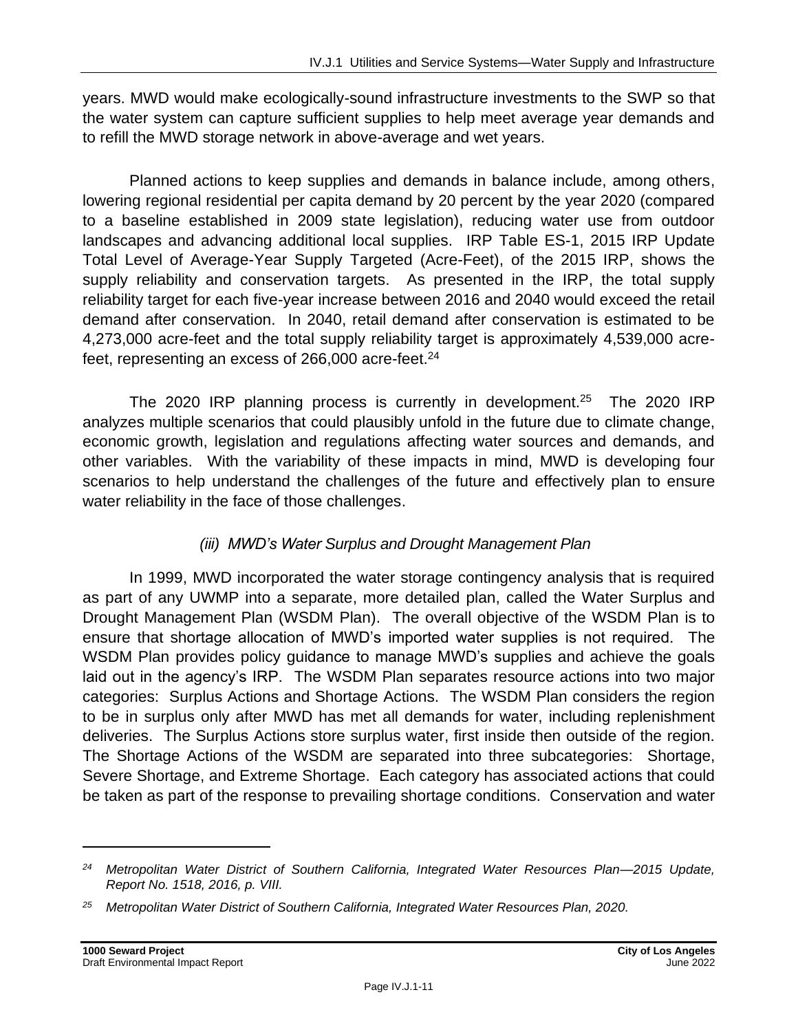years. MWD would make ecologically-sound infrastructure investments to the SWP so that the water system can capture sufficient supplies to help meet average year demands and to refill the MWD storage network in above-average and wet years.

Planned actions to keep supplies and demands in balance include, among others, lowering regional residential per capita demand by 20 percent by the year 2020 (compared to a baseline established in 2009 state legislation), reducing water use from outdoor landscapes and advancing additional local supplies. IRP Table ES-1, 2015 IRP Update Total Level of Average-Year Supply Targeted (Acre-Feet), of the 2015 IRP, shows the supply reliability and conservation targets. As presented in the IRP, the total supply reliability target for each five-year increase between 2016 and 2040 would exceed the retail demand after conservation. In 2040, retail demand after conservation is estimated to be 4,273,000 acre-feet and the total supply reliability target is approximately 4,539,000 acre-feet, representing an excess of 266,000 acre-feet.[24]

The 2020 IRP planning process is currently in development.[25] The 2020 IRP analyzes multiple scenarios that could plausibly unfold in the future due to climate change, economic growth, legislation and regulations affecting water sources and demands, and other variables. With the variability of these impacts in mind, MWD is developing four scenarios to help understand the challenges of the future and effectively plan to ensure water reliability in the face of those challenges.

*(iii) MWD's Water Surplus and Drought Management Plan*

In 1999, MWD incorporated the water storage contingency analysis that is required as part of any UWMP into a separate, more detailed plan, called the Water Surplus and Drought Management Plan (WSDM Plan). The overall objective of the WSDM Plan is to ensure that shortage allocation of MWD's imported water supplies is not required. The WSDM Plan provides policy guidance to manage MWD's supplies and achieve the goals laid out in the agency's IRP. The WSDM Plan separates resource actions into two major categories: Surplus Actions and Shortage Actions. The WSDM Plan considers the region to be in surplus only after MWD has met all demands for water, including replenishment deliveries. The Surplus Actions store surplus water, first inside then outside of the region. The Shortage Actions of the WSDM are separated into three subcategories: Shortage, Severe Shortage, and Extreme Shortage. Each category has associated actions that could be taken as part of the response to prevailing shortage conditions. Conservation and water

---

[24] *Metropolitan Water District of Southern California, Integrated Water Resources Plan—2015 Update, Report No. 1518, 2016, p. VIII.*

[25] *Metropolitan Water District of Southern California, Integrated Water Resources Plan, 2020.*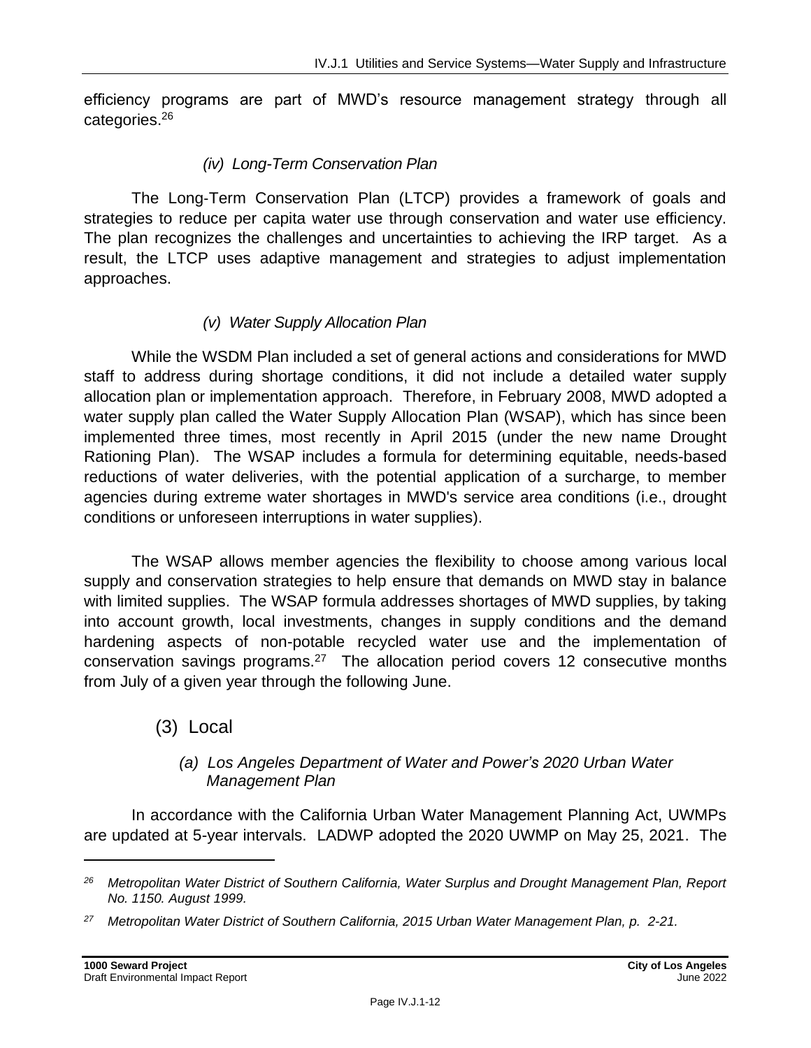efficiency programs are part of MWD's resource management strategy through all categories.[26]

#### *(iv) Long-Term Conservation Plan*

The Long-Term Conservation Plan (LTCP) provides a framework of goals and strategies to reduce per capita water use through conservation and water use efficiency. The plan recognizes the challenges and uncertainties to achieving the IRP target. As a result, the LTCP uses adaptive management and strategies to adjust implementation approaches.

#### *(v) Water Supply Allocation Plan*

While the WSDM Plan included a set of general actions and considerations for MWD staff to address during shortage conditions, it did not include a detailed water supply allocation plan or implementation approach. Therefore, in February 2008, MWD adopted a water supply plan called the Water Supply Allocation Plan (WSAP), which has since been implemented three times, most recently in April 2015 (under the new name Drought Rationing Plan). The WSAP includes a formula for determining equitable, needs-based reductions of water deliveries, with the potential application of a surcharge, to member agencies during extreme water shortages in MWD's service area conditions (i.e., drought conditions or unforeseen interruptions in water supplies).

The WSAP allows member agencies the flexibility to choose among various local supply and conservation strategies to help ensure that demands on MWD stay in balance with limited supplies. The WSAP formula addresses shortages of MWD supplies, by taking into account growth, local investments, changes in supply conditions and the demand hardening aspects of non-potable recycled water use and the implementation of conservation savings programs.[27] The allocation period covers 12 consecutive months from July of a given year through the following June.

## (3) Local

### *(a) Los Angeles Department of Water and Power's 2020 Urban Water Management Plan*

In accordance with the California Urban Water Management Planning Act, UWMPs are updated at 5-year intervals. LADWP adopted the 2020 UWMP on May 25, 2021. The

---

[26] *Metropolitan Water District of Southern California, Water Surplus and Drought Management Plan, Report No. 1150. August 1999.*

[27] *Metropolitan Water District of Southern California, 2015 Urban Water Management Plan, p. 2-21.*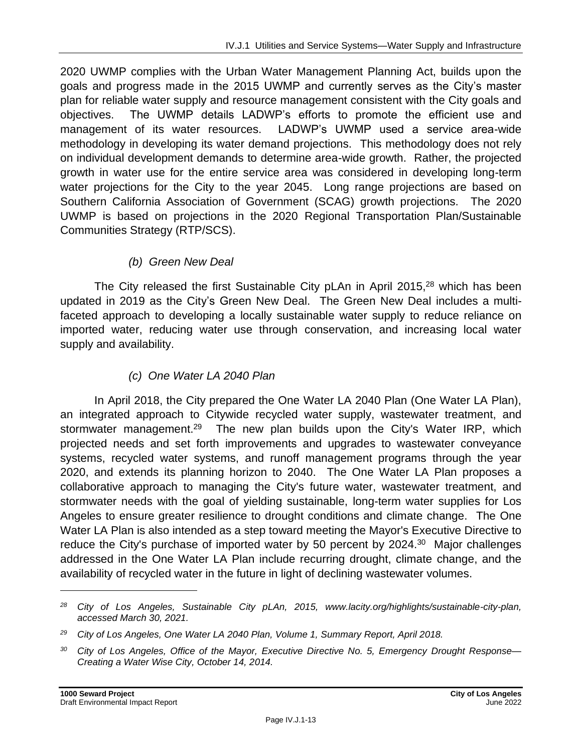2020 UWMP complies with the Urban Water Management Planning Act, builds upon the goals and progress made in the 2015 UWMP and currently serves as the City's master plan for reliable water supply and resource management consistent with the City goals and objectives. The UWMP details LADWP's efforts to promote the efficient use and management of its water resources. LADWP's UWMP used a service area-wide methodology in developing its water demand projections. This methodology does not rely on individual development demands to determine area-wide growth. Rather, the projected growth in water use for the entire service area was considered in developing long-term water projections for the City to the year 2045. Long range projections are based on Southern California Association of Government (SCAG) growth projections. The 2020 UWMP is based on projections in the 2020 Regional Transportation Plan/Sustainable Communities Strategy (RTP/SCS).

*(b) Green New Deal*

The City released the first Sustainable City pLAn in April 2015,[28] which has been updated in 2019 as the City's Green New Deal. The Green New Deal includes a multi-faceted approach to developing a locally sustainable water supply to reduce reliance on imported water, reducing water use through conservation, and increasing local water supply and availability.

*(c) One Water LA 2040 Plan*

In April 2018, the City prepared the One Water LA 2040 Plan (One Water LA Plan), an integrated approach to Citywide recycled water supply, wastewater treatment, and stormwater management.[29] The new plan builds upon the City's Water IRP, which projected needs and set forth improvements and upgrades to wastewater conveyance systems, recycled water systems, and runoff management programs through the year 2020, and extends its planning horizon to 2040. The One Water LA Plan proposes a collaborative approach to managing the City's future water, wastewater treatment, and stormwater needs with the goal of yielding sustainable, long-term water supplies for Los Angeles to ensure greater resilience to drought conditions and climate change. The One Water LA Plan is also intended as a step toward meeting the Mayor's Executive Directive to reduce the City's purchase of imported water by 50 percent by 2024.[30] Major challenges addressed in the One Water LA Plan include recurring drought, climate change, and the availability of recycled water in the future in light of declining wastewater volumes.

---

*[28] City of Los Angeles, Sustainable City pLAn, 2015, www.lacity.org/highlights/sustainable-city-plan, accessed March 30, 2021.*

*[29] City of Los Angeles, One Water LA 2040 Plan, Volume 1, Summary Report, April 2018.*

*[30] City of Los Angeles, Office of the Mayor, Executive Directive No. 5, Emergency Drought Response—Creating a Water Wise City, October 14, 2014.*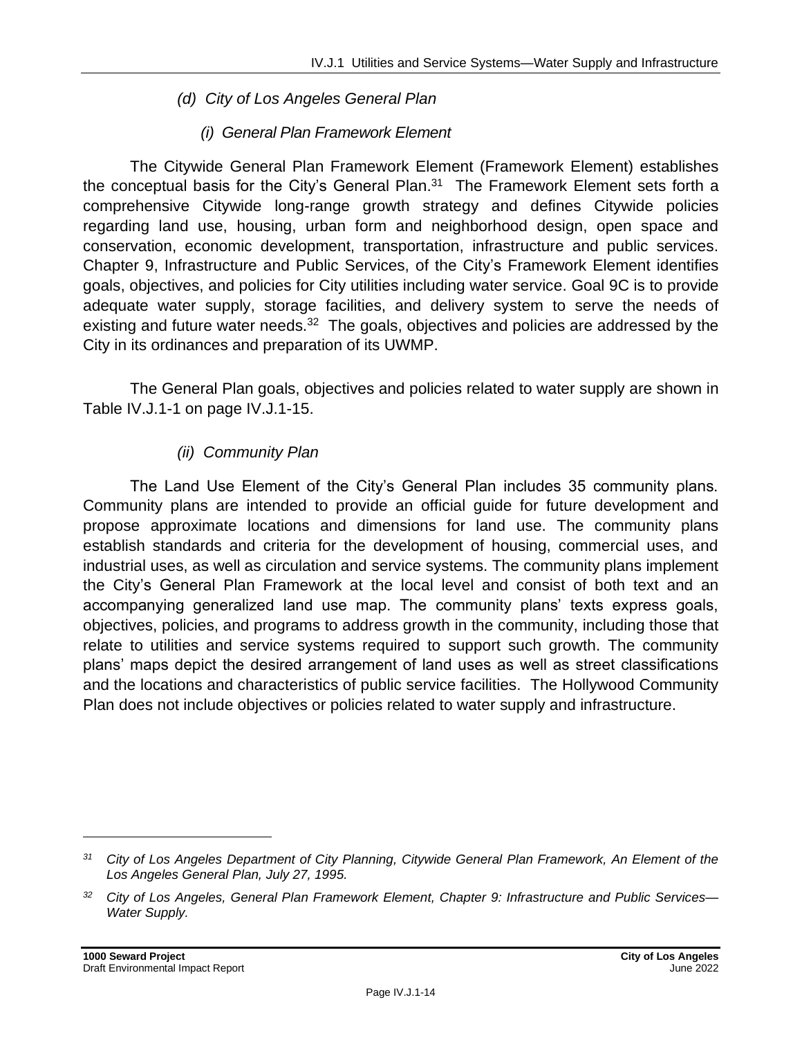#### *(d) City of Los Angeles General Plan*

##### *(i) General Plan Framework Element*

The Citywide General Plan Framework Element (Framework Element) establishes the conceptual basis for the City's General Plan.[31] The Framework Element sets forth a comprehensive Citywide long-range growth strategy and defines Citywide policies regarding land use, housing, urban form and neighborhood design, open space and conservation, economic development, transportation, infrastructure and public services. Chapter 9, Infrastructure and Public Services, of the City's Framework Element identifies goals, objectives, and policies for City utilities including water service. Goal 9C is to provide adequate water supply, storage facilities, and delivery system to serve the needs of existing and future water needs.[32] The goals, objectives and policies are addressed by the City in its ordinances and preparation of its UWMP.

The General Plan goals, objectives and policies related to water supply are shown in Table IV.J.1-1 on page IV.J.1-15.

##### *(ii) Community Plan*

The Land Use Element of the City's General Plan includes 35 community plans. Community plans are intended to provide an official guide for future development and propose approximate locations and dimensions for land use. The community plans establish standards and criteria for the development of housing, commercial uses, and industrial uses, as well as circulation and service systems. The community plans implement the City's General Plan Framework at the local level and consist of both text and an accompanying generalized land use map. The community plans' texts express goals, objectives, policies, and programs to address growth in the community, including those that relate to utilities and service systems required to support such growth. The community plans' maps depict the desired arrangement of land uses as well as street classifications and the locations and characteristics of public service facilities. The Hollywood Community Plan does not include objectives or policies related to water supply and infrastructure.

---

*[31] City of Los Angeles Department of City Planning, Citywide General Plan Framework, An Element of the Los Angeles General Plan, July 27, 1995.*

*[32] City of Los Angeles, General Plan Framework Element, Chapter 9: Infrastructure and Public Services—Water Supply.*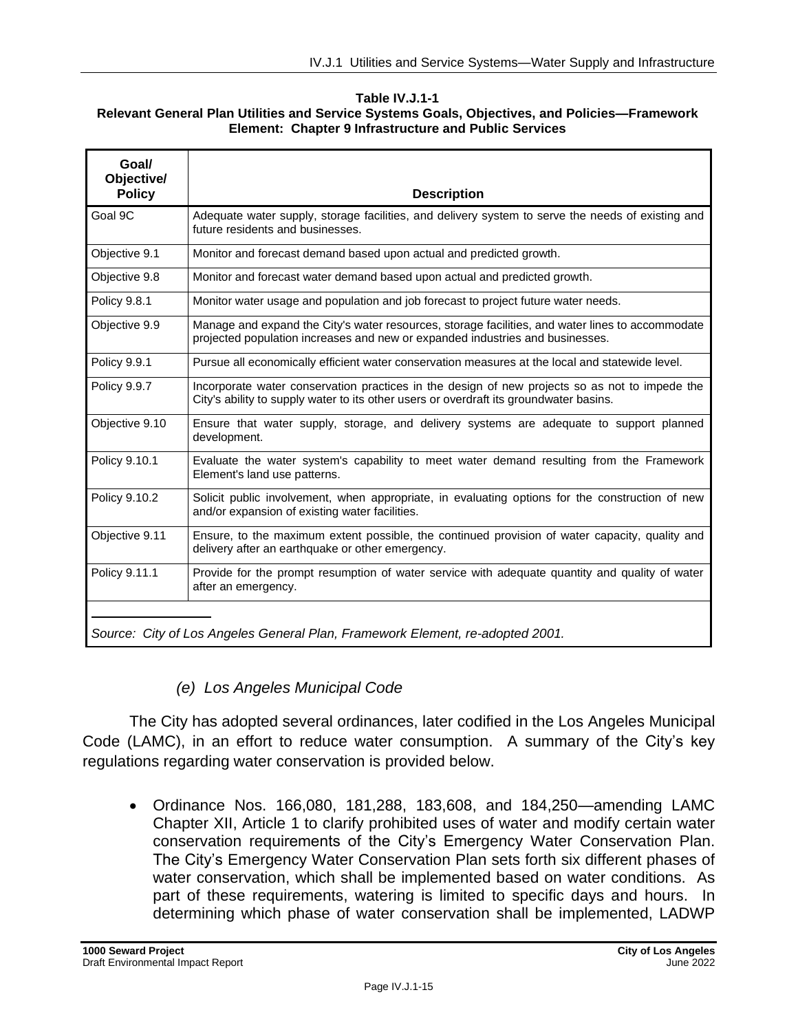**Table IV.J.1-1**
**Relevant General Plan Utilities and Service Systems Goals, Objectives, and Policies—Framework Element: Chapter 9 Infrastructure and Public Services**

| Goal/ Objective/ Policy | Description |
|---|---|
| Goal 9C | Adequate water supply, storage facilities, and delivery system to serve the needs of existing and future residents and businesses. |
| Objective 9.1 | Monitor and forecast demand based upon actual and predicted growth. |
| Objective 9.8 | Monitor and forecast water demand based upon actual and predicted growth. |
| Policy 9.8.1 | Monitor water usage and population and job forecast to project future water needs. |
| Objective 9.9 | Manage and expand the City's water resources, storage facilities, and water lines to accommodate projected population increases and new or expanded industries and businesses. |
| Policy 9.9.1 | Pursue all economically efficient water conservation measures at the local and statewide level. |
| Policy 9.9.7 | Incorporate water conservation practices in the design of new projects so as not to impede the City's ability to supply water to its other users or overdraft its groundwater basins. |
| Objective 9.10 | Ensure that water supply, storage, and delivery systems are adequate to support planned development. |
| Policy 9.10.1 | Evaluate the water system's capability to meet water demand resulting from the Framework Element's land use patterns. |
| Policy 9.10.2 | Solicit public involvement, when appropriate, in evaluating options for the construction of new and/or expansion of existing water facilities. |
| Objective 9.11 | Ensure, to the maximum extent possible, the continued provision of water capacity, quality and delivery after an earthquake or other emergency. |
| Policy 9.11.1 | Provide for the prompt resumption of water service with adequate quantity and quality of water after an emergency. |

*Source: City of Los Angeles General Plan, Framework Element, re-adopted 2001.*

#### *(e) Los Angeles Municipal Code*

The City has adopted several ordinances, later codified in the Los Angeles Municipal Code (LAMC), in an effort to reduce water consumption. A summary of the City's key regulations regarding water conservation is provided below.

- Ordinance Nos. 166,080, 181,288, 183,608, and 184,250—amending LAMC Chapter XII, Article 1 to clarify prohibited uses of water and modify certain water conservation requirements of the City's Emergency Water Conservation Plan. The City's Emergency Water Conservation Plan sets forth six different phases of water conservation, which shall be implemented based on water conditions. As part of these requirements, watering is limited to specific days and hours. In determining which phase of water conservation shall be implemented, LADWP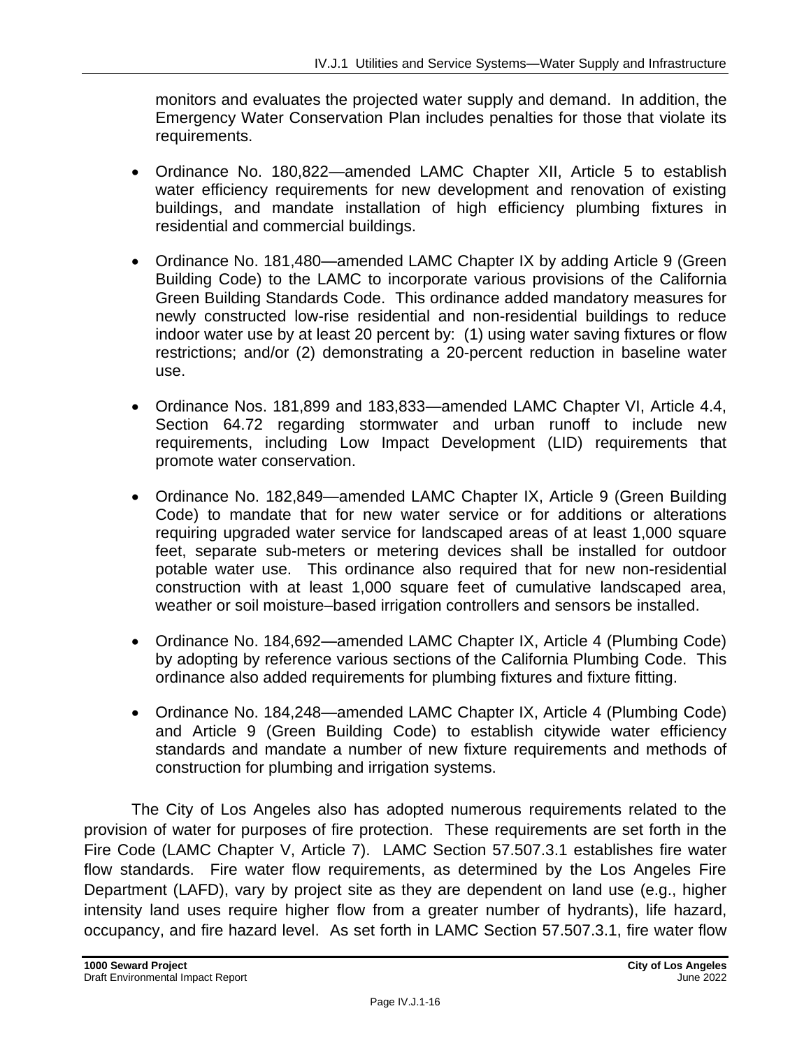monitors and evaluates the projected water supply and demand. In addition, the Emergency Water Conservation Plan includes penalties for those that violate its requirements.

- Ordinance No. 180,822—amended LAMC Chapter XII, Article 5 to establish water efficiency requirements for new development and renovation of existing buildings, and mandate installation of high efficiency plumbing fixtures in residential and commercial buildings.
- Ordinance No. 181,480—amended LAMC Chapter IX by adding Article 9 (Green Building Code) to the LAMC to incorporate various provisions of the California Green Building Standards Code. This ordinance added mandatory measures for newly constructed low-rise residential and non-residential buildings to reduce indoor water use by at least 20 percent by: (1) using water saving fixtures or flow restrictions; and/or (2) demonstrating a 20-percent reduction in baseline water use.
- Ordinance Nos. 181,899 and 183,833—amended LAMC Chapter VI, Article 4.4, Section 64.72 regarding stormwater and urban runoff to include new requirements, including Low Impact Development (LID) requirements that promote water conservation.
- Ordinance No. 182,849—amended LAMC Chapter IX, Article 9 (Green Building Code) to mandate that for new water service or for additions or alterations requiring upgraded water service for landscaped areas of at least 1,000 square feet, separate sub-meters or metering devices shall be installed for outdoor potable water use. This ordinance also required that for new non-residential construction with at least 1,000 square feet of cumulative landscaped area, weather or soil moisture–based irrigation controllers and sensors be installed.
- Ordinance No. 184,692—amended LAMC Chapter IX, Article 4 (Plumbing Code) by adopting by reference various sections of the California Plumbing Code. This ordinance also added requirements for plumbing fixtures and fixture fitting.
- Ordinance No. 184,248—amended LAMC Chapter IX, Article 4 (Plumbing Code) and Article 9 (Green Building Code) to establish citywide water efficiency standards and mandate a number of new fixture requirements and methods of construction for plumbing and irrigation systems.

The City of Los Angeles also has adopted numerous requirements related to the provision of water for purposes of fire protection. These requirements are set forth in the Fire Code (LAMC Chapter V, Article 7). LAMC Section 57.507.3.1 establishes fire water flow standards. Fire water flow requirements, as determined by the Los Angeles Fire Department (LAFD), vary by project site as they are dependent on land use (e.g., higher intensity land uses require higher flow from a greater number of hydrants), life hazard, occupancy, and fire hazard level. As set forth in LAMC Section 57.507.3.1, fire water flow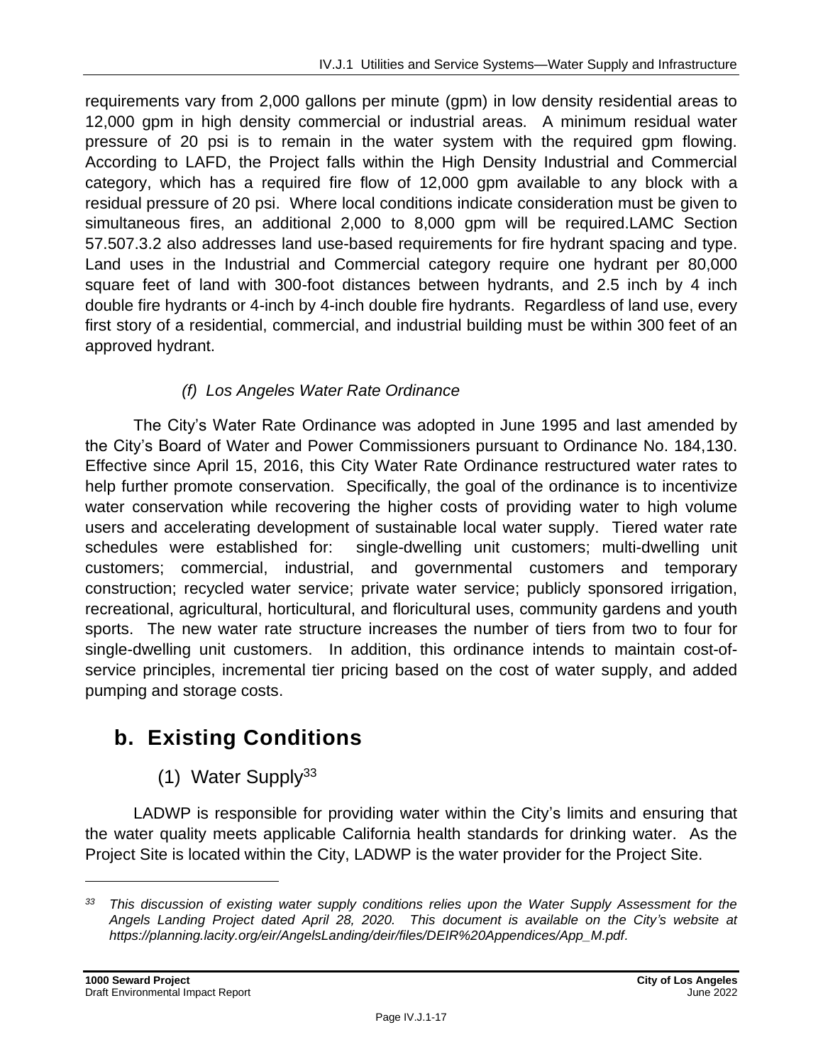requirements vary from 2,000 gallons per minute (gpm) in low density residential areas to 12,000 gpm in high density commercial or industrial areas. A minimum residual water pressure of 20 psi is to remain in the water system with the required gpm flowing. According to LAFD, the Project falls within the High Density Industrial and Commercial category, which has a required fire flow of 12,000 gpm available to any block with a residual pressure of 20 psi. Where local conditions indicate consideration must be given to simultaneous fires, an additional 2,000 to 8,000 gpm will be required.LAMC Section 57.507.3.2 also addresses land use-based requirements for fire hydrant spacing and type. Land uses in the Industrial and Commercial category require one hydrant per 80,000 square feet of land with 300-foot distances between hydrants, and 2.5 inch by 4 inch double fire hydrants or 4-inch by 4-inch double fire hydrants. Regardless of land use, every first story of a residential, commercial, and industrial building must be within 300 feet of an approved hydrant.

#### *(f) Los Angeles Water Rate Ordinance*

The City's Water Rate Ordinance was adopted in June 1995 and last amended by the City's Board of Water and Power Commissioners pursuant to Ordinance No. 184,130. Effective since April 15, 2016, this City Water Rate Ordinance restructured water rates to help further promote conservation. Specifically, the goal of the ordinance is to incentivize water conservation while recovering the higher costs of providing water to high volume users and accelerating development of sustainable local water supply. Tiered water rate schedules were established for: single-dwelling unit customers; multi-dwelling unit customers; commercial, industrial, and governmental customers and temporary construction; recycled water service; private water service; publicly sponsored irrigation, recreational, agricultural, horticultural, and floricultural uses, community gardens and youth sports. The new water rate structure increases the number of tiers from two to four for single-dwelling unit customers. In addition, this ordinance intends to maintain cost-of-service principles, incremental tier pricing based on the cost of water supply, and added pumping and storage costs.

## b. Existing Conditions

### (1) Water Supply[33]

LADWP is responsible for providing water within the City's limits and ensuring that the water quality meets applicable California health standards for drinking water. As the Project Site is located within the City, LADWP is the water provider for the Project Site.

---

[33] *This discussion of existing water supply conditions relies upon the Water Supply Assessment for the Angels Landing Project dated April 28, 2020. This document is available on the City's website at https://planning.lacity.org/eir/AngelsLanding/deir/files/DEIR%20Appendices/App_M.pdf.*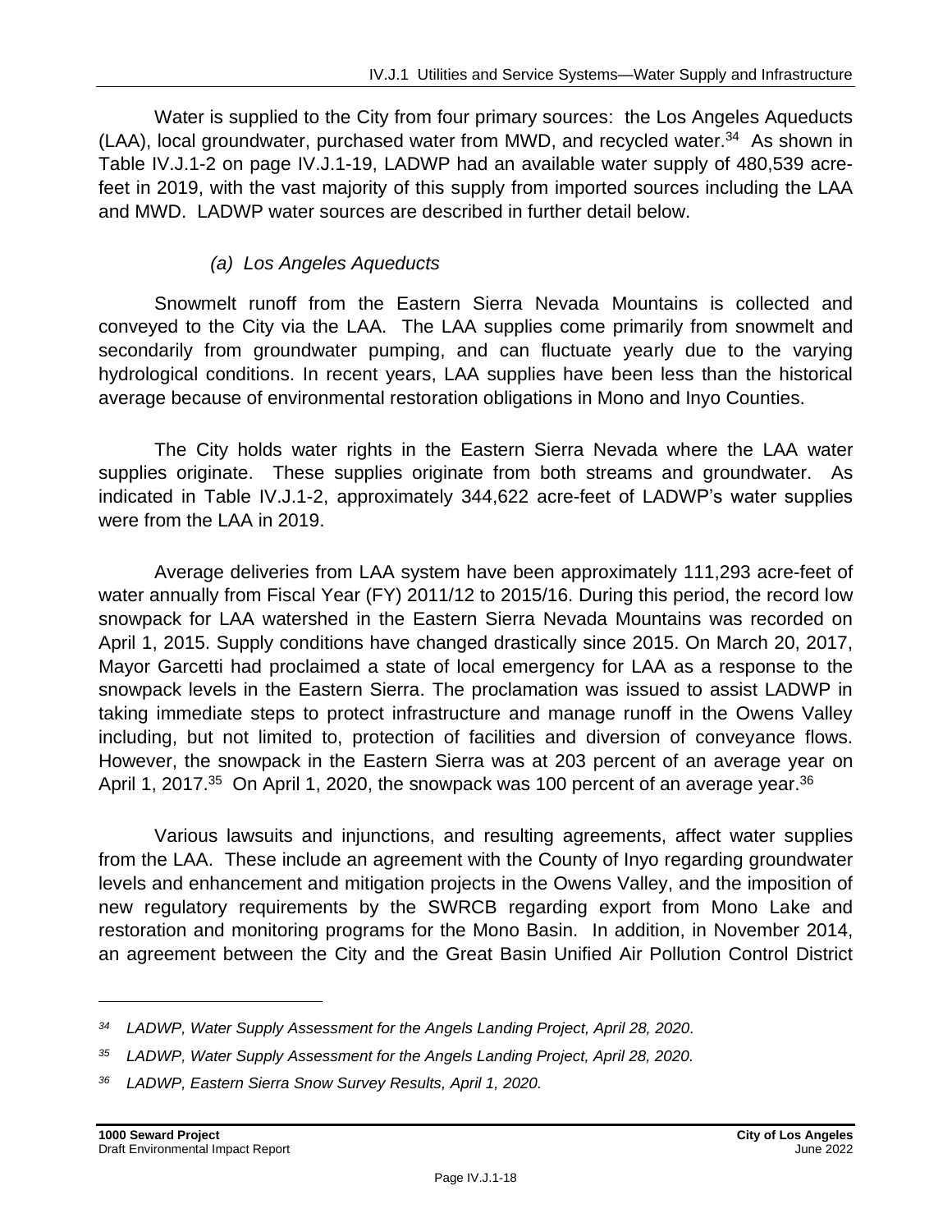Water is supplied to the City from four primary sources: the Los Angeles Aqueducts (LAA), local groundwater, purchased water from MWD, and recycled water.[34] As shown in Table IV.J.1-2 on page IV.J.1-19, LADWP had an available water supply of 480,539 acre-feet in 2019, with the vast majority of this supply from imported sources including the LAA and MWD. LADWP water sources are described in further detail below.

*(a) Los Angeles Aqueducts*

Snowmelt runoff from the Eastern Sierra Nevada Mountains is collected and conveyed to the City via the LAA. The LAA supplies come primarily from snowmelt and secondarily from groundwater pumping, and can fluctuate yearly due to the varying hydrological conditions. In recent years, LAA supplies have been less than the historical average because of environmental restoration obligations in Mono and Inyo Counties.

The City holds water rights in the Eastern Sierra Nevada where the LAA water supplies originate. These supplies originate from both streams and groundwater. As indicated in Table IV.J.1-2, approximately 344,622 acre-feet of LADWP's water supplies were from the LAA in 2019.

Average deliveries from LAA system have been approximately 111,293 acre-feet of water annually from Fiscal Year (FY) 2011/12 to 2015/16. During this period, the record low snowpack for LAA watershed in the Eastern Sierra Nevada Mountains was recorded on April 1, 2015. Supply conditions have changed drastically since 2015. On March 20, 2017, Mayor Garcetti had proclaimed a state of local emergency for LAA as a response to the snowpack levels in the Eastern Sierra. The proclamation was issued to assist LADWP in taking immediate steps to protect infrastructure and manage runoff in the Owens Valley including, but not limited to, protection of facilities and diversion of conveyance flows. However, the snowpack in the Eastern Sierra was at 203 percent of an average year on April 1, 2017.[35] On April 1, 2020, the snowpack was 100 percent of an average year.[36]

Various lawsuits and injunctions, and resulting agreements, affect water supplies from the LAA. These include an agreement with the County of Inyo regarding groundwater levels and enhancement and mitigation projects in the Owens Valley, and the imposition of new regulatory requirements by the SWRCB regarding export from Mono Lake and restoration and monitoring programs for the Mono Basin. In addition, in November 2014, an agreement between the City and the Great Basin Unified Air Pollution Control District

---

[34] *LADWP, Water Supply Assessment for the Angels Landing Project, April 28, 2020.*

[35] *LADWP, Water Supply Assessment for the Angels Landing Project, April 28, 2020.*

[36] *LADWP, Eastern Sierra Snow Survey Results, April 1, 2020.*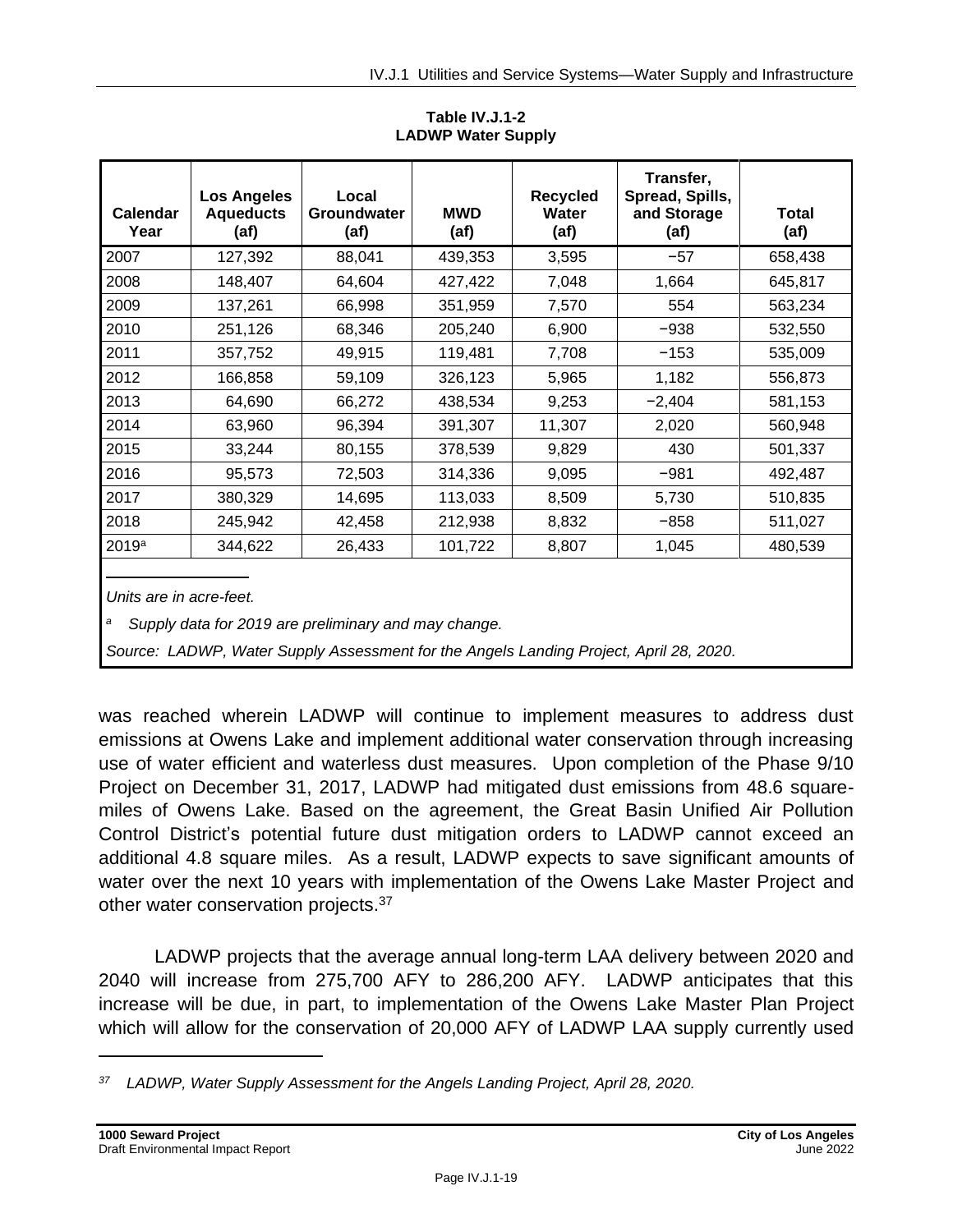**Table IV.J.1-2**
**LADWP Water Supply**

| Calendar Year | Los Angeles Aqueducts (af) | Local Groundwater (af) | MWD (af) | Recycled Water (af) | Transfer, Spread, Spills, and Storage (af) | Total (af) |
|---|---|---|---|---|---|---|
| 2007 | 127,392 | 88,041 | 439,353 | 3,595 | −57 | 658,438 |
| 2008 | 148,407 | 64,604 | 427,422 | 7,048 | 1,664 | 645,817 |
| 2009 | 137,261 | 66,998 | 351,959 | 7,570 | 554 | 563,234 |
| 2010 | 251,126 | 68,346 | 205,240 | 6,900 | −938 | 532,550 |
| 2011 | 357,752 | 49,915 | 119,481 | 7,708 | −153 | 535,009 |
| 2012 | 166,858 | 59,109 | 326,123 | 5,965 | 1,182 | 556,873 |
| 2013 | 64,690 | 66,272 | 438,534 | 9,253 | −2,404 | 581,153 |
| 2014 | 63,960 | 96,394 | 391,307 | 11,307 | 2,020 | 560,948 |
| 2015 | 33,244 | 80,155 | 378,539 | 9,829 | 430 | 501,337 |
| 2016 | 95,573 | 72,503 | 314,336 | 9,095 | −981 | 492,487 |
| 2017 | 380,329 | 14,695 | 113,033 | 8,509 | 5,730 | 510,835 |
| 2018 | 245,942 | 42,458 | 212,938 | 8,832 | −858 | 511,027 |
| 2019[a] | 344,622 | 26,433 | 101,722 | 8,807 | 1,045 | 480,539 |

*Units are in acre-feet.*

*[a] Supply data for 2019 are preliminary and may change.*

*Source: LADWP, Water Supply Assessment for the Angels Landing Project, April 28, 2020.*

was reached wherein LADWP will continue to implement measures to address dust emissions at Owens Lake and implement additional water conservation through increasing use of water efficient and waterless dust measures. Upon completion of the Phase 9/10 Project on December 31, 2017, LADWP had mitigated dust emissions from 48.6 square-miles of Owens Lake. Based on the agreement, the Great Basin Unified Air Pollution Control District's potential future dust mitigation orders to LADWP cannot exceed an additional 4.8 square miles. As a result, LADWP expects to save significant amounts of water over the next 10 years with implementation of the Owens Lake Master Project and other water conservation projects.[37]

LADWP projects that the average annual long-term LAA delivery between 2020 and 2040 will increase from 275,700 AFY to 286,200 AFY. LADWP anticipates that this increase will be due, in part, to implementation of the Owens Lake Master Plan Project which will allow for the conservation of 20,000 AFY of LADWP LAA supply currently used

---

[37] *LADWP, Water Supply Assessment for the Angels Landing Project, April 28, 2020.*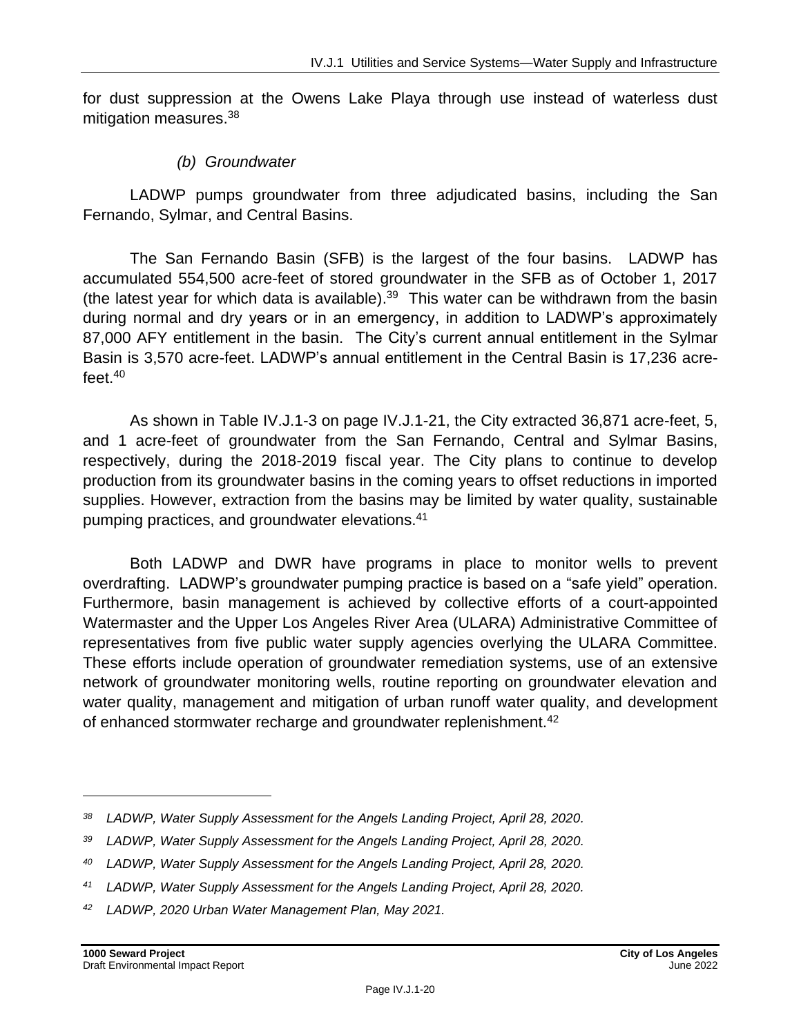for dust suppression at the Owens Lake Playa through use instead of waterless dust mitigation measures.[38]

#### *(b) Groundwater*

LADWP pumps groundwater from three adjudicated basins, including the San Fernando, Sylmar, and Central Basins.

The San Fernando Basin (SFB) is the largest of the four basins. LADWP has accumulated 554,500 acre-feet of stored groundwater in the SFB as of October 1, 2017 (the latest year for which data is available).[39] This water can be withdrawn from the basin during normal and dry years or in an emergency, in addition to LADWP's approximately 87,000 AFY entitlement in the basin. The City's current annual entitlement in the Sylmar Basin is 3,570 acre-feet. LADWP's annual entitlement in the Central Basin is 17,236 acre-feet.[40]

As shown in Table IV.J.1-3 on page IV.J.1-21, the City extracted 36,871 acre-feet, 5, and 1 acre-feet of groundwater from the San Fernando, Central and Sylmar Basins, respectively, during the 2018-2019 fiscal year. The City plans to continue to develop production from its groundwater basins in the coming years to offset reductions in imported supplies. However, extraction from the basins may be limited by water quality, sustainable pumping practices, and groundwater elevations.[41]

Both LADWP and DWR have programs in place to monitor wells to prevent overdrafting. LADWP's groundwater pumping practice is based on a "safe yield" operation. Furthermore, basin management is achieved by collective efforts of a court-appointed Watermaster and the Upper Los Angeles River Area (ULARA) Administrative Committee of representatives from five public water supply agencies overlying the ULARA Committee. These efforts include operation of groundwater remediation systems, use of an extensive network of groundwater monitoring wells, routine reporting on groundwater elevation and water quality, management and mitigation of urban runoff water quality, and development of enhanced stormwater recharge and groundwater replenishment.[42]

---

[38] *LADWP, Water Supply Assessment for the Angels Landing Project, April 28, 2020.*

[39] *LADWP, Water Supply Assessment for the Angels Landing Project, April 28, 2020.*

[40] *LADWP, Water Supply Assessment for the Angels Landing Project, April 28, 2020.*

[41] *LADWP, Water Supply Assessment for the Angels Landing Project, April 28, 2020.*

[42] *LADWP, 2020 Urban Water Management Plan, May 2021.*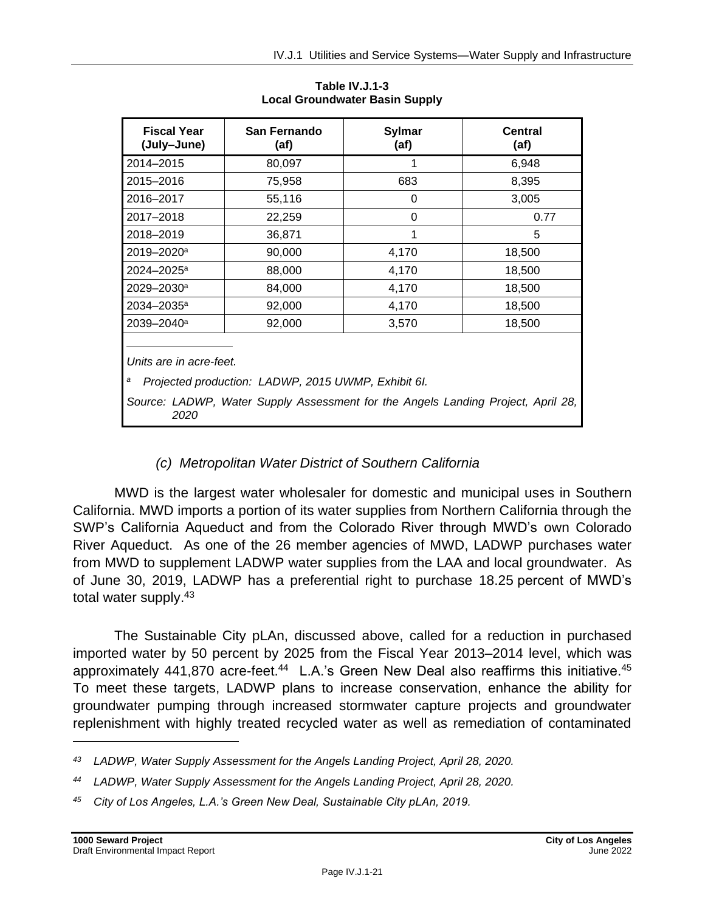**Table IV.J.1-3**
**Local Groundwater Basin Supply**

| Fiscal Year (July–June) | San Fernando (af) | Sylmar (af) | Central (af) |
|---|---|---|---|
| 2014–2015 | 80,097 | 1 | 6,948 |
| 2015–2016 | 75,958 | 683 | 8,395 |
| 2016–2017 | 55,116 | 0 | 3,005 |
| 2017–2018 | 22,259 | 0 | 0.77 |
| 2018–2019 | 36,871 | 1 | 5 |
| 2019–2020[a] | 90,000 | 4,170 | 18,500 |
| 2024–2025[a] | 88,000 | 4,170 | 18,500 |
| 2029–2030[a] | 84,000 | 4,170 | 18,500 |
| 2034–2035[a] | 92,000 | 4,170 | 18,500 |
| 2039–2040[a] | 92,000 | 3,570 | 18,500 |

*Units are in acre-feet.*

*[a] Projected production: LADWP, 2015 UWMP, Exhibit 6I.*

*Source: LADWP, Water Supply Assessment for the Angels Landing Project, April 28, 2020*

#### *(c) Metropolitan Water District of Southern California*

MWD is the largest water wholesaler for domestic and municipal uses in Southern California. MWD imports a portion of its water supplies from Northern California through the SWP's California Aqueduct and from the Colorado River through MWD's own Colorado River Aqueduct. As one of the 26 member agencies of MWD, LADWP purchases water from MWD to supplement LADWP water supplies from the LAA and local groundwater. As of June 30, 2019, LADWP has a preferential right to purchase 18.25 percent of MWD's total water supply.[43]

The Sustainable City pLAn, discussed above, called for a reduction in purchased imported water by 50 percent by 2025 from the Fiscal Year 2013–2014 level, which was approximately 441,870 acre-feet.[44] L.A.'s Green New Deal also reaffirms this initiative.[45] To meet these targets, LADWP plans to increase conservation, enhance the ability for groundwater pumping through increased stormwater capture projects and groundwater replenishment with highly treated recycled water as well as remediation of contaminated

*[43] LADWP, Water Supply Assessment for the Angels Landing Project, April 28, 2020.*

*[44] LADWP, Water Supply Assessment for the Angels Landing Project, April 28, 2020.*

*[45] City of Los Angeles, L.A.'s Green New Deal, Sustainable City pLAn, 2019.*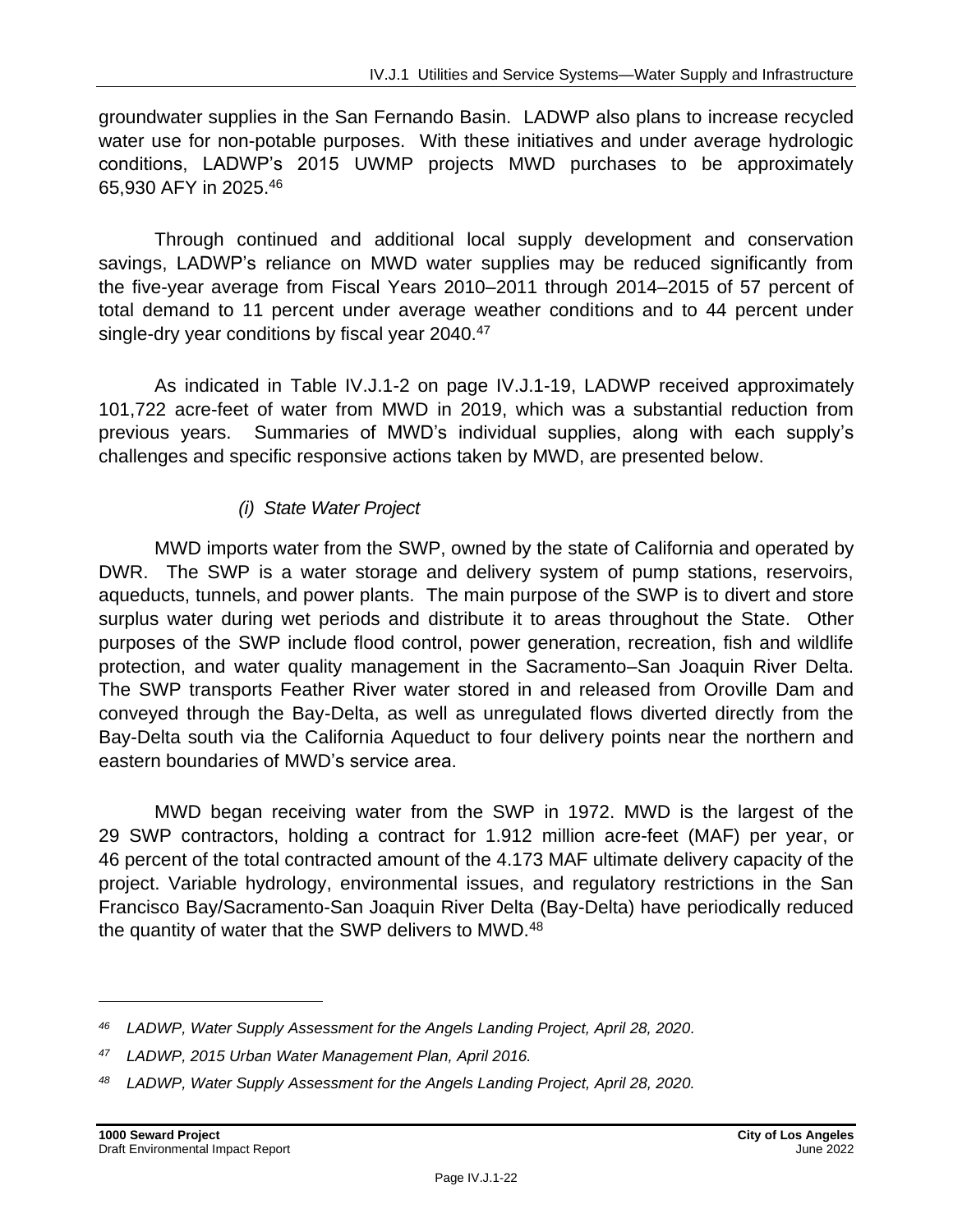groundwater supplies in the San Fernando Basin. LADWP also plans to increase recycled water use for non-potable purposes. With these initiatives and under average hydrologic conditions, LADWP's 2015 UWMP projects MWD purchases to be approximately 65,930 AFY in 2025.[46]

Through continued and additional local supply development and conservation savings, LADWP's reliance on MWD water supplies may be reduced significantly from the five-year average from Fiscal Years 2010–2011 through 2014–2015 of 57 percent of total demand to 11 percent under average weather conditions and to 44 percent under single-dry year conditions by fiscal year 2040.[47]

As indicated in Table IV.J.1-2 on page IV.J.1-19, LADWP received approximately 101,722 acre-feet of water from MWD in 2019, which was a substantial reduction from previous years. Summaries of MWD's individual supplies, along with each supply's challenges and specific responsive actions taken by MWD, are presented below.

*(i) State Water Project*

MWD imports water from the SWP, owned by the state of California and operated by DWR. The SWP is a water storage and delivery system of pump stations, reservoirs, aqueducts, tunnels, and power plants. The main purpose of the SWP is to divert and store surplus water during wet periods and distribute it to areas throughout the State. Other purposes of the SWP include flood control, power generation, recreation, fish and wildlife protection, and water quality management in the Sacramento–San Joaquin River Delta. The SWP transports Feather River water stored in and released from Oroville Dam and conveyed through the Bay-Delta, as well as unregulated flows diverted directly from the Bay-Delta south via the California Aqueduct to four delivery points near the northern and eastern boundaries of MWD's service area.

MWD began receiving water from the SWP in 1972. MWD is the largest of the 29 SWP contractors, holding a contract for 1.912 million acre-feet (MAF) per year, or 46 percent of the total contracted amount of the 4.173 MAF ultimate delivery capacity of the project. Variable hydrology, environmental issues, and regulatory restrictions in the San Francisco Bay/Sacramento-San Joaquin River Delta (Bay-Delta) have periodically reduced the quantity of water that the SWP delivers to MWD.[48]

---

*[46] LADWP, Water Supply Assessment for the Angels Landing Project, April 28, 2020.*

*[47] LADWP, 2015 Urban Water Management Plan, April 2016.*

*[48] LADWP, Water Supply Assessment for the Angels Landing Project, April 28, 2020.*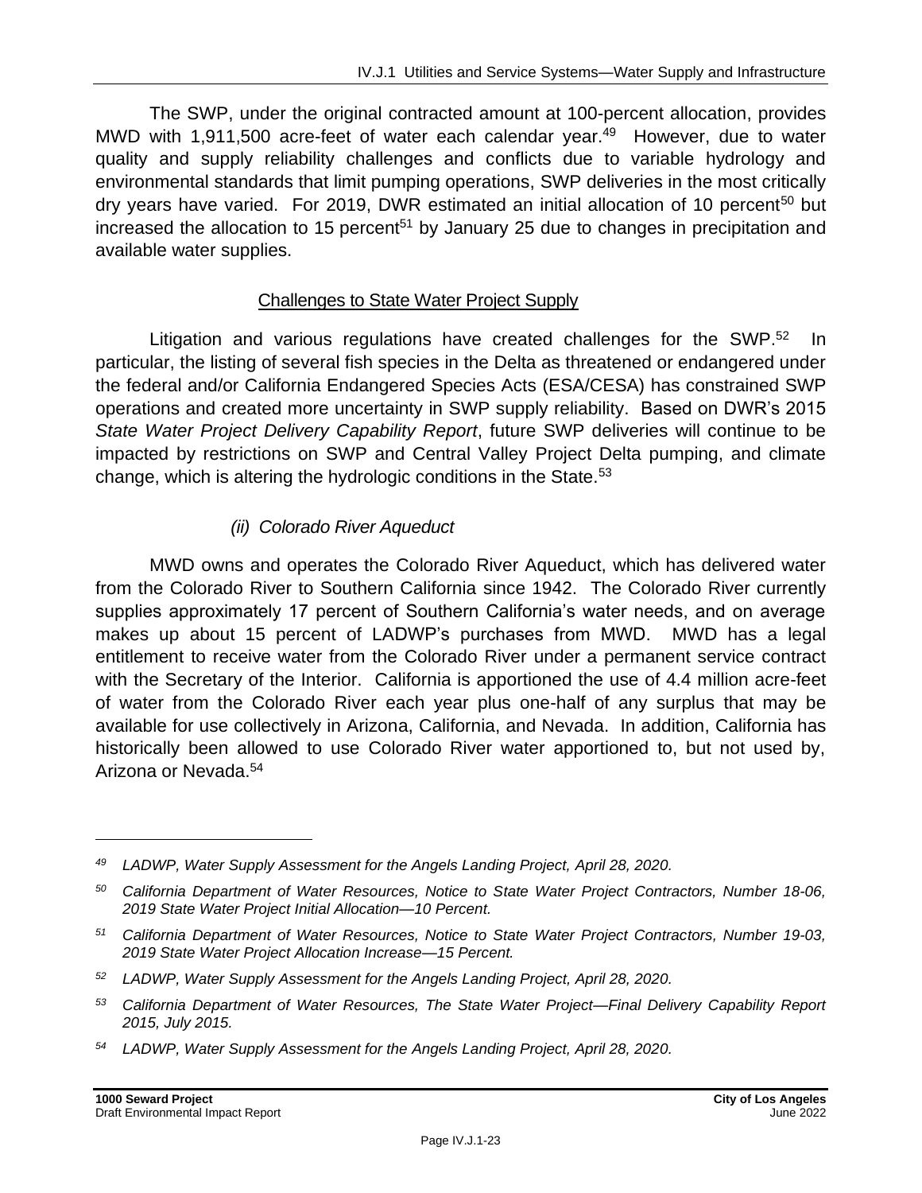The SWP, under the original contracted amount at 100-percent allocation, provides MWD with 1,911,500 acre-feet of water each calendar year.[49] However, due to water quality and supply reliability challenges and conflicts due to variable hydrology and environmental standards that limit pumping operations, SWP deliveries in the most critically dry years have varied. For 2019, DWR estimated an initial allocation of 10 percent[50] but increased the allocation to 15 percent[51] by January 25 due to changes in precipitation and available water supplies.

<u>Challenges to State Water Project Supply</u>

Litigation and various regulations have created challenges for the SWP.[52] In particular, the listing of several fish species in the Delta as threatened or endangered under the federal and/or California Endangered Species Acts (ESA/CESA) has constrained SWP operations and created more uncertainty in SWP supply reliability. Based on DWR's 2015 *State Water Project Delivery Capability Report*, future SWP deliveries will continue to be impacted by restrictions on SWP and Central Valley Project Delta pumping, and climate change, which is altering the hydrologic conditions in the State.[53]

*(ii) Colorado River Aqueduct*

MWD owns and operates the Colorado River Aqueduct, which has delivered water from the Colorado River to Southern California since 1942. The Colorado River currently supplies approximately 17 percent of Southern California's water needs, and on average makes up about 15 percent of LADWP's purchases from MWD. MWD has a legal entitlement to receive water from the Colorado River under a permanent service contract with the Secretary of the Interior. California is apportioned the use of 4.4 million acre-feet of water from the Colorado River each year plus one-half of any surplus that may be available for use collectively in Arizona, California, and Nevada. In addition, California has historically been allowed to use Colorado River water apportioned to, but not used by, Arizona or Nevada.[54]

---

[49] *LADWP, Water Supply Assessment for the Angels Landing Project, April 28, 2020.*

[50] *California Department of Water Resources, Notice to State Water Project Contractors, Number 18-06, 2019 State Water Project Initial Allocation—10 Percent.*

[51] *California Department of Water Resources, Notice to State Water Project Contractors, Number 19-03, 2019 State Water Project Allocation Increase—15 Percent.*

[52] *LADWP, Water Supply Assessment for the Angels Landing Project, April 28, 2020.*

[53] *California Department of Water Resources, The State Water Project—Final Delivery Capability Report 2015, July 2015.*

[54] *LADWP, Water Supply Assessment for the Angels Landing Project, April 28, 2020.*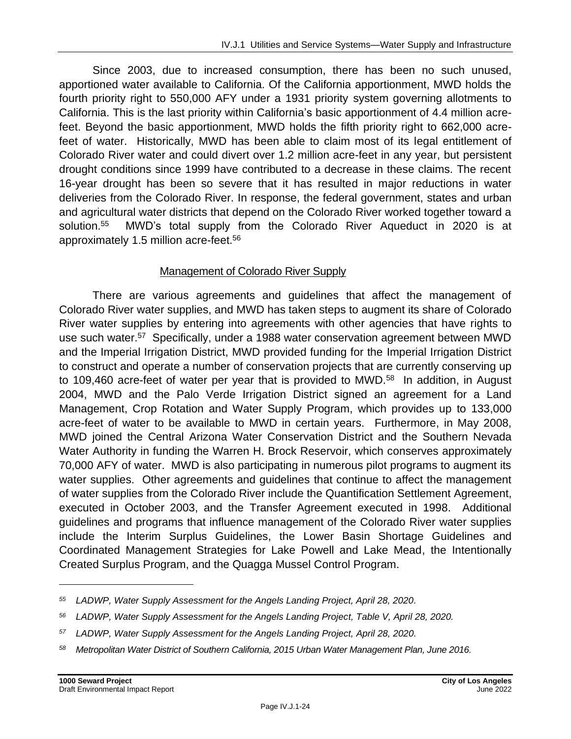Since 2003, due to increased consumption, there has been no such unused, apportioned water available to California. Of the California apportionment, MWD holds the fourth priority right to 550,000 AFY under a 1931 priority system governing allotments to California. This is the last priority within California's basic apportionment of 4.4 million acre-feet. Beyond the basic apportionment, MWD holds the fifth priority right to 662,000 acre-feet of water. Historically, MWD has been able to claim most of its legal entitlement of Colorado River water and could divert over 1.2 million acre-feet in any year, but persistent drought conditions since 1999 have contributed to a decrease in these claims. The recent 16-year drought has been so severe that it has resulted in major reductions in water deliveries from the Colorado River. In response, the federal government, states and urban and agricultural water districts that depend on the Colorado River worked together toward a solution.[55] MWD's total supply from the Colorado River Aqueduct in 2020 is at approximately 1.5 million acre-feet.[56]

### Management of Colorado River Supply

There are various agreements and guidelines that affect the management of Colorado River water supplies, and MWD has taken steps to augment its share of Colorado River water supplies by entering into agreements with other agencies that have rights to use such water.[57] Specifically, under a 1988 water conservation agreement between MWD and the Imperial Irrigation District, MWD provided funding for the Imperial Irrigation District to construct and operate a number of conservation projects that are currently conserving up to 109,460 acre-feet of water per year that is provided to MWD.[58] In addition, in August 2004, MWD and the Palo Verde Irrigation District signed an agreement for a Land Management, Crop Rotation and Water Supply Program, which provides up to 133,000 acre-feet of water to be available to MWD in certain years. Furthermore, in May 2008, MWD joined the Central Arizona Water Conservation District and the Southern Nevada Water Authority in funding the Warren H. Brock Reservoir, which conserves approximately 70,000 AFY of water. MWD is also participating in numerous pilot programs to augment its water supplies. Other agreements and guidelines that continue to affect the management of water supplies from the Colorado River include the Quantification Settlement Agreement, executed in October 2003, and the Transfer Agreement executed in 1998. Additional guidelines and programs that influence management of the Colorado River water supplies include the Interim Surplus Guidelines, the Lower Basin Shortage Guidelines and Coordinated Management Strategies for Lake Powell and Lake Mead, the Intentionally Created Surplus Program, and the Quagga Mussel Control Program.

---

*[55] LADWP, Water Supply Assessment for the Angels Landing Project, April 28, 2020.*

*[56] LADWP, Water Supply Assessment for the Angels Landing Project, Table V, April 28, 2020.*

*[57] LADWP, Water Supply Assessment for the Angels Landing Project, April 28, 2020.*

*[58] Metropolitan Water District of Southern California, 2015 Urban Water Management Plan, June 2016.*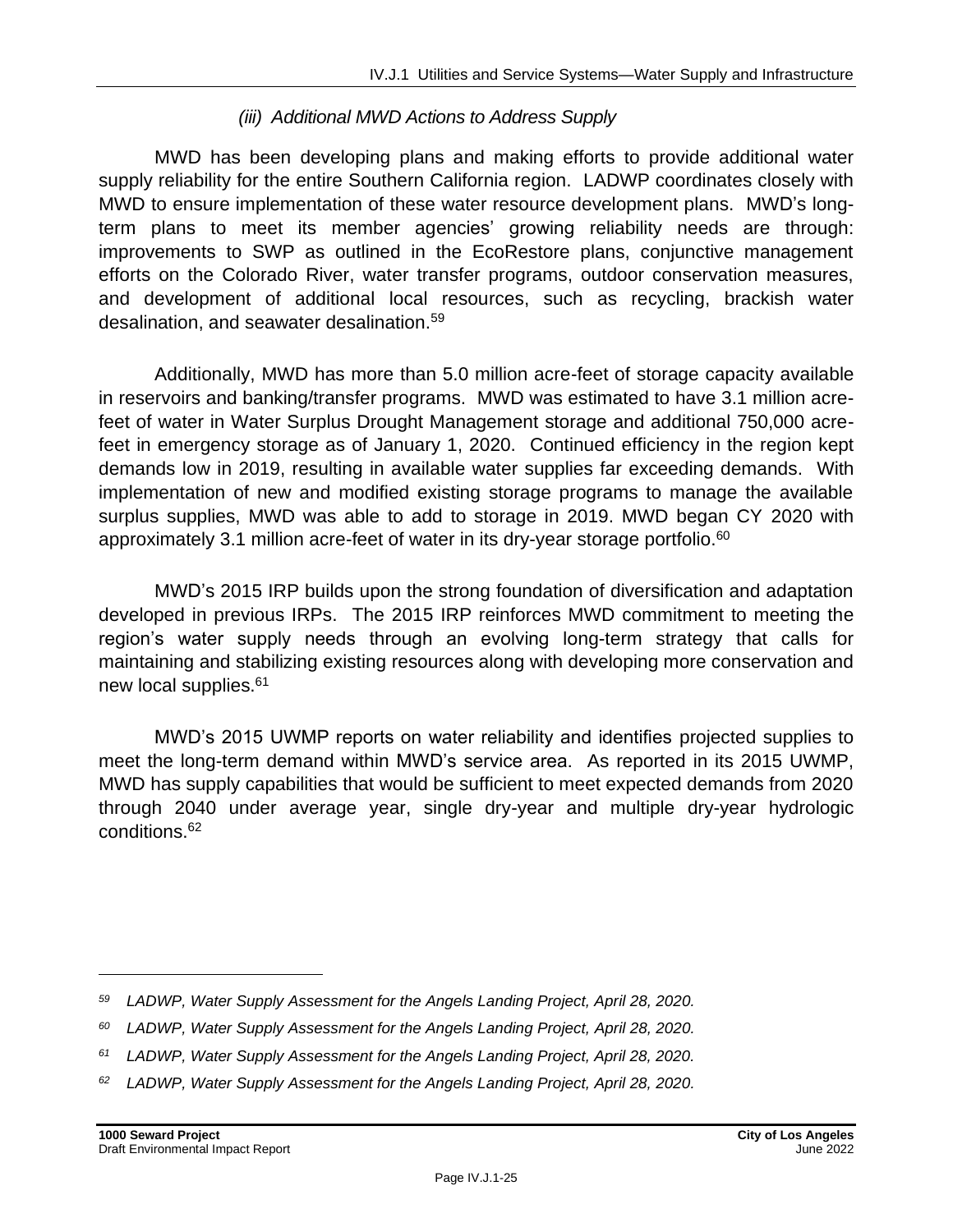#### *(iii) Additional MWD Actions to Address Supply*

MWD has been developing plans and making efforts to provide additional water supply reliability for the entire Southern California region. LADWP coordinates closely with MWD to ensure implementation of these water resource development plans. MWD's long-term plans to meet its member agencies' growing reliability needs are through: improvements to SWP as outlined in the EcoRestore plans, conjunctive management efforts on the Colorado River, water transfer programs, outdoor conservation measures, and development of additional local resources, such as recycling, brackish water desalination, and seawater desalination.[59]

Additionally, MWD has more than 5.0 million acre-feet of storage capacity available in reservoirs and banking/transfer programs. MWD was estimated to have 3.1 million acre-feet of water in Water Surplus Drought Management storage and additional 750,000 acre-feet in emergency storage as of January 1, 2020. Continued efficiency in the region kept demands low in 2019, resulting in available water supplies far exceeding demands. With implementation of new and modified existing storage programs to manage the available surplus supplies, MWD was able to add to storage in 2019. MWD began CY 2020 with approximately 3.1 million acre-feet of water in its dry-year storage portfolio.[60]

MWD's 2015 IRP builds upon the strong foundation of diversification and adaptation developed in previous IRPs. The 2015 IRP reinforces MWD commitment to meeting the region's water supply needs through an evolving long-term strategy that calls for maintaining and stabilizing existing resources along with developing more conservation and new local supplies.[61]

MWD's 2015 UWMP reports on water reliability and identifies projected supplies to meet the long-term demand within MWD's service area. As reported in its 2015 UWMP, MWD has supply capabilities that would be sufficient to meet expected demands from 2020 through 2040 under average year, single dry-year and multiple dry-year hydrologic conditions.[62]

---

*[59] LADWP, Water Supply Assessment for the Angels Landing Project, April 28, 2020.*

*[60] LADWP, Water Supply Assessment for the Angels Landing Project, April 28, 2020.*

*[61] LADWP, Water Supply Assessment for the Angels Landing Project, April 28, 2020.*

*[62] LADWP, Water Supply Assessment for the Angels Landing Project, April 28, 2020.*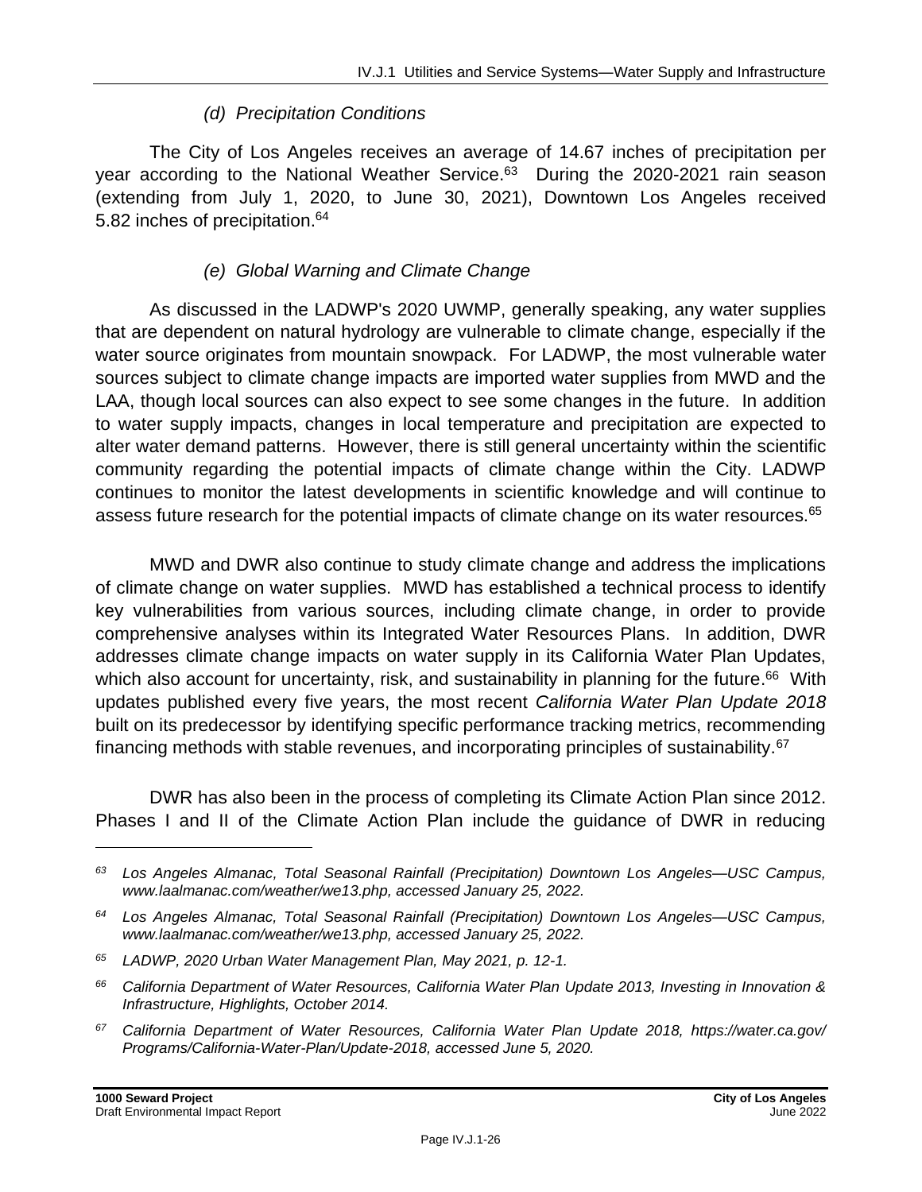### *(d) Precipitation Conditions*

The City of Los Angeles receives an average of 14.67 inches of precipitation per year according to the National Weather Service.[63] During the 2020-2021 rain season (extending from July 1, 2020, to June 30, 2021), Downtown Los Angeles received 5.82 inches of precipitation.[64]

### *(e) Global Warning and Climate Change*

As discussed in the LADWP's 2020 UWMP, generally speaking, any water supplies that are dependent on natural hydrology are vulnerable to climate change, especially if the water source originates from mountain snowpack. For LADWP, the most vulnerable water sources subject to climate change impacts are imported water supplies from MWD and the LAA, though local sources can also expect to see some changes in the future. In addition to water supply impacts, changes in local temperature and precipitation are expected to alter water demand patterns. However, there is still general uncertainty within the scientific community regarding the potential impacts of climate change within the City. LADWP continues to monitor the latest developments in scientific knowledge and will continue to assess future research for the potential impacts of climate change on its water resources.[65]

MWD and DWR also continue to study climate change and address the implications of climate change on water supplies. MWD has established a technical process to identify key vulnerabilities from various sources, including climate change, in order to provide comprehensive analyses within its Integrated Water Resources Plans. In addition, DWR addresses climate change impacts on water supply in its California Water Plan Updates, which also account for uncertainty, risk, and sustainability in planning for the future.[66] With updates published every five years, the most recent *California Water Plan Update 2018* built on its predecessor by identifying specific performance tracking metrics, recommending financing methods with stable revenues, and incorporating principles of sustainability.[67]

DWR has also been in the process of completing its Climate Action Plan since 2012. Phases I and II of the Climate Action Plan include the guidance of DWR in reducing

---

*[63] Los Angeles Almanac, Total Seasonal Rainfall (Precipitation) Downtown Los Angeles—USC Campus, www.laalmanac.com/weather/we13.php, accessed January 25, 2022.*

*[64] Los Angeles Almanac, Total Seasonal Rainfall (Precipitation) Downtown Los Angeles—USC Campus, www.laalmanac.com/weather/we13.php, accessed January 25, 2022.*

*[65] LADWP, 2020 Urban Water Management Plan, May 2021, p. 12-1.*

*[66] California Department of Water Resources, California Water Plan Update 2013, Investing in Innovation & Infrastructure, Highlights, October 2014.*

*[67] California Department of Water Resources, California Water Plan Update 2018, https://water.ca.gov/Programs/California-Water-Plan/Update-2018, accessed June 5, 2020.*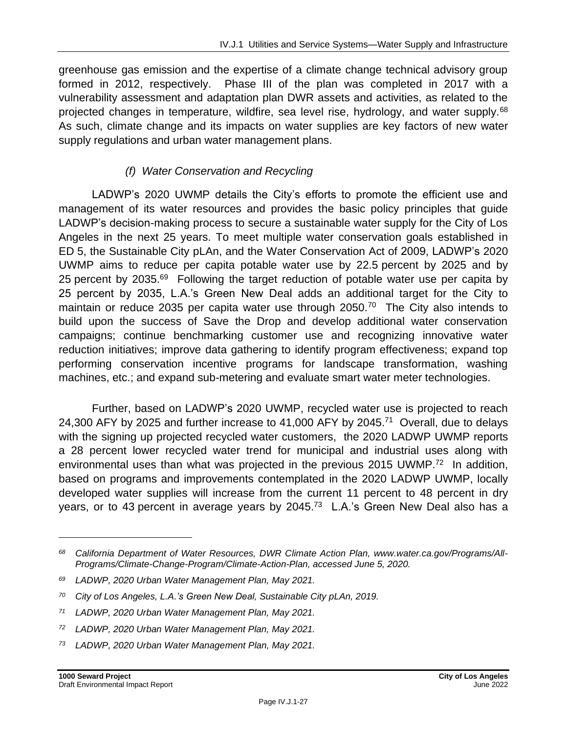greenhouse gas emission and the expertise of a climate change technical advisory group formed in 2012, respectively. Phase III of the plan was completed in 2017 with a vulnerability assessment and adaptation plan DWR assets and activities, as related to the projected changes in temperature, wildfire, sea level rise, hydrology, and water supply.[68] As such, climate change and its impacts on water supplies are key factors of new water supply regulations and urban water management plans.

#### *(f) Water Conservation and Recycling*

LADWP's 2020 UWMP details the City's efforts to promote the efficient use and management of its water resources and provides the basic policy principles that guide LADWP's decision-making process to secure a sustainable water supply for the City of Los Angeles in the next 25 years. To meet multiple water conservation goals established in ED 5, the Sustainable City pLAn, and the Water Conservation Act of 2009, LADWP's 2020 UWMP aims to reduce per capita potable water use by 22.5 percent by 2025 and by 25 percent by 2035.[69] Following the target reduction of potable water use per capita by 25 percent by 2035, L.A.'s Green New Deal adds an additional target for the City to maintain or reduce 2035 per capita water use through 2050.[70] The City also intends to build upon the success of Save the Drop and develop additional water conservation campaigns; continue benchmarking customer use and recognizing innovative water reduction initiatives; improve data gathering to identify program effectiveness; expand top performing conservation incentive programs for landscape transformation, washing machines, etc.; and expand sub-metering and evaluate smart water meter technologies.

Further, based on LADWP's 2020 UWMP, recycled water use is projected to reach 24,300 AFY by 2025 and further increase to 41,000 AFY by 2045.[71] Overall, due to delays with the signing up projected recycled water customers, the 2020 LADWP UWMP reports a 28 percent lower recycled water trend for municipal and industrial uses along with environmental uses than what was projected in the previous 2015 UWMP.[72] In addition, based on programs and improvements contemplated in the 2020 LADWP UWMP, locally developed water supplies will increase from the current 11 percent to 48 percent in dry years, or to 43 percent in average years by 2045.[73] L.A.'s Green New Deal also has a

---

*[68] California Department of Water Resources, DWR Climate Action Plan, www.water.ca.gov/Programs/All-Programs/Climate-Change-Program/Climate-Action-Plan, accessed June 5, 2020.*

*[69] LADWP, 2020 Urban Water Management Plan, May 2021.*

*[70] City of Los Angeles, L.A.'s Green New Deal, Sustainable City pLAn, 2019.*

*[71] LADWP, 2020 Urban Water Management Plan, May 2021.*

*[72] LADWP, 2020 Urban Water Management Plan, May 2021.*

*[73] LADWP, 2020 Urban Water Management Plan, May 2021.*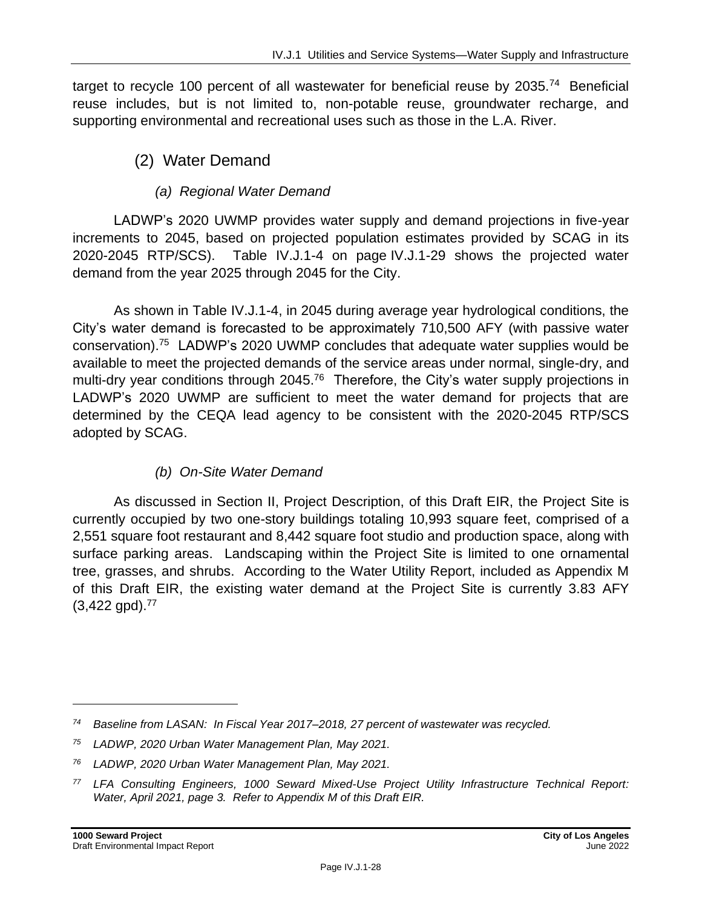target to recycle 100 percent of all wastewater for beneficial reuse by 2035.[74] Beneficial reuse includes, but is not limited to, non-potable reuse, groundwater recharge, and supporting environmental and recreational uses such as those in the L.A. River.

### (2) Water Demand

#### *(a) Regional Water Demand*

LADWP's 2020 UWMP provides water supply and demand projections in five-year increments to 2045, based on projected population estimates provided by SCAG in its 2020-2045 RTP/SCS). Table IV.J.1-4 on page IV.J.1-29 shows the projected water demand from the year 2025 through 2045 for the City.

As shown in Table IV.J.1-4, in 2045 during average year hydrological conditions, the City's water demand is forecasted to be approximately 710,500 AFY (with passive water conservation).[75] LADWP's 2020 UWMP concludes that adequate water supplies would be available to meet the projected demands of the service areas under normal, single-dry, and multi-dry year conditions through 2045.[76] Therefore, the City's water supply projections in LADWP's 2020 UWMP are sufficient to meet the water demand for projects that are determined by the CEQA lead agency to be consistent with the 2020-2045 RTP/SCS adopted by SCAG.

#### *(b) On-Site Water Demand*

As discussed in Section II, Project Description, of this Draft EIR, the Project Site is currently occupied by two one-story buildings totaling 10,993 square feet, comprised of a 2,551 square foot restaurant and 8,442 square foot studio and production space, along with surface parking areas. Landscaping within the Project Site is limited to one ornamental tree, grasses, and shrubs. According to the Water Utility Report, included as Appendix M of this Draft EIR, the existing water demand at the Project Site is currently 3.83 AFY (3,422 gpd).[77]

---

*[74] Baseline from LASAN: In Fiscal Year 2017–2018, 27 percent of wastewater was recycled.*

*[75] LADWP, 2020 Urban Water Management Plan, May 2021.*

*[76] LADWP, 2020 Urban Water Management Plan, May 2021.*

*[77] LFA Consulting Engineers, 1000 Seward Mixed-Use Project Utility Infrastructure Technical Report: Water, April 2021, page 3. Refer to Appendix M of this Draft EIR.*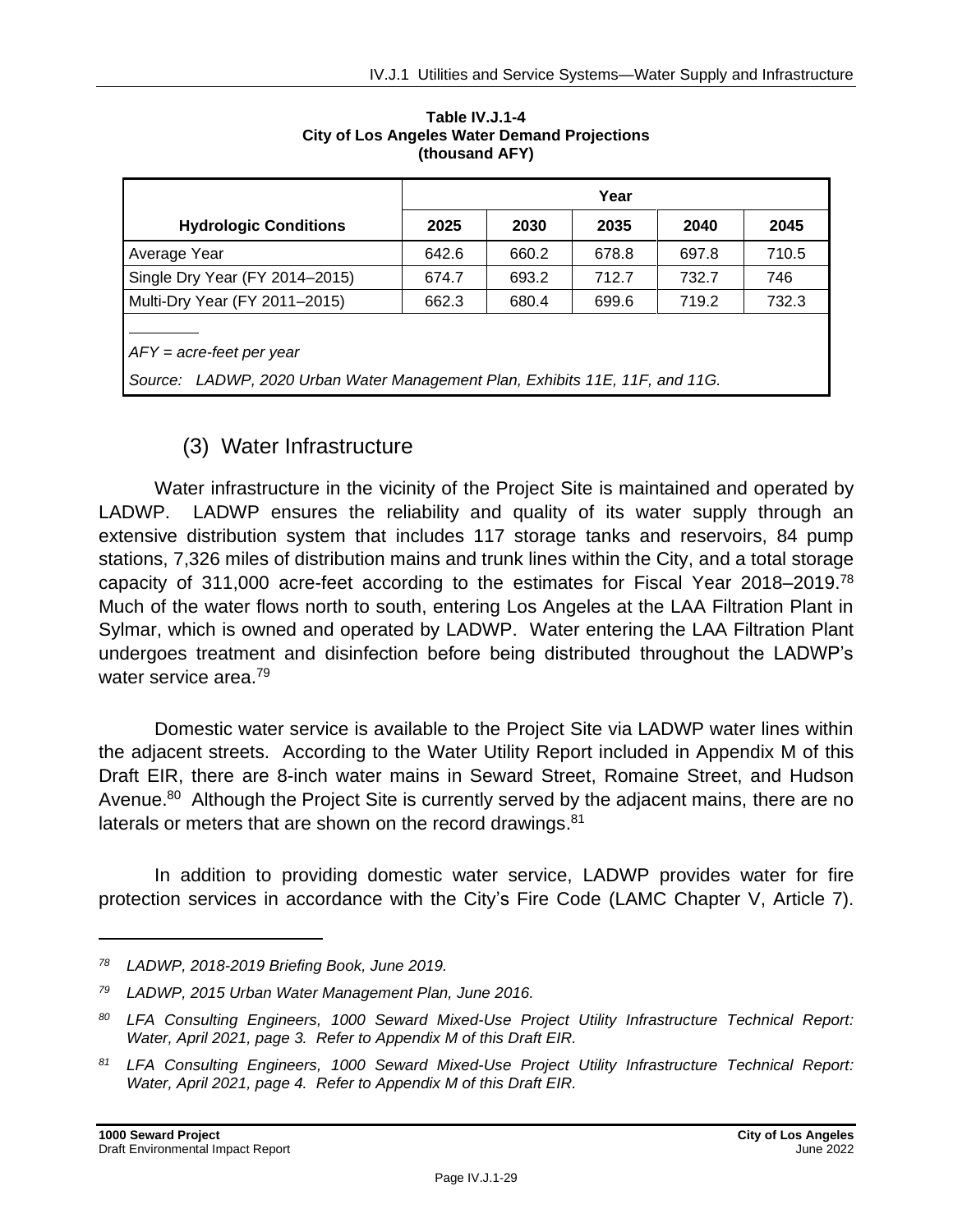**Table IV.J.1-4**
**City of Los Angeles Water Demand Projections**
**(thousand AFY)**

| Hydrologic Conditions | Year | | | | |
|---|---|---|---|---|---|
| | 2025 | 2030 | 2035 | 2040 | 2045 |
| Average Year | 642.6 | 660.2 | 678.8 | 697.8 | 710.5 |
| Single Dry Year (FY 2014–2015) | 674.7 | 693.2 | 712.7 | 732.7 | 746 |
| Multi-Dry Year (FY 2011–2015) | 662.3 | 680.4 | 699.6 | 719.2 | 732.3 |

*AFY = acre-feet per year*

*Source: LADWP, 2020 Urban Water Management Plan, Exhibits 11E, 11F, and 11G.*

### (3) Water Infrastructure

Water infrastructure in the vicinity of the Project Site is maintained and operated by LADWP. LADWP ensures the reliability and quality of its water supply through an extensive distribution system that includes 117 storage tanks and reservoirs, 84 pump stations, 7,326 miles of distribution mains and trunk lines within the City, and a total storage capacity of 311,000 acre-feet according to the estimates for Fiscal Year 2018–2019.[78] Much of the water flows north to south, entering Los Angeles at the LAA Filtration Plant in Sylmar, which is owned and operated by LADWP. Water entering the LAA Filtration Plant undergoes treatment and disinfection before being distributed throughout the LADWP's water service area.[79]

Domestic water service is available to the Project Site via LADWP water lines within the adjacent streets. According to the Water Utility Report included in Appendix M of this Draft EIR, there are 8-inch water mains in Seward Street, Romaine Street, and Hudson Avenue.[80] Although the Project Site is currently served by the adjacent mains, there are no laterals or meters that are shown on the record drawings.[81]

In addition to providing domestic water service, LADWP provides water for fire protection services in accordance with the City's Fire Code (LAMC Chapter V, Article 7).

---

[78] *LADWP, 2018-2019 Briefing Book, June 2019.*

[79] *LADWP, 2015 Urban Water Management Plan, June 2016.*

[80] *LFA Consulting Engineers, 1000 Seward Mixed-Use Project Utility Infrastructure Technical Report: Water, April 2021, page 3. Refer to Appendix M of this Draft EIR.*

[81] *LFA Consulting Engineers, 1000 Seward Mixed-Use Project Utility Infrastructure Technical Report: Water, April 2021, page 4. Refer to Appendix M of this Draft EIR.*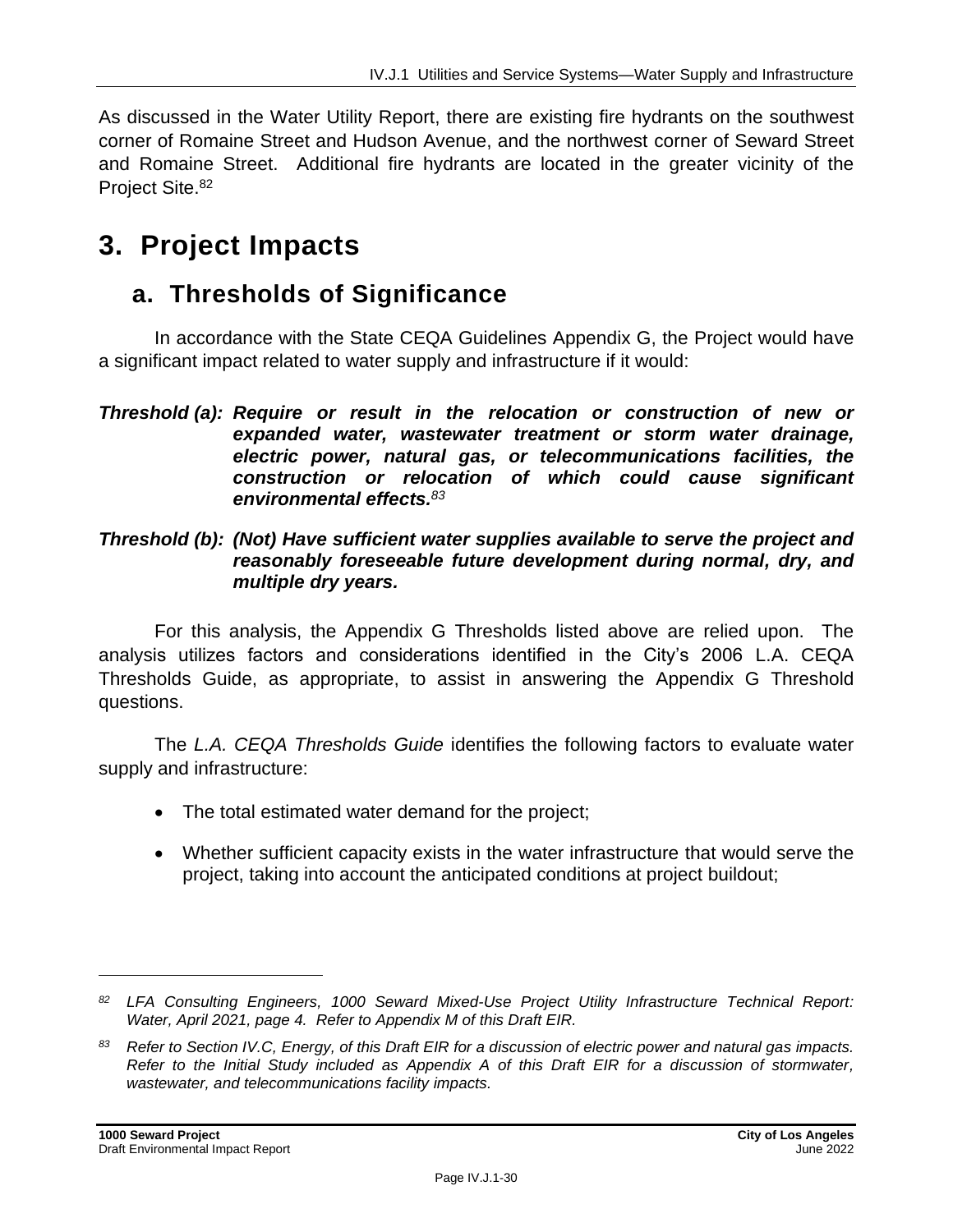As discussed in the Water Utility Report, there are existing fire hydrants on the southwest corner of Romaine Street and Hudson Avenue, and the northwest corner of Seward Street and Romaine Street. Additional fire hydrants are located in the greater vicinity of the Project Site.[82]

# 3. Project Impacts

## a. Thresholds of Significance

In accordance with the State CEQA Guidelines Appendix G, the Project would have a significant impact related to water supply and infrastructure if it would:

***Threshold (a): Require or result in the relocation or construction of new or expanded water, wastewater treatment or storm water drainage, electric power, natural gas, or telecommunications facilities, the construction or relocation of which could cause significant environmental effects.***[83]

***Threshold (b): (Not) Have sufficient water supplies available to serve the project and reasonably foreseeable future development during normal, dry, and multiple dry years.***

For this analysis, the Appendix G Thresholds listed above are relied upon. The analysis utilizes factors and considerations identified in the City's 2006 L.A. CEQA Thresholds Guide, as appropriate, to assist in answering the Appendix G Threshold questions.

The *L.A. CEQA Thresholds Guide* identifies the following factors to evaluate water supply and infrastructure:

- The total estimated water demand for the project;
- Whether sufficient capacity exists in the water infrastructure that would serve the project, taking into account the anticipated conditions at project buildout;

---

[82] *LFA Consulting Engineers, 1000 Seward Mixed-Use Project Utility Infrastructure Technical Report: Water, April 2021, page 4. Refer to Appendix M of this Draft EIR.*

[83] *Refer to Section IV.C, Energy, of this Draft EIR for a discussion of electric power and natural gas impacts. Refer to the Initial Study included as Appendix A of this Draft EIR for a discussion of stormwater, wastewater, and telecommunications facility impacts.*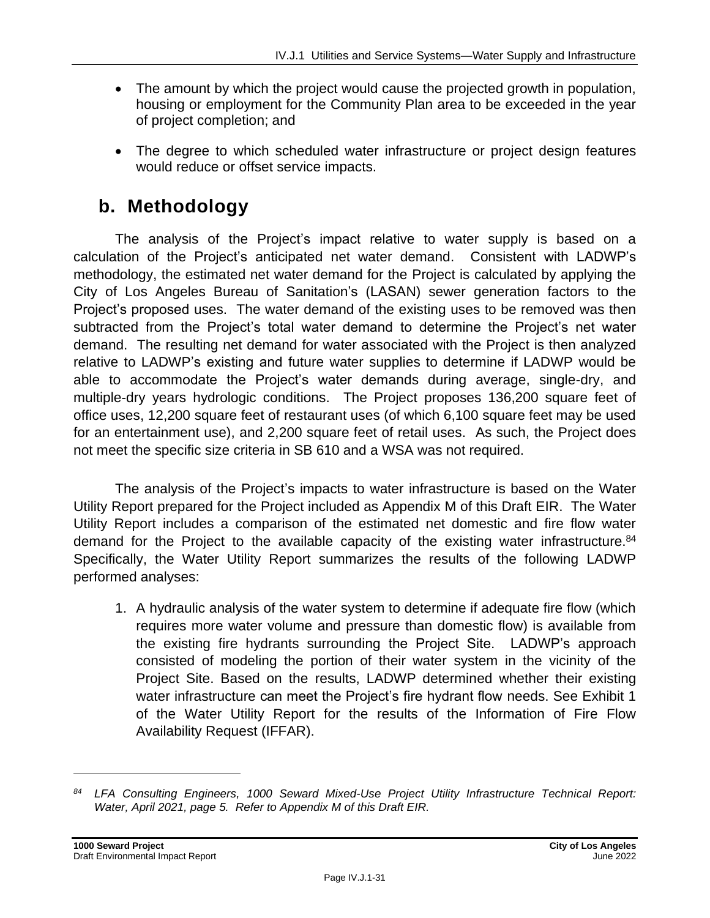- The amount by which the project would cause the projected growth in population, housing or employment for the Community Plan area to be exceeded in the year of project completion; and
- The degree to which scheduled water infrastructure or project design features would reduce or offset service impacts.

## b. Methodology

The analysis of the Project's impact relative to water supply is based on a calculation of the Project's anticipated net water demand. Consistent with LADWP's methodology, the estimated net water demand for the Project is calculated by applying the City of Los Angeles Bureau of Sanitation's (LASAN) sewer generation factors to the Project's proposed uses. The water demand of the existing uses to be removed was then subtracted from the Project's total water demand to determine the Project's net water demand. The resulting net demand for water associated with the Project is then analyzed relative to LADWP's existing and future water supplies to determine if LADWP would be able to accommodate the Project's water demands during average, single-dry, and multiple-dry years hydrologic conditions. The Project proposes 136,200 square feet of office uses, 12,200 square feet of restaurant uses (of which 6,100 square feet may be used for an entertainment use), and 2,200 square feet of retail uses. As such, the Project does not meet the specific size criteria in SB 610 and a WSA was not required.

The analysis of the Project's impacts to water infrastructure is based on the Water Utility Report prepared for the Project included as Appendix M of this Draft EIR. The Water Utility Report includes a comparison of the estimated net domestic and fire flow water demand for the Project to the available capacity of the existing water infrastructure.[84] Specifically, the Water Utility Report summarizes the results of the following LADWP performed analyses:

1. A hydraulic analysis of the water system to determine if adequate fire flow (which requires more water volume and pressure than domestic flow) is available from the existing fire hydrants surrounding the Project Site. LADWP's approach consisted of modeling the portion of their water system in the vicinity of the Project Site. Based on the results, LADWP determined whether their existing water infrastructure can meet the Project's fire hydrant flow needs. See Exhibit 1 of the Water Utility Report for the results of the Information of Fire Flow Availability Request (IFFAR).

---

[84] *LFA Consulting Engineers, 1000 Seward Mixed-Use Project Utility Infrastructure Technical Report: Water, April 2021, page 5. Refer to Appendix M of this Draft EIR.*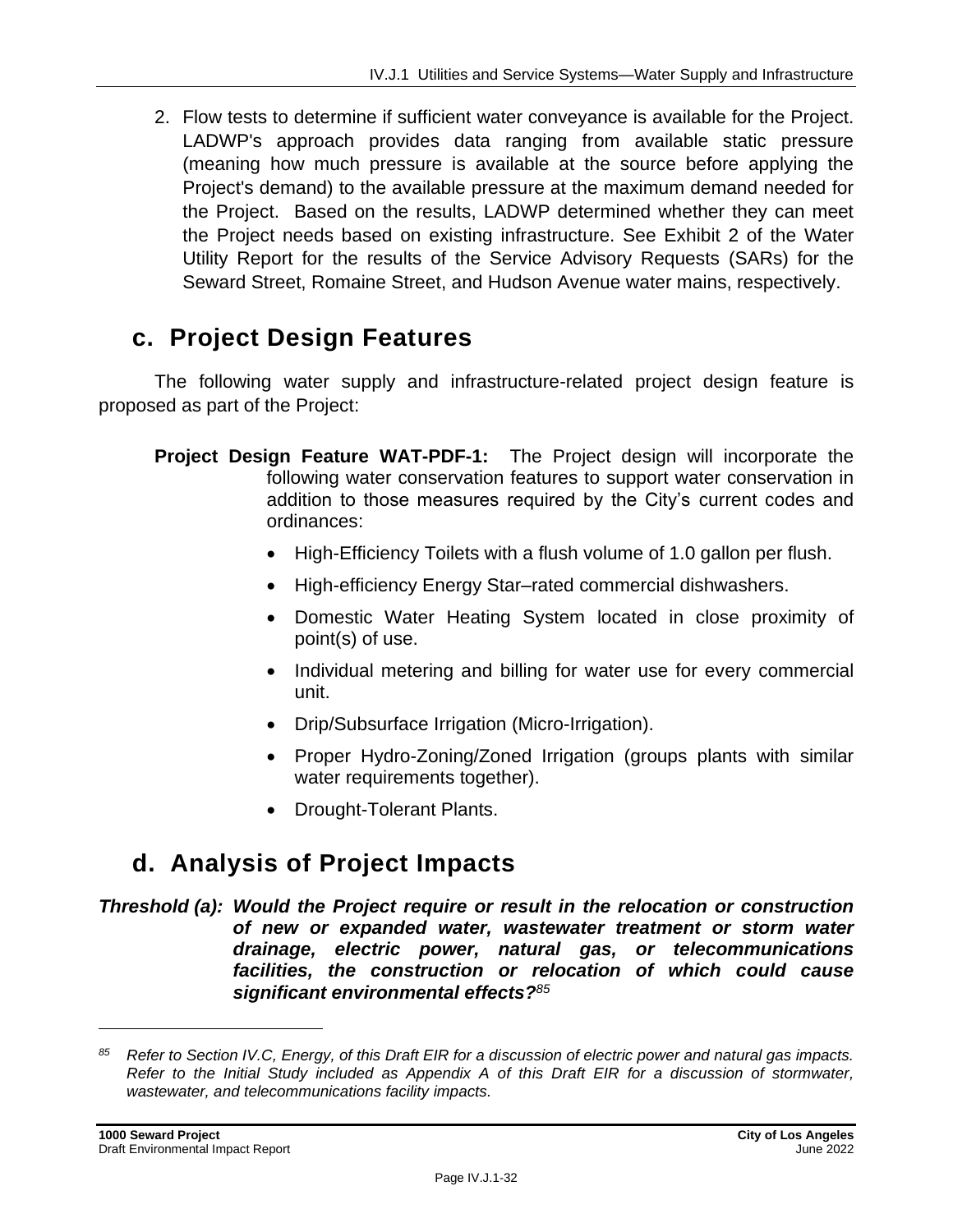2. Flow tests to determine if sufficient water conveyance is available for the Project. LADWP's approach provides data ranging from available static pressure (meaning how much pressure is available at the source before applying the Project's demand) to the available pressure at the maximum demand needed for the Project. Based on the results, LADWP determined whether they can meet the Project needs based on existing infrastructure. See Exhibit 2 of the Water Utility Report for the results of the Service Advisory Requests (SARs) for the Seward Street, Romaine Street, and Hudson Avenue water mains, respectively.

## c. Project Design Features

The following water supply and infrastructure-related project design feature is proposed as part of the Project:

**Project Design Feature WAT-PDF-1:** The Project design will incorporate the following water conservation features to support water conservation in addition to those measures required by the City's current codes and ordinances:

- High-Efficiency Toilets with a flush volume of 1.0 gallon per flush.
- High-efficiency Energy Star–rated commercial dishwashers.
- Domestic Water Heating System located in close proximity of point(s) of use.
- Individual metering and billing for water use for every commercial unit.
- Drip/Subsurface Irrigation (Micro-Irrigation).
- Proper Hydro-Zoning/Zoned Irrigation (groups plants with similar water requirements together).
- Drought-Tolerant Plants.

## d. Analysis of Project Impacts

***Threshold (a): Would the Project require or result in the relocation or construction of new or expanded water, wastewater treatment or storm water drainage, electric power, natural gas, or telecommunications facilities, the construction or relocation of which could cause significant environmental effects?***[85]

---

[85] *Refer to Section IV.C, Energy, of this Draft EIR for a discussion of electric power and natural gas impacts. Refer to the Initial Study included as Appendix A of this Draft EIR for a discussion of stormwater, wastewater, and telecommunications facility impacts.*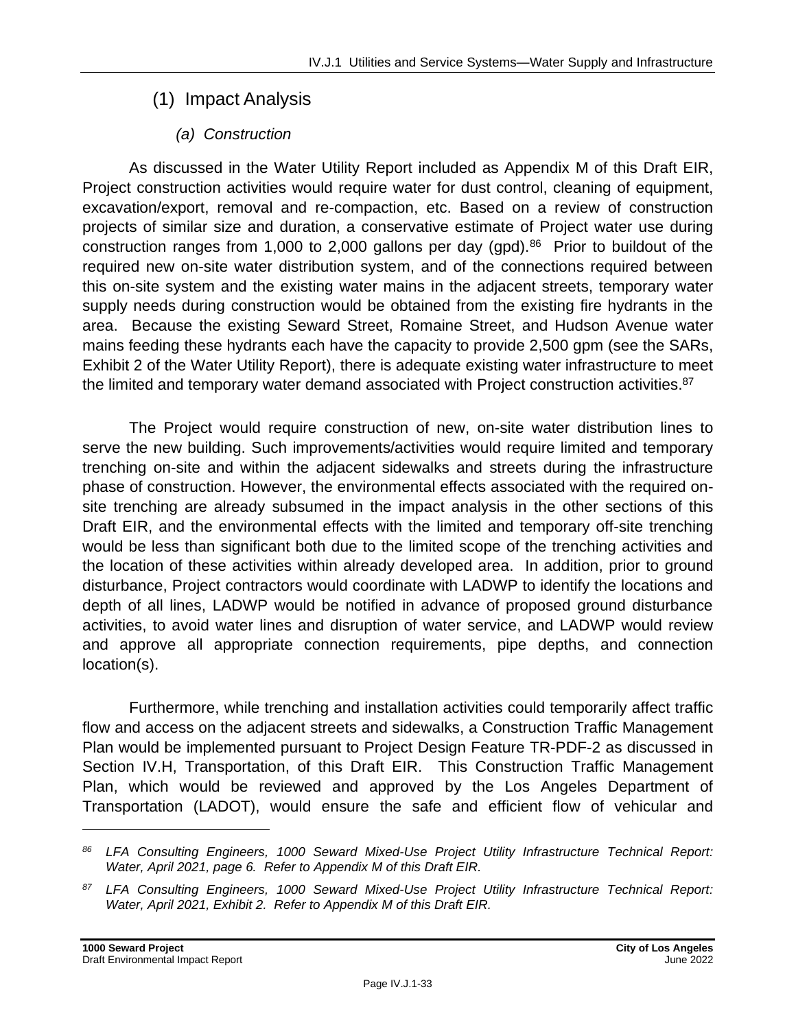## (1) Impact Analysis

### *(a) Construction*

As discussed in the Water Utility Report included as Appendix M of this Draft EIR, Project construction activities would require water for dust control, cleaning of equipment, excavation/export, removal and re-compaction, etc. Based on a review of construction projects of similar size and duration, a conservative estimate of Project water use during construction ranges from 1,000 to 2,000 gallons per day (gpd).[86] Prior to buildout of the required new on-site water distribution system, and of the connections required between this on-site system and the existing water mains in the adjacent streets, temporary water supply needs during construction would be obtained from the existing fire hydrants in the area. Because the existing Seward Street, Romaine Street, and Hudson Avenue water mains feeding these hydrants each have the capacity to provide 2,500 gpm (see the SARs, Exhibit 2 of the Water Utility Report), there is adequate existing water infrastructure to meet the limited and temporary water demand associated with Project construction activities.[87]

The Project would require construction of new, on-site water distribution lines to serve the new building. Such improvements/activities would require limited and temporary trenching on-site and within the adjacent sidewalks and streets during the infrastructure phase of construction. However, the environmental effects associated with the required on-site trenching are already subsumed in the impact analysis in the other sections of this Draft EIR, and the environmental effects with the limited and temporary off-site trenching would be less than significant both due to the limited scope of the trenching activities and the location of these activities within already developed area. In addition, prior to ground disturbance, Project contractors would coordinate with LADWP to identify the locations and depth of all lines, LADWP would be notified in advance of proposed ground disturbance activities, to avoid water lines and disruption of water service, and LADWP would review and approve all appropriate connection requirements, pipe depths, and connection location(s).

Furthermore, while trenching and installation activities could temporarily affect traffic flow and access on the adjacent streets and sidewalks, a Construction Traffic Management Plan would be implemented pursuant to Project Design Feature TR-PDF-2 as discussed in Section IV.H, Transportation, of this Draft EIR. This Construction Traffic Management Plan, which would be reviewed and approved by the Los Angeles Department of Transportation (LADOT), would ensure the safe and efficient flow of vehicular and

---

*[86] LFA Consulting Engineers, 1000 Seward Mixed-Use Project Utility Infrastructure Technical Report: Water, April 2021, page 6. Refer to Appendix M of this Draft EIR.*

*[87] LFA Consulting Engineers, 1000 Seward Mixed-Use Project Utility Infrastructure Technical Report: Water, April 2021, Exhibit 2. Refer to Appendix M of this Draft EIR.*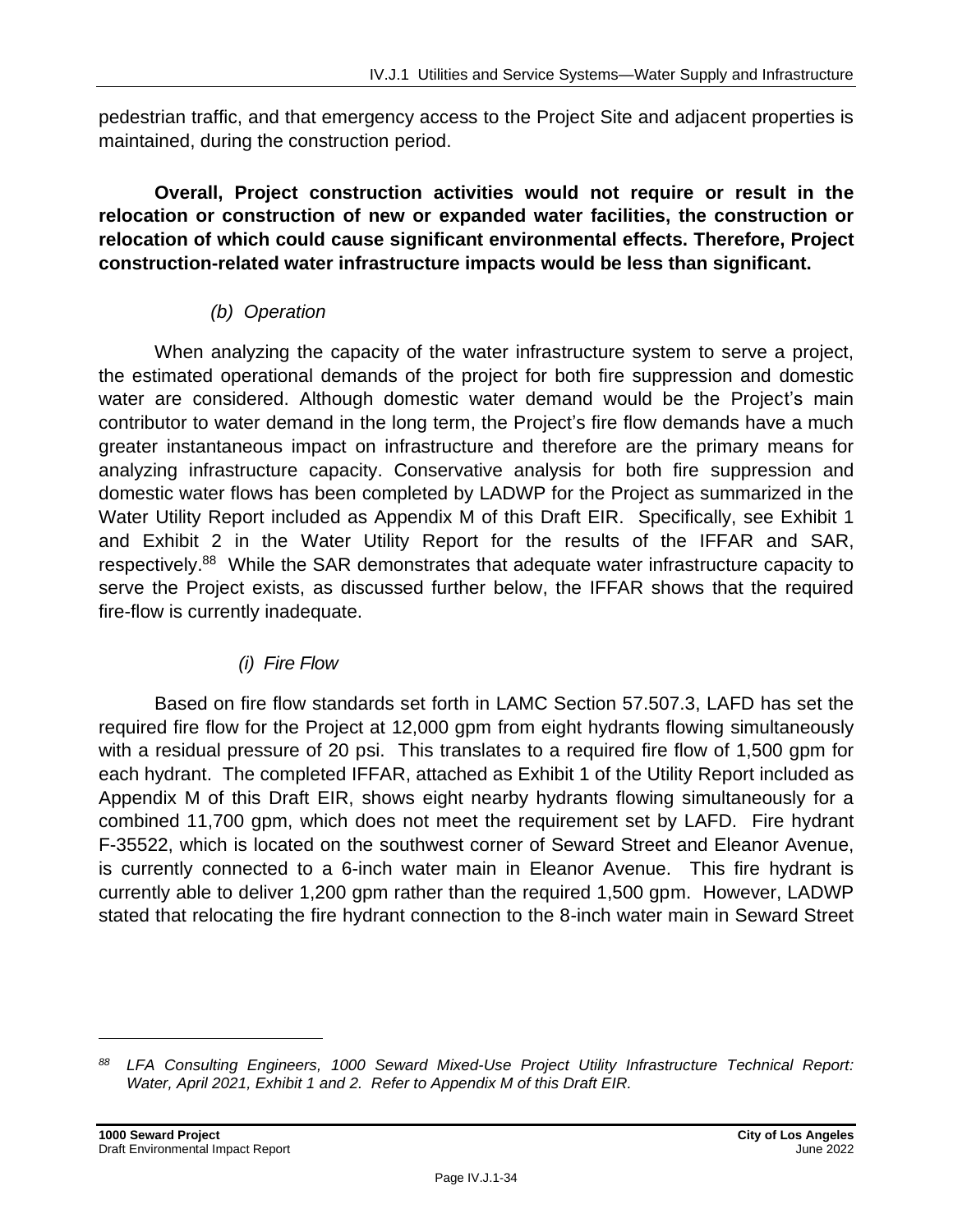pedestrian traffic, and that emergency access to the Project Site and adjacent properties is maintained, during the construction period.

**Overall, Project construction activities would not require or result in the relocation or construction of new or expanded water facilities, the construction or relocation of which could cause significant environmental effects. Therefore, Project construction-related water infrastructure impacts would be less than significant.**

*(b) Operation*

When analyzing the capacity of the water infrastructure system to serve a project, the estimated operational demands of the project for both fire suppression and domestic water are considered. Although domestic water demand would be the Project's main contributor to water demand in the long term, the Project's fire flow demands have a much greater instantaneous impact on infrastructure and therefore are the primary means for analyzing infrastructure capacity. Conservative analysis for both fire suppression and domestic water flows has been completed by LADWP for the Project as summarized in the Water Utility Report included as Appendix M of this Draft EIR. Specifically, see Exhibit 1 and Exhibit 2 in the Water Utility Report for the results of the IFFAR and SAR, respectively.[88] While the SAR demonstrates that adequate water infrastructure capacity to serve the Project exists, as discussed further below, the IFFAR shows that the required fire-flow is currently inadequate.

*(i) Fire Flow*

Based on fire flow standards set forth in LAMC Section 57.507.3, LAFD has set the required fire flow for the Project at 12,000 gpm from eight hydrants flowing simultaneously with a residual pressure of 20 psi. This translates to a required fire flow of 1,500 gpm for each hydrant. The completed IFFAR, attached as Exhibit 1 of the Utility Report included as Appendix M of this Draft EIR, shows eight nearby hydrants flowing simultaneously for a combined 11,700 gpm, which does not meet the requirement set by LAFD. Fire hydrant F-35522, which is located on the southwest corner of Seward Street and Eleanor Avenue, is currently connected to a 6-inch water main in Eleanor Avenue. This fire hydrant is currently able to deliver 1,200 gpm rather than the required 1,500 gpm. However, LADWP stated that relocating the fire hydrant connection to the 8-inch water main in Seward Street

---

[88] *LFA Consulting Engineers, 1000 Seward Mixed-Use Project Utility Infrastructure Technical Report: Water, April 2021, Exhibit 1 and 2. Refer to Appendix M of this Draft EIR.*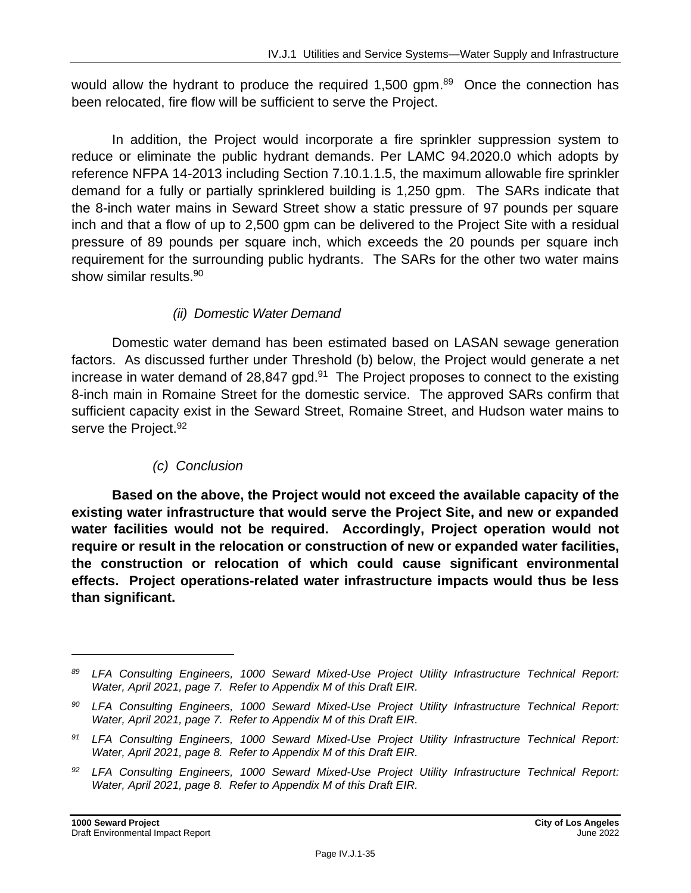would allow the hydrant to produce the required 1,500 gpm.[89] Once the connection has been relocated, fire flow will be sufficient to serve the Project.

In addition, the Project would incorporate a fire sprinkler suppression system to reduce or eliminate the public hydrant demands. Per LAMC 94.2020.0 which adopts by reference NFPA 14-2013 including Section 7.10.1.1.5, the maximum allowable fire sprinkler demand for a fully or partially sprinklered building is 1,250 gpm. The SARs indicate that the 8-inch water mains in Seward Street show a static pressure of 97 pounds per square inch and that a flow of up to 2,500 gpm can be delivered to the Project Site with a residual pressure of 89 pounds per square inch, which exceeds the 20 pounds per square inch requirement for the surrounding public hydrants. The SARs for the other two water mains show similar results.[90]

*(ii) Domestic Water Demand*

Domestic water demand has been estimated based on LASAN sewage generation factors. As discussed further under Threshold (b) below, the Project would generate a net increase in water demand of 28,847 gpd.[91] The Project proposes to connect to the existing 8-inch main in Romaine Street for the domestic service. The approved SARs confirm that sufficient capacity exist in the Seward Street, Romaine Street, and Hudson water mains to serve the Project.[92]

*(c) Conclusion*

**Based on the above, the Project would not exceed the available capacity of the existing water infrastructure that would serve the Project Site, and new or expanded water facilities would not be required. Accordingly, Project operation would not require or result in the relocation or construction of new or expanded water facilities, the construction or relocation of which could cause significant environmental effects. Project operations-related water infrastructure impacts would thus be less than significant.**

---

[89] *LFA Consulting Engineers, 1000 Seward Mixed-Use Project Utility Infrastructure Technical Report: Water, April 2021, page 7. Refer to Appendix M of this Draft EIR.*

[90] *LFA Consulting Engineers, 1000 Seward Mixed-Use Project Utility Infrastructure Technical Report: Water, April 2021, page 7. Refer to Appendix M of this Draft EIR.*

[91] *LFA Consulting Engineers, 1000 Seward Mixed-Use Project Utility Infrastructure Technical Report: Water, April 2021, page 8. Refer to Appendix M of this Draft EIR.*

[92] *LFA Consulting Engineers, 1000 Seward Mixed-Use Project Utility Infrastructure Technical Report: Water, April 2021, page 8. Refer to Appendix M of this Draft EIR.*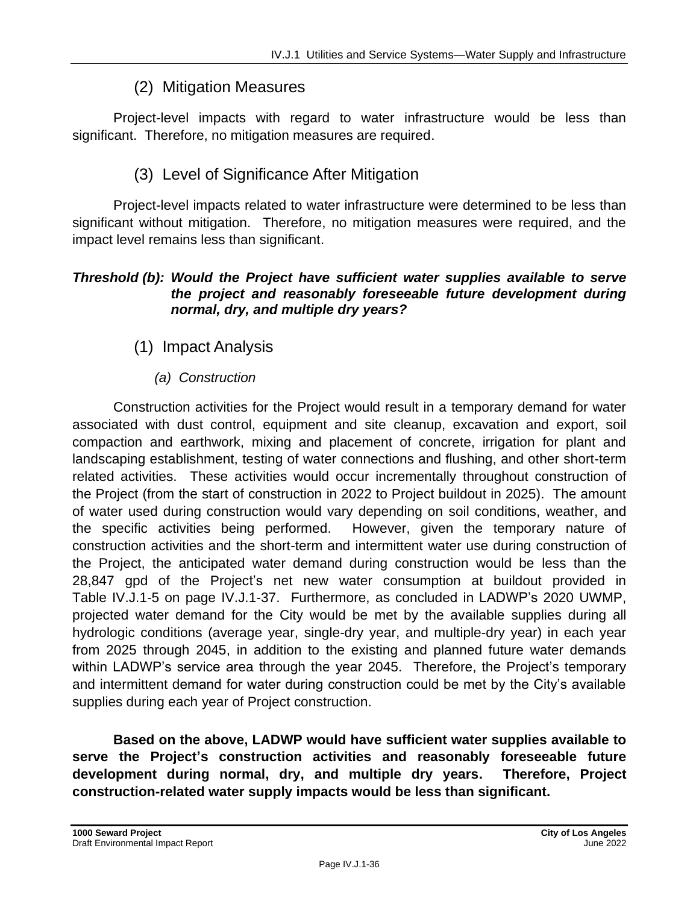### (2) Mitigation Measures

Project-level impacts with regard to water infrastructure would be less than significant. Therefore, no mitigation measures are required.

### (3) Level of Significance After Mitigation

Project-level impacts related to water infrastructure were determined to be less than significant without mitigation. Therefore, no mitigation measures were required, and the impact level remains less than significant.

***Threshold (b): Would the Project have sufficient water supplies available to serve the project and reasonably foreseeable future development during normal, dry, and multiple dry years?***

### (1) Impact Analysis

#### *(a) Construction*

Construction activities for the Project would result in a temporary demand for water associated with dust control, equipment and site cleanup, excavation and export, soil compaction and earthwork, mixing and placement of concrete, irrigation for plant and landscaping establishment, testing of water connections and flushing, and other short-term related activities. These activities would occur incrementally throughout construction of the Project (from the start of construction in 2022 to Project buildout in 2025). The amount of water used during construction would vary depending on soil conditions, weather, and the specific activities being performed. However, given the temporary nature of construction activities and the short-term and intermittent water use during construction of the Project, the anticipated water demand during construction would be less than the 28,847 gpd of the Project's net new water consumption at buildout provided in Table IV.J.1-5 on page IV.J.1-37. Furthermore, as concluded in LADWP's 2020 UWMP, projected water demand for the City would be met by the available supplies during all hydrologic conditions (average year, single-dry year, and multiple-dry year) in each year from 2025 through 2045, in addition to the existing and planned future water demands within LADWP's service area through the year 2045. Therefore, the Project's temporary and intermittent demand for water during construction could be met by the City's available supplies during each year of Project construction.

**Based on the above, LADWP would have sufficient water supplies available to serve the Project's construction activities and reasonably foreseeable future development during normal, dry, and multiple dry years. Therefore, Project construction-related water supply impacts would be less than significant.**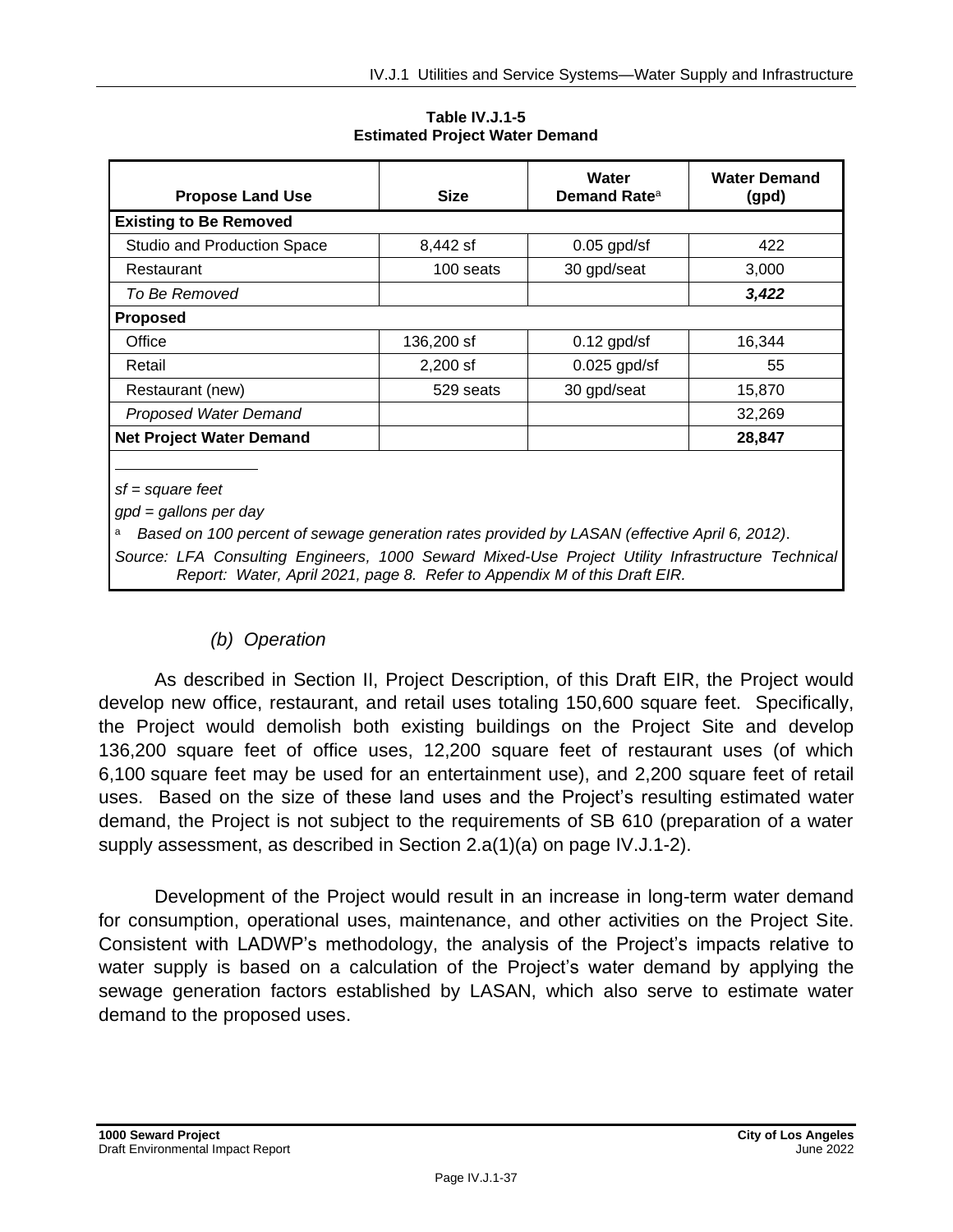**Table IV.J.1-5**
**Estimated Project Water Demand**

| Propose Land Use | Size | Water Demand Rate[a] | Water Demand (gpd) |
|---|---|---|---|
| **Existing to Be Removed** | | | |
| Studio and Production Space | 8,442 sf | 0.05 gpd/sf | 422 |
| Restaurant | 100 seats | 30 gpd/seat | 3,000 |
| *To Be Removed* | | | ***3,422*** |
| **Proposed** | | | |
| Office | 136,200 sf | 0.12 gpd/sf | 16,344 |
| Retail | 2,200 sf | 0.025 gpd/sf | 55 |
| Restaurant (new) | 529 seats | 30 gpd/seat | 15,870 |
| *Proposed Water Demand* | | | 32,269 |
| **Net Project Water Demand** | | | **28,847** |

*sf = square feet*

*gpd = gallons per day*

[a] *Based on 100 percent of sewage generation rates provided by LASAN (effective April 6, 2012).*

*Source: LFA Consulting Engineers, 1000 Seward Mixed-Use Project Utility Infrastructure Technical Report: Water, April 2021, page 8. Refer to Appendix M of this Draft EIR.*

*(b) Operation*

As described in Section II, Project Description, of this Draft EIR, the Project would develop new office, restaurant, and retail uses totaling 150,600 square feet. Specifically, the Project would demolish both existing buildings on the Project Site and develop 136,200 square feet of office uses, 12,200 square feet of restaurant uses (of which 6,100 square feet may be used for an entertainment use), and 2,200 square feet of retail uses. Based on the size of these land uses and the Project's resulting estimated water demand, the Project is not subject to the requirements of SB 610 (preparation of a water supply assessment, as described in Section 2.a(1)(a) on page IV.J.1-2).

Development of the Project would result in an increase in long-term water demand for consumption, operational uses, maintenance, and other activities on the Project Site. Consistent with LADWP's methodology, the analysis of the Project's impacts relative to water supply is based on a calculation of the Project's water demand by applying the sewage generation factors established by LASAN, which also serve to estimate water demand to the proposed uses.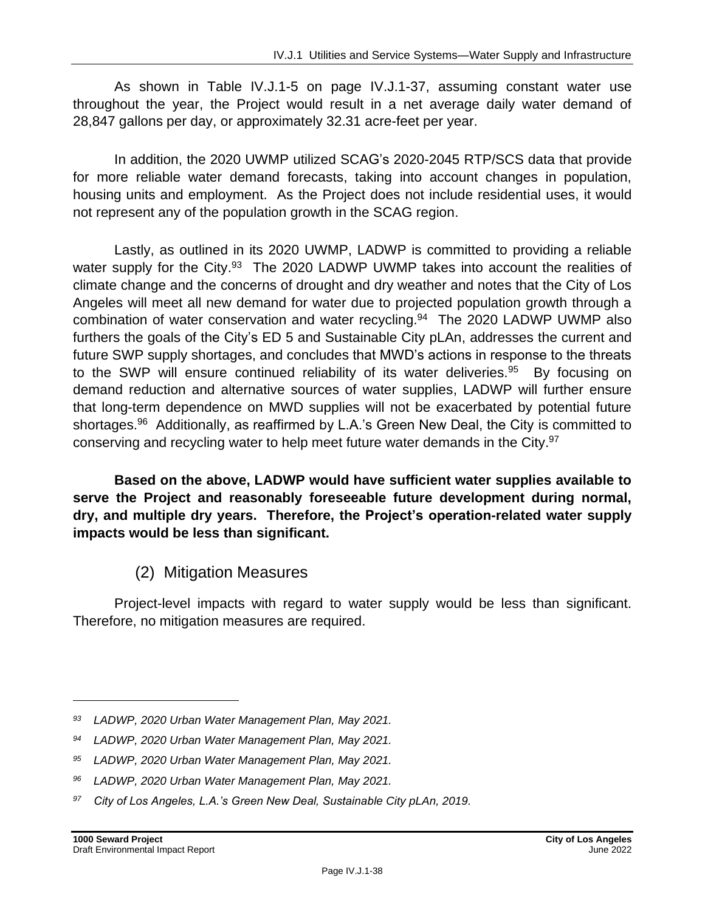As shown in Table IV.J.1-5 on page IV.J.1-37, assuming constant water use throughout the year, the Project would result in a net average daily water demand of 28,847 gallons per day, or approximately 32.31 acre-feet per year.

In addition, the 2020 UWMP utilized SCAG's 2020-2045 RTP/SCS data that provide for more reliable water demand forecasts, taking into account changes in population, housing units and employment. As the Project does not include residential uses, it would not represent any of the population growth in the SCAG region.

Lastly, as outlined in its 2020 UWMP, LADWP is committed to providing a reliable water supply for the City.[93] The 2020 LADWP UWMP takes into account the realities of climate change and the concerns of drought and dry weather and notes that the City of Los Angeles will meet all new demand for water due to projected population growth through a combination of water conservation and water recycling.[94] The 2020 LADWP UWMP also furthers the goals of the City's ED 5 and Sustainable City pLAn, addresses the current and future SWP supply shortages, and concludes that MWD's actions in response to the threats to the SWP will ensure continued reliability of its water deliveries.[95] By focusing on demand reduction and alternative sources of water supplies, LADWP will further ensure that long-term dependence on MWD supplies will not be exacerbated by potential future shortages.[96] Additionally, as reaffirmed by L.A.'s Green New Deal, the City is committed to conserving and recycling water to help meet future water demands in the City.[97]

**Based on the above, LADWP would have sufficient water supplies available to serve the Project and reasonably foreseeable future development during normal, dry, and multiple dry years. Therefore, the Project's operation-related water supply impacts would be less than significant.**

### (2) Mitigation Measures

Project-level impacts with regard to water supply would be less than significant. Therefore, no mitigation measures are required.

---

*[93] LADWP, 2020 Urban Water Management Plan, May 2021.*

*[94] LADWP, 2020 Urban Water Management Plan, May 2021.*

*[95] LADWP, 2020 Urban Water Management Plan, May 2021.*

*[96] LADWP, 2020 Urban Water Management Plan, May 2021.*

*[97] City of Los Angeles, L.A.'s Green New Deal, Sustainable City pLAn, 2019.*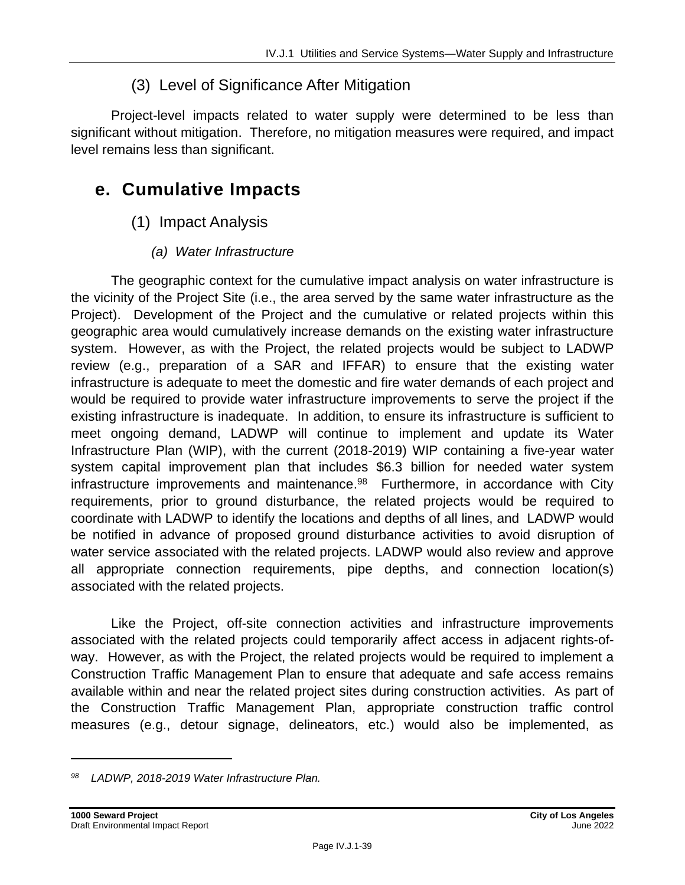### (3) Level of Significance After Mitigation

Project-level impacts related to water supply were determined to be less than significant without mitigation. Therefore, no mitigation measures were required, and impact level remains less than significant.

## e. Cumulative Impacts

### (1) Impact Analysis

#### *(a) Water Infrastructure*

The geographic context for the cumulative impact analysis on water infrastructure is the vicinity of the Project Site (i.e., the area served by the same water infrastructure as the Project). Development of the Project and the cumulative or related projects within this geographic area would cumulatively increase demands on the existing water infrastructure system. However, as with the Project, the related projects would be subject to LADWP review (e.g., preparation of a SAR and IFFAR) to ensure that the existing water infrastructure is adequate to meet the domestic and fire water demands of each project and would be required to provide water infrastructure improvements to serve the project if the existing infrastructure is inadequate. In addition, to ensure its infrastructure is sufficient to meet ongoing demand, LADWP will continue to implement and update its Water Infrastructure Plan (WIP), with the current (2018-2019) WIP containing a five-year water system capital improvement plan that includes $6.3 billion for needed water system infrastructure improvements and maintenance.[98] Furthermore, in accordance with City requirements, prior to ground disturbance, the related projects would be required to coordinate with LADWP to identify the locations and depths of all lines, and LADWP would be notified in advance of proposed ground disturbance activities to avoid disruption of water service associated with the related projects. LADWP would also review and approve all appropriate connection requirements, pipe depths, and connection location(s) associated with the related projects.

Like the Project, off-site connection activities and infrastructure improvements associated with the related projects could temporarily affect access in adjacent rights-of-way. However, as with the Project, the related projects would be required to implement a Construction Traffic Management Plan to ensure that adequate and safe access remains available within and near the related project sites during construction activities. As part of the Construction Traffic Management Plan, appropriate construction traffic control measures (e.g., detour signage, delineators, etc.) would also be implemented, as

---

[98] *LADWP, 2018-2019 Water Infrastructure Plan.*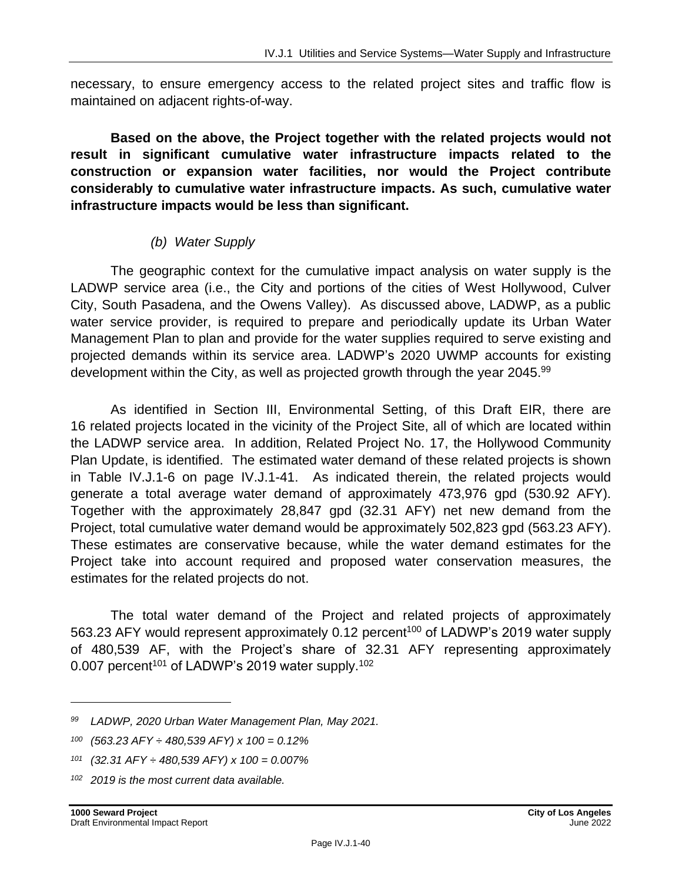necessary, to ensure emergency access to the related project sites and traffic flow is maintained on adjacent rights-of-way.

**Based on the above, the Project together with the related projects would not result in significant cumulative water infrastructure impacts related to the construction or expansion water facilities, nor would the Project contribute considerably to cumulative water infrastructure impacts. As such, cumulative water infrastructure impacts would be less than significant.**

*(b) Water Supply*

The geographic context for the cumulative impact analysis on water supply is the LADWP service area (i.e., the City and portions of the cities of West Hollywood, Culver City, South Pasadena, and the Owens Valley). As discussed above, LADWP, as a public water service provider, is required to prepare and periodically update its Urban Water Management Plan to plan and provide for the water supplies required to serve existing and projected demands within its service area. LADWP's 2020 UWMP accounts for existing development within the City, as well as projected growth through the year 2045.[99]

As identified in Section III, Environmental Setting, of this Draft EIR, there are 16 related projects located in the vicinity of the Project Site, all of which are located within the LADWP service area. In addition, Related Project No. 17, the Hollywood Community Plan Update, is identified. The estimated water demand of these related projects is shown in Table IV.J.1-6 on page IV.J.1-41. As indicated therein, the related projects would generate a total average water demand of approximately 473,976 gpd (530.92 AFY). Together with the approximately 28,847 gpd (32.31 AFY) net new demand from the Project, total cumulative water demand would be approximately 502,823 gpd (563.23 AFY). These estimates are conservative because, while the water demand estimates for the Project take into account required and proposed water conservation measures, the estimates for the related projects do not.

The total water demand of the Project and related projects of approximately 563.23 AFY would represent approximately 0.12 percent[100] of LADWP's 2019 water supply of 480,539 AF, with the Project's share of 32.31 AFY representing approximately 0.007 percent[101] of LADWP's 2019 water supply.[102]

---

[99] *LADWP, 2020 Urban Water Management Plan, May 2021.*

[100] *(563.23 AFY ÷ 480,539 AFY) x 100 = 0.12%*

[101] *(32.31 AFY ÷ 480,539 AFY) x 100 = 0.007%*

[102] *2019 is the most current data available.*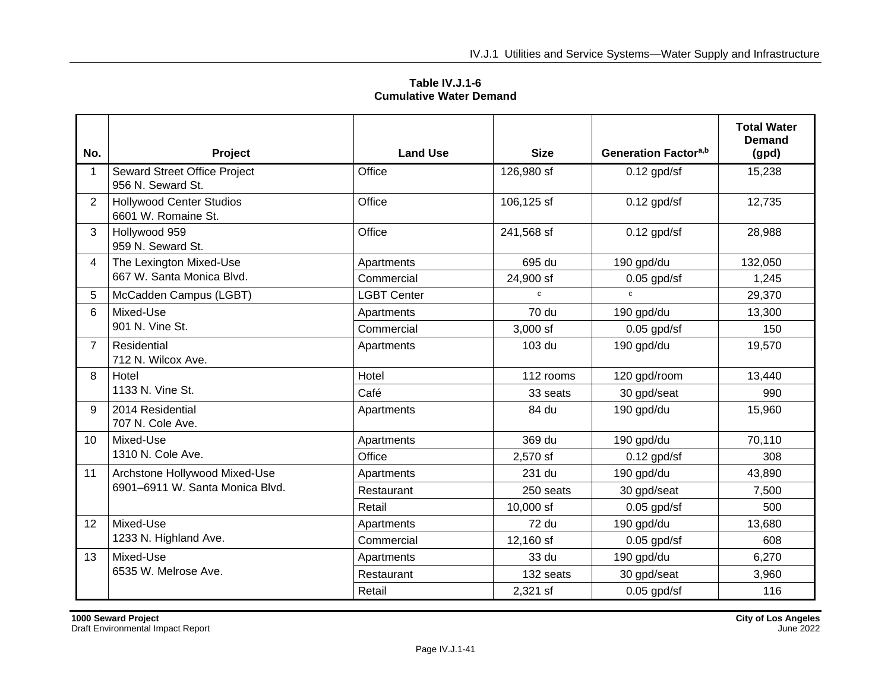**Table IV.J.1-6**
**Cumulative Water Demand**

| No. | Project | Land Use | Size | Generation Factor[a,b] | Total Water Demand (gpd) |
|---|---|---|---|---|---|
| 1 | Seward Street Office Project<br>956 N. Seward St. | Office | 126,980 sf | 0.12 gpd/sf | 15,238 |
| 2 | Hollywood Center Studios<br>6601 W. Romaine St. | Office | 106,125 sf | 0.12 gpd/sf | 12,735 |
| 3 | Hollywood 959<br>959 N. Seward St. | Office | 241,568 sf | 0.12 gpd/sf | 28,988 |
| 4 | The Lexington Mixed-Use<br>667 W. Santa Monica Blvd. | Apartments | 695 du | 190 gpd/du | 132,050 |
| | | Commercial | 24,900 sf | 0.05 gpd/sf | 1,245 |
| 5 | McCadden Campus (LGBT) | LGBT Center | c | c | 29,370 |
| 6 | Mixed-Use<br>901 N. Vine St. | Apartments | 70 du | 190 gpd/du | 13,300 |
| | | Commercial | 3,000 sf | 0.05 gpd/sf | 150 |
| 7 | Residential<br>712 N. Wilcox Ave. | Apartments | 103 du | 190 gpd/du | 19,570 |
| 8 | Hotel<br>1133 N. Vine St. | Hotel | 112 rooms | 120 gpd/room | 13,440 |
| | | Café | 33 seats | 30 gpd/seat | 990 |
| 9 | 2014 Residential<br>707 N. Cole Ave. | Apartments | 84 du | 190 gpd/du | 15,960 |
| 10 | Mixed-Use<br>1310 N. Cole Ave. | Apartments | 369 du | 190 gpd/du | 70,110 |
| | | Office | 2,570 sf | 0.12 gpd/sf | 308 |
| 11 | Archstone Hollywood Mixed-Use<br>6901–6911 W. Santa Monica Blvd. | Apartments | 231 du | 190 gpd/du | 43,890 |
| | | Restaurant | 250 seats | 30 gpd/seat | 7,500 |
| | | Retail | 10,000 sf | 0.05 gpd/sf | 500 |
| 12 | Mixed-Use<br>1233 N. Highland Ave. | Apartments | 72 du | 190 gpd/du | 13,680 |
| | | Commercial | 12,160 sf | 0.05 gpd/sf | 608 |
| 13 | Mixed-Use<br>6535 W. Melrose Ave. | Apartments | 33 du | 190 gpd/du | 6,270 |
| | | Restaurant | 132 seats | 30 gpd/seat | 3,960 |
| | | Retail | 2,321 sf | 0.05 gpd/sf | 116 |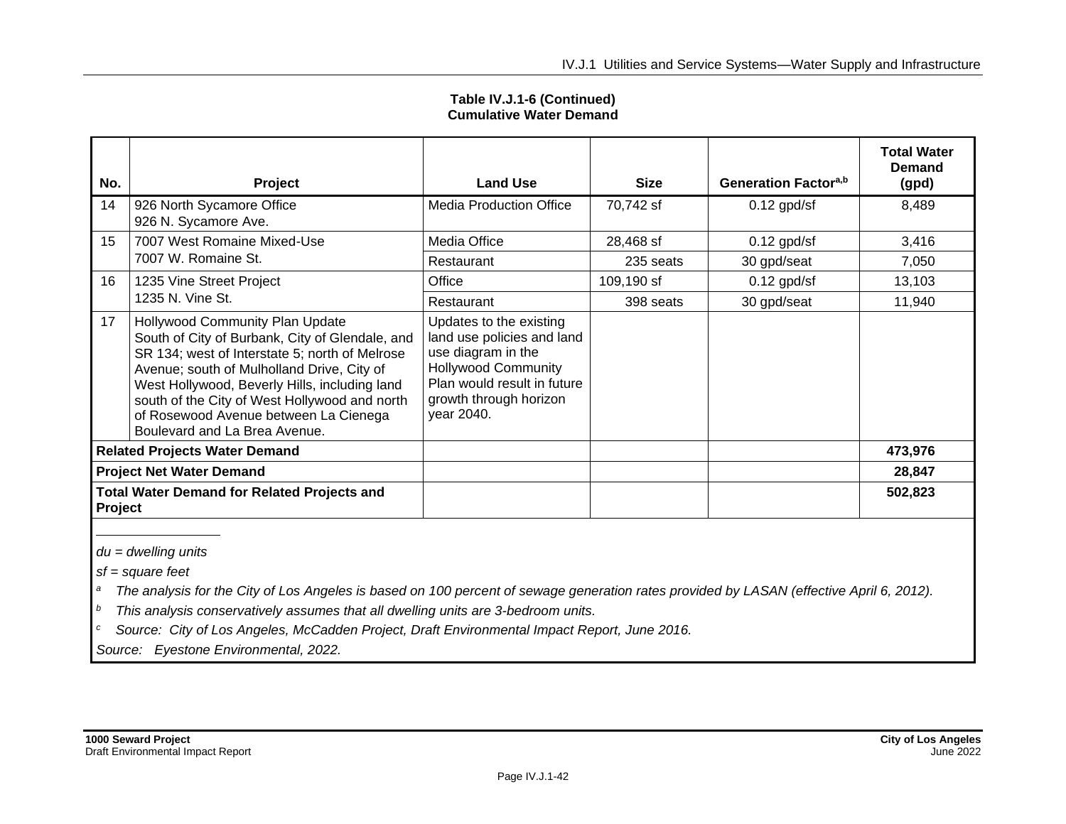**Table IV.J.1-6 (Continued)**
**Cumulative Water Demand**

| No. | Project | Land Use | Size | Generation Factor[a,b] | Total Water Demand (gpd) |
|---|---|---|---|---|---|
| 14 | 926 North Sycamore Office 926 N. Sycamore Ave. | Media Production Office | 70,742 sf | 0.12 gpd/sf | 8,489 |
| 15 | 7007 West Romaine Mixed-Use 7007 W. Romaine St. | Media Office | 28,468 sf | 0.12 gpd/sf | 3,416 |
| | | Restaurant | 235 seats | 30 gpd/seat | 7,050 |
| 16 | 1235 Vine Street Project 1235 N. Vine St. | Office | 109,190 sf | 0.12 gpd/sf | 13,103 |
| | | Restaurant | 398 seats | 30 gpd/seat | 11,940 |
| 17 | Hollywood Community Plan Update South of City of Burbank, City of Glendale, and SR 134; west of Interstate 5; north of Melrose Avenue; south of Mulholland Drive, City of West Hollywood, Beverly Hills, including land south of the City of West Hollywood and north of Rosewood Avenue between La Cienega Boulevard and La Brea Avenue. | Updates to the existing land use policies and land use diagram in the Hollywood Community Plan would result in future growth through horizon year 2040. | | | |
| **Related Projects Water Demand** | | | | | **473,976** |
| **Project Net Water Demand** | | | | | **28,847** |
| **Total Water Demand for Related Projects and Project** | | | | | **502,823** |

*du = dwelling units*

*sf = square feet*

[a] *The analysis for the City of Los Angeles is based on 100 percent of sewage generation rates provided by LASAN (effective April 6, 2012).*

[b] *This analysis conservatively assumes that all dwelling units are 3-bedroom units.*

[c] *Source: City of Los Angeles, McCadden Project, Draft Environmental Impact Report, June 2016.*

*Source: Eyestone Environmental, 2022.*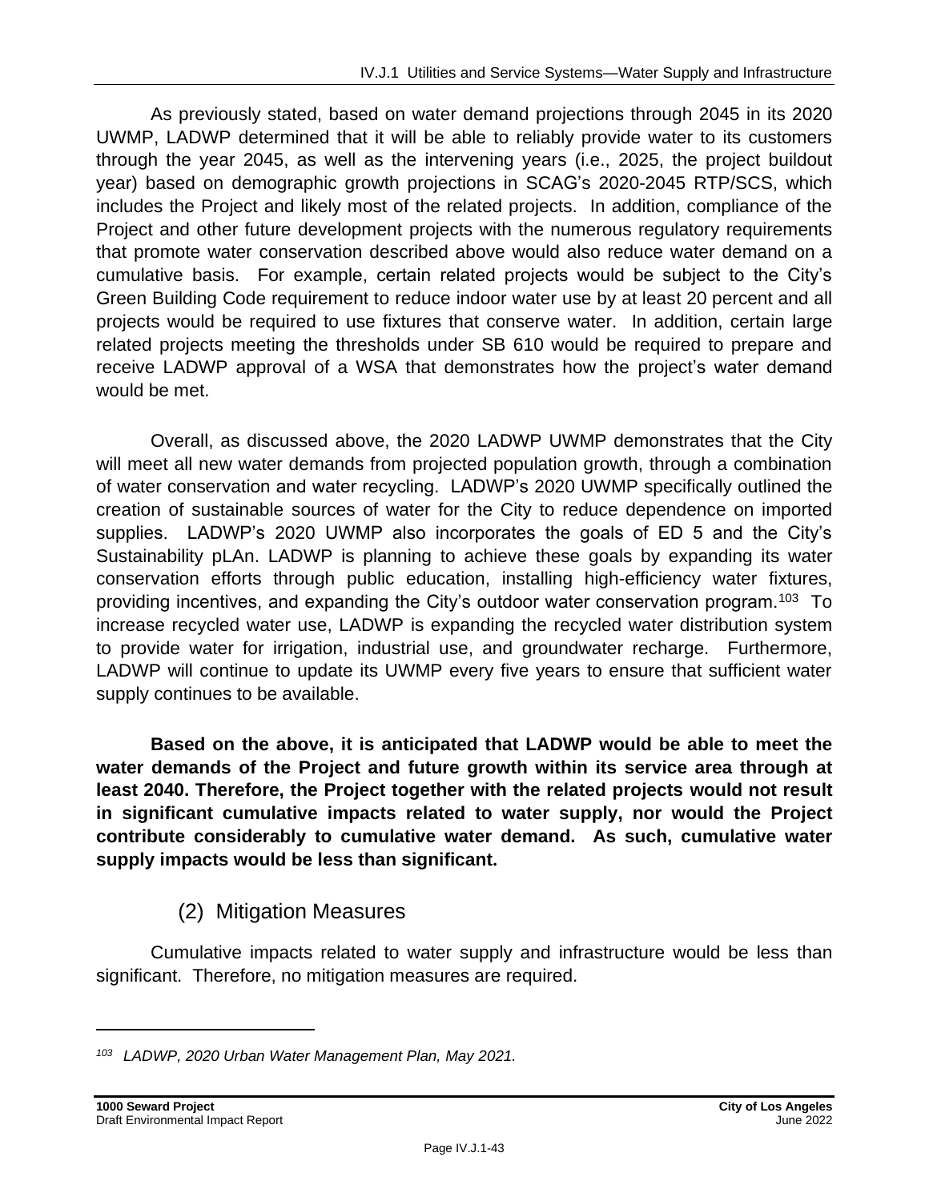As previously stated, based on water demand projections through 2045 in its 2020 UWMP, LADWP determined that it will be able to reliably provide water to its customers through the year 2045, as well as the intervening years (i.e., 2025, the project buildout year) based on demographic growth projections in SCAG's 2020-2045 RTP/SCS, which includes the Project and likely most of the related projects. In addition, compliance of the Project and other future development projects with the numerous regulatory requirements that promote water conservation described above would also reduce water demand on a cumulative basis. For example, certain related projects would be subject to the City's Green Building Code requirement to reduce indoor water use by at least 20 percent and all projects would be required to use fixtures that conserve water. In addition, certain large related projects meeting the thresholds under SB 610 would be required to prepare and receive LADWP approval of a WSA that demonstrates how the project's water demand would be met.

Overall, as discussed above, the 2020 LADWP UWMP demonstrates that the City will meet all new water demands from projected population growth, through a combination of water conservation and water recycling. LADWP's 2020 UWMP specifically outlined the creation of sustainable sources of water for the City to reduce dependence on imported supplies. LADWP's 2020 UWMP also incorporates the goals of ED 5 and the City's Sustainability pLAn. LADWP is planning to achieve these goals by expanding its water conservation efforts through public education, installing high-efficiency water fixtures, providing incentives, and expanding the City's outdoor water conservation program.[103] To increase recycled water use, LADWP is expanding the recycled water distribution system to provide water for irrigation, industrial use, and groundwater recharge. Furthermore, LADWP will continue to update its UWMP every five years to ensure that sufficient water supply continues to be available.

**Based on the above, it is anticipated that LADWP would be able to meet the water demands of the Project and future growth within its service area through at least 2040. Therefore, the Project together with the related projects would not result in significant cumulative impacts related to water supply, nor would the Project contribute considerably to cumulative water demand. As such, cumulative water supply impacts would be less than significant.**

### (2) Mitigation Measures

Cumulative impacts related to water supply and infrastructure would be less than significant. Therefore, no mitigation measures are required.

---

[103] *LADWP, 2020 Urban Water Management Plan, May 2021.*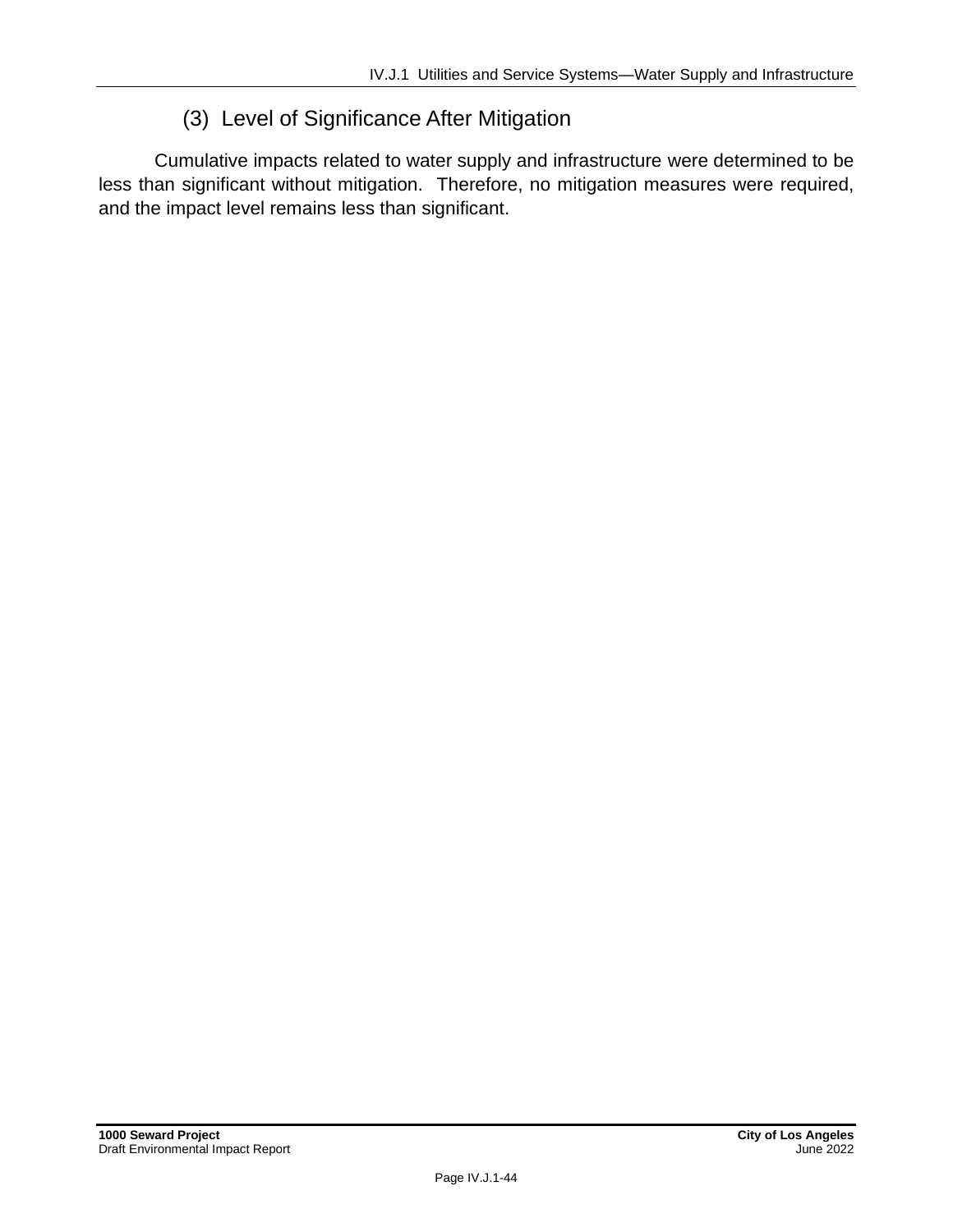### (3) Level of Significance After Mitigation

Cumulative impacts related to water supply and infrastructure were determined to be less than significant without mitigation. Therefore, no mitigation measures were required, and the impact level remains less than significant.